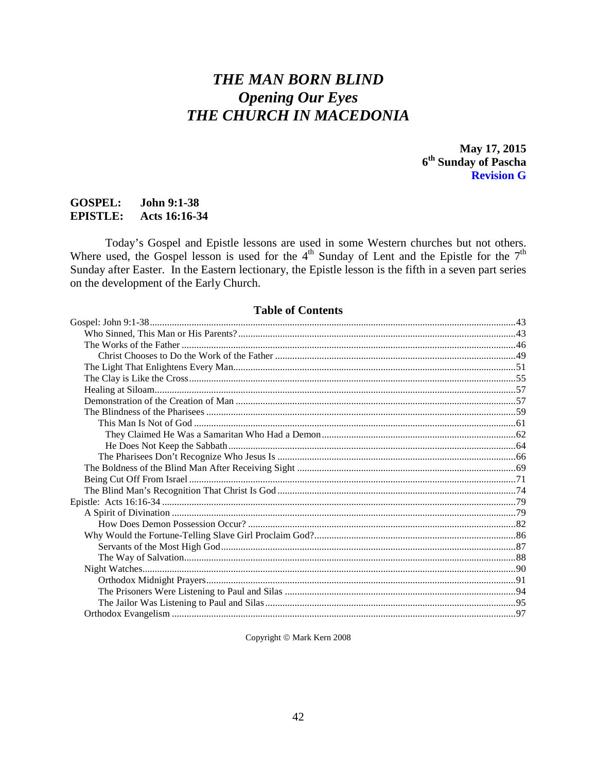# *THE MAN BORN BLIND*
# *Opening Our Eyes*
# *THE CHURCH IN MACEDONIA*

**May 17, 2015**
**6th Sunday of Pascha**
**Revision G**

**GOSPEL: John 9:1-38**
**EPISTLE: Acts 16:16-34**

Today's Gospel and Epistle lessons are used in some Western churches but not others. Where used, the Gospel lesson is used for the 4th Sunday of Lent and the Epistle for the 7th Sunday after Easter. In the Eastern lectionary, the Epistle lesson is the fifth in a seven part series on the development of the Early Church.

## Table of Contents

- Gospel: John 9:1-38 ... 43
  - Who Sinned, This Man or His Parents? ... 43
  - The Works of the Father ... 46
    - Christ Chooses to Do the Work of the Father ... 49
  - The Light That Enlightens Every Man ... 51
  - The Clay is Like the Cross ... 55
  - Healing at Siloam ... 57
  - Demonstration of the Creation of Man ... 57
  - The Blindness of the Pharisees ... 59
    - This Man Is Not of God ... 61
      - They Claimed He Was a Samaritan Who Had a Demon ... 62
      - He Does Not Keep the Sabbath ... 64
    - The Pharisees Don't Recognize Who Jesus Is ... 66
  - The Boldness of the Blind Man After Receiving Sight ... 69
  - Being Cut Off From Israel ... 71
  - The Blind Man's Recognition That Christ Is God ... 74
- Epistle: Acts 16:16-34 ... 79
  - A Spirit of Divination ... 79
    - How Does Demon Possession Occur? ... 82
  - Why Would the Fortune-Telling Slave Girl Proclaim God? ... 86
    - Servants of the Most High God ... 87
    - The Way of Salvation ... 88
  - Night Watches ... 90
    - Orthodox Midnight Prayers ... 91
    - The Prisoners Were Listening to Paul and Silas ... 94
    - The Jailor Was Listening to Paul and Silas ... 95
  - Orthodox Evangelism ... 97

Copyright © Mark Kern 2008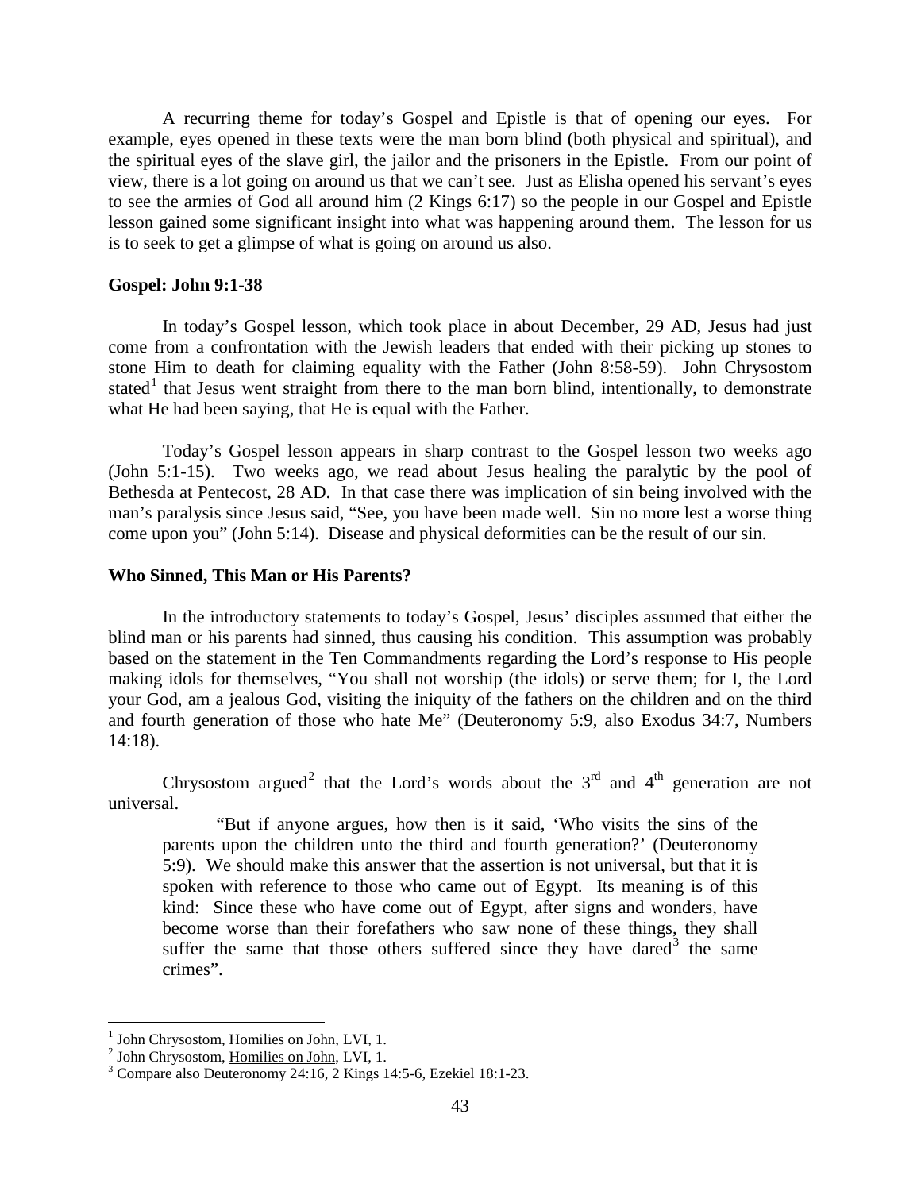A recurring theme for today's Gospel and Epistle is that of opening our eyes. For example, eyes opened in these texts were the man born blind (both physical and spiritual), and the spiritual eyes of the slave girl, the jailor and the prisoners in the Epistle. From our point of view, there is a lot going on around us that we can't see. Just as Elisha opened his servant's eyes to see the armies of God all around him (2 Kings 6:17) so the people in our Gospel and Epistle lesson gained some significant insight into what was happening around them. The lesson for us is to seek to get a glimpse of what is going on around us also.

**Gospel: John 9:1-38**

In today's Gospel lesson, which took place in about December, 29 AD, Jesus had just come from a confrontation with the Jewish leaders that ended with their picking up stones to stone Him to death for claiming equality with the Father (John 8:58-59). John Chrysostom stated[1] that Jesus went straight from there to the man born blind, intentionally, to demonstrate what He had been saying, that He is equal with the Father.

Today's Gospel lesson appears in sharp contrast to the Gospel lesson two weeks ago (John 5:1-15). Two weeks ago, we read about Jesus healing the paralytic by the pool of Bethesda at Pentecost, 28 AD. In that case there was implication of sin being involved with the man's paralysis since Jesus said, "See, you have been made well. Sin no more lest a worse thing come upon you" (John 5:14). Disease and physical deformities can be the result of our sin.

**Who Sinned, This Man or His Parents?**

In the introductory statements to today's Gospel, Jesus' disciples assumed that either the blind man or his parents had sinned, thus causing his condition. This assumption was probably based on the statement in the Ten Commandments regarding the Lord's response to His people making idols for themselves, "You shall not worship (the idols) or serve them; for I, the Lord your God, am a jealous God, visiting the iniquity of the fathers on the children and on the third and fourth generation of those who hate Me" (Deuteronomy 5:9, also Exodus 34:7, Numbers 14:18).

Chrysostom argued[2] that the Lord's words about the 3rd and 4th generation are not universal.

> "But if anyone argues, how then is it said, 'Who visits the sins of the parents upon the children unto the third and fourth generation?' (Deuteronomy 5:9). We should make this answer that the assertion is not universal, but that it is spoken with reference to those who came out of Egypt. Its meaning is of this kind: Since these who have come out of Egypt, after signs and wonders, have become worse than their forefathers who saw none of these things, they shall suffer the same that those others suffered since they have dared[3] the same crimes".

---

[1] John Chrysostom, Homilies on John, LVI, 1.

[2] John Chrysostom, Homilies on John, LVI, 1.

[3] Compare also Deuteronomy 24:16, 2 Kings 14:5-6, Ezekiel 18:1-23.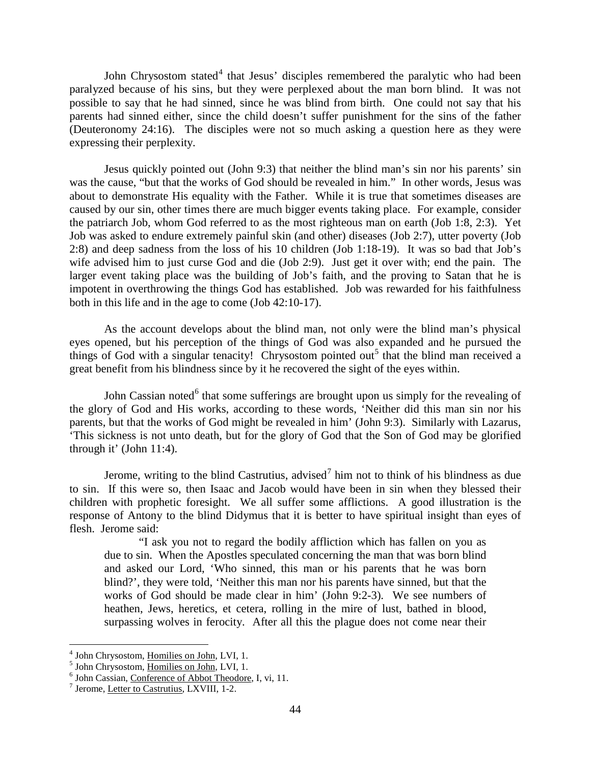John Chrysostom stated[4] that Jesus' disciples remembered the paralytic who had been paralyzed because of his sins, but they were perplexed about the man born blind. It was not possible to say that he had sinned, since he was blind from birth. One could not say that his parents had sinned either, since the child doesn't suffer punishment for the sins of the father (Deuteronomy 24:16). The disciples were not so much asking a question here as they were expressing their perplexity.

Jesus quickly pointed out (John 9:3) that neither the blind man's sin nor his parents' sin was the cause, "but that the works of God should be revealed in him." In other words, Jesus was about to demonstrate His equality with the Father. While it is true that sometimes diseases are caused by our sin, other times there are much bigger events taking place. For example, consider the patriarch Job, whom God referred to as the most righteous man on earth (Job 1:8, 2:3). Yet Job was asked to endure extremely painful skin (and other) diseases (Job 2:7), utter poverty (Job 2:8) and deep sadness from the loss of his 10 children (Job 1:18-19). It was so bad that Job's wife advised him to just curse God and die (Job 2:9). Just get it over with; end the pain. The larger event taking place was the building of Job's faith, and the proving to Satan that he is impotent in overthrowing the things God has established. Job was rewarded for his faithfulness both in this life and in the age to come (Job 42:10-17).

As the account develops about the blind man, not only were the blind man's physical eyes opened, but his perception of the things of God was also expanded and he pursued the things of God with a singular tenacity! Chrysostom pointed out[5] that the blind man received a great benefit from his blindness since by it he recovered the sight of the eyes within.

John Cassian noted[6] that some sufferings are brought upon us simply for the revealing of the glory of God and His works, according to these words, 'Neither did this man sin nor his parents, but that the works of God might be revealed in him' (John 9:3). Similarly with Lazarus, 'This sickness is not unto death, but for the glory of God that the Son of God may be glorified through it' (John 11:4).

Jerome, writing to the blind Castrutius, advised[7] him not to think of his blindness as due to sin. If this were so, then Isaac and Jacob would have been in sin when they blessed their children with prophetic foresight. We all suffer some afflictions. A good illustration is the response of Antony to the blind Didymus that it is better to have spiritual insight than eyes of flesh. Jerome said:

> "I ask you not to regard the bodily affliction which has fallen on you as due to sin. When the Apostles speculated concerning the man that was born blind and asked our Lord, 'Who sinned, this man or his parents that he was born blind?', they were told, 'Neither this man nor his parents have sinned, but that the works of God should be made clear in him' (John 9:2-3). We see numbers of heathen, Jews, heretics, et cetera, rolling in the mire of lust, bathed in blood, surpassing wolves in ferocity. After all this the plague does not come near their

---

[4] John Chrysostom, Homilies on John, LVI, 1.

[5] John Chrysostom, Homilies on John, LVI, 1.

[6] John Cassian, Conference of Abbot Theodore, I, vi, 11.

[7] Jerome, Letter to Castrutius, LXVIII, 1-2.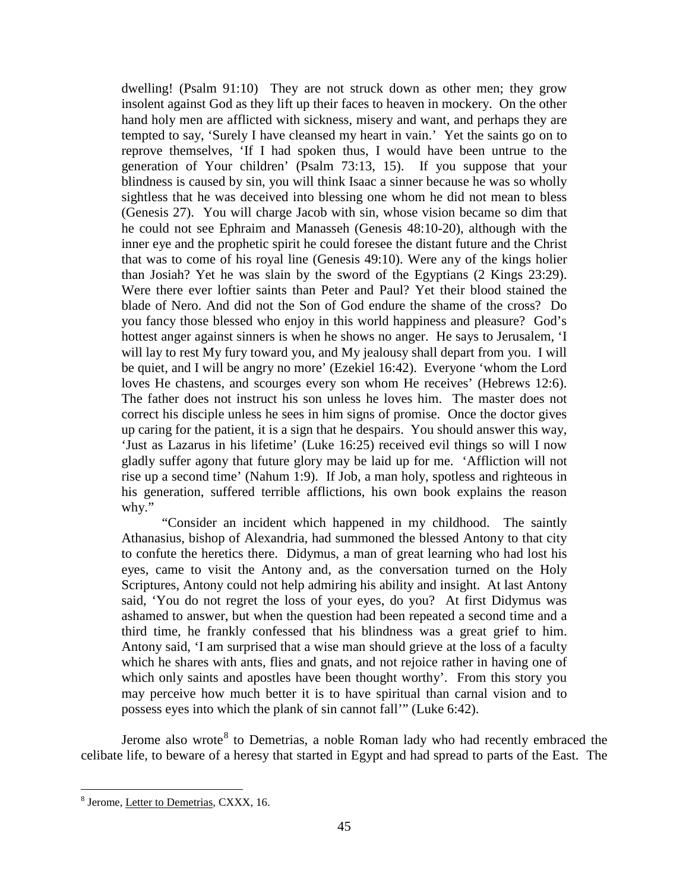dwelling! (Psalm 91:10) They are not struck down as other men; they grow insolent against God as they lift up their faces to heaven in mockery. On the other hand holy men are afflicted with sickness, misery and want, and perhaps they are tempted to say, 'Surely I have cleansed my heart in vain.' Yet the saints go on to reprove themselves, 'If I had spoken thus, I would have been untrue to the generation of Your children' (Psalm 73:13, 15). If you suppose that your blindness is caused by sin, you will think Isaac a sinner because he was so wholly sightless that he was deceived into blessing one whom he did not mean to bless (Genesis 27). You will charge Jacob with sin, whose vision became so dim that he could not see Ephraim and Manasseh (Genesis 48:10-20), although with the inner eye and the prophetic spirit he could foresee the distant future and the Christ that was to come of his royal line (Genesis 49:10). Were any of the kings holier than Josiah? Yet he was slain by the sword of the Egyptians (2 Kings 23:29). Were there ever loftier saints than Peter and Paul? Yet their blood stained the blade of Nero. And did not the Son of God endure the shame of the cross? Do you fancy those blessed who enjoy in this world happiness and pleasure? God's hottest anger against sinners is when he shows no anger. He says to Jerusalem, 'I will lay to rest My fury toward you, and My jealousy shall depart from you. I will be quiet, and I will be angry no more' (Ezekiel 16:42). Everyone 'whom the Lord loves He chastens, and scourges every son whom He receives' (Hebrews 12:6). The father does not instruct his son unless he loves him. The master does not correct his disciple unless he sees in him signs of promise. Once the doctor gives up caring for the patient, it is a sign that he despairs. You should answer this way, 'Just as Lazarus in his lifetime' (Luke 16:25) received evil things so will I now gladly suffer agony that future glory may be laid up for me. 'Affliction will not rise up a second time' (Nahum 1:9). If Job, a man holy, spotless and righteous in his generation, suffered terrible afflictions, his own book explains the reason why."

"Consider an incident which happened in my childhood. The saintly Athanasius, bishop of Alexandria, had summoned the blessed Antony to that city to confute the heretics there. Didymus, a man of great learning who had lost his eyes, came to visit the Antony and, as the conversation turned on the Holy Scriptures, Antony could not help admiring his ability and insight. At last Antony said, 'You do not regret the loss of your eyes, do you? At first Didymus was ashamed to answer, but when the question had been repeated a second time and a third time, he frankly confessed that his blindness was a great grief to him. Antony said, 'I am surprised that a wise man should grieve at the loss of a faculty which he shares with ants, flies and gnats, and not rejoice rather in having one of which only saints and apostles have been thought worthy'. From this story you may perceive how much better it is to have spiritual than carnal vision and to possess eyes into which the plank of sin cannot fall'" (Luke 6:42).

Jerome also wrote[8] to Demetrias, a noble Roman lady who had recently embraced the celibate life, to beware of a heresy that started in Egypt and had spread to parts of the East. The

[8] Jerome, Letter to Demetrias, CXXX, 16.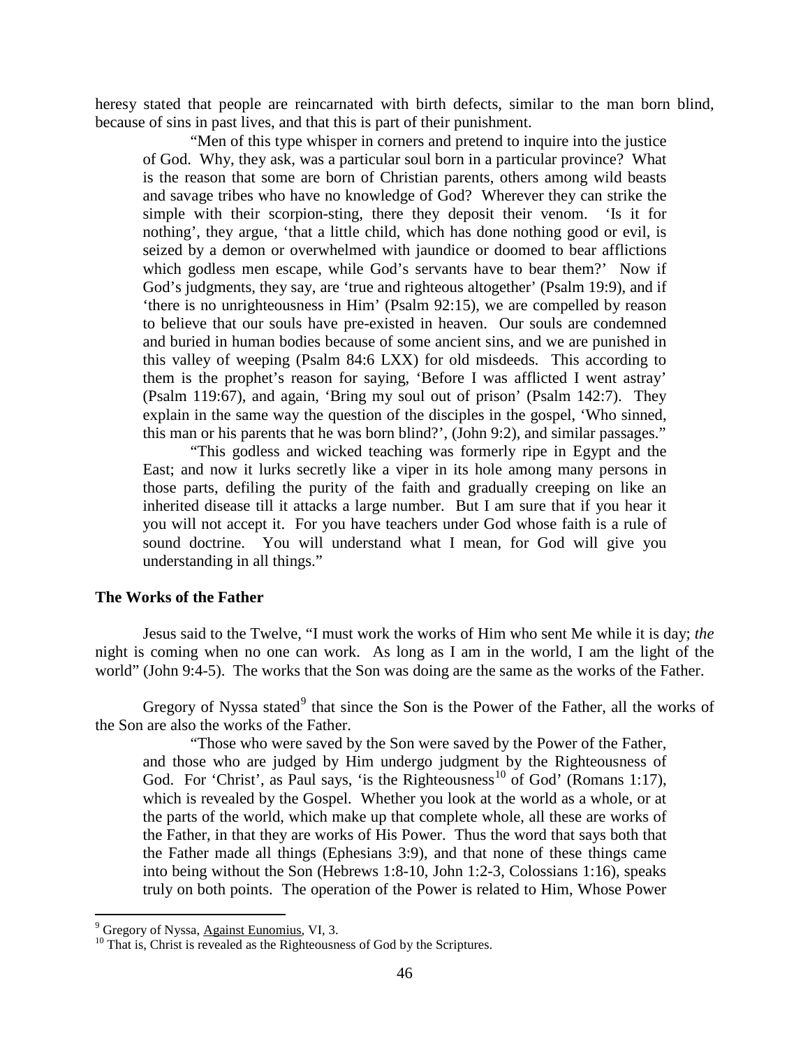heresy stated that people are reincarnated with birth defects, similar to the man born blind, because of sins in past lives, and that this is part of their punishment.

> "Men of this type whisper in corners and pretend to inquire into the justice of God. Why, they ask, was a particular soul born in a particular province? What is the reason that some are born of Christian parents, others among wild beasts and savage tribes who have no knowledge of God? Wherever they can strike the simple with their scorpion-sting, there they deposit their venom. 'Is it for nothing', they argue, 'that a little child, which has done nothing good or evil, is seized by a demon or overwhelmed with jaundice or doomed to bear afflictions which godless men escape, while God's servants have to bear them?' Now if God's judgments, they say, are 'true and righteous altogether' (Psalm 19:9), and if 'there is no unrighteousness in Him' (Psalm 92:15), we are compelled by reason to believe that our souls have pre-existed in heaven. Our souls are condemned and buried in human bodies because of some ancient sins, and we are punished in this valley of weeping (Psalm 84:6 LXX) for old misdeeds. This according to them is the prophet's reason for saying, 'Before I was afflicted I went astray' (Psalm 119:67), and again, 'Bring my soul out of prison' (Psalm 142:7). They explain in the same way the question of the disciples in the gospel, 'Who sinned, this man or his parents that he was born blind?', (John 9:2), and similar passages."
>
> "This godless and wicked teaching was formerly ripe in Egypt and the East; and now it lurks secretly like a viper in its hole among many persons in those parts, defiling the purity of the faith and gradually creeping on like an inherited disease till it attacks a large number. But I am sure that if you hear it you will not accept it. For you have teachers under God whose faith is a rule of sound doctrine. You will understand what I mean, for God will give you understanding in all things."

### The Works of the Father

Jesus said to the Twelve, "I must work the works of Him who sent Me while it is day; *the* night is coming when no one can work. As long as I am in the world, I am the light of the world" (John 9:4-5). The works that the Son was doing are the same as the works of the Father.

Gregory of Nyssa stated[9] that since the Son is the Power of the Father, all the works of the Son are also the works of the Father.

> "Those who were saved by the Son were saved by the Power of the Father, and those who are judged by Him undergo judgment by the Righteousness of God. For 'Christ', as Paul says, 'is the Righteousness[10] of God' (Romans 1:17), which is revealed by the Gospel. Whether you look at the world as a whole, or at the parts of the world, which make up that complete whole, all these are works of the Father, in that they are works of His Power. Thus the word that says both that the Father made all things (Ephesians 3:9), and that none of these things came into being without the Son (Hebrews 1:8-10, John 1:2-3, Colossians 1:16), speaks truly on both points. The operation of the Power is related to Him, Whose Power

---

[9] Gregory of Nyssa, Against Eunomius, VI, 3.

[10] That is, Christ is revealed as the Righteousness of God by the Scriptures.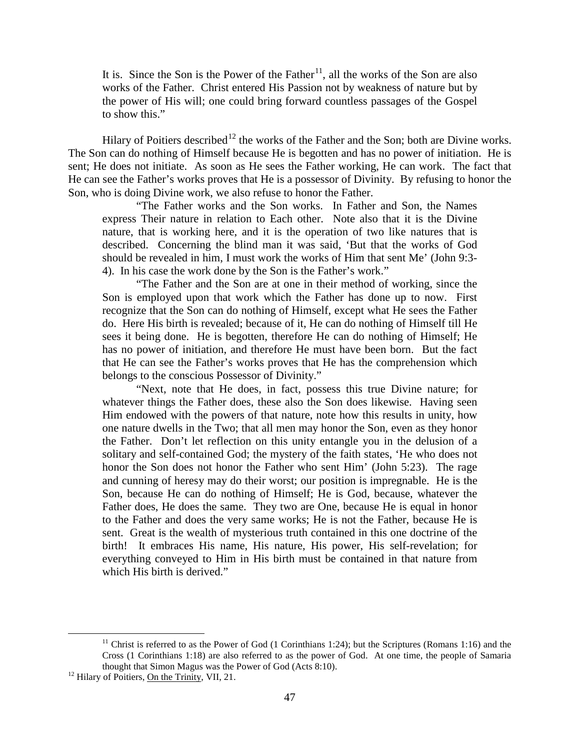It is. Since the Son is the Power of the Father[11], all the works of the Son are also works of the Father. Christ entered His Passion not by weakness of nature but by the power of His will; one could bring forward countless passages of the Gospel to show this."

Hilary of Poitiers described[12] the works of the Father and the Son; both are Divine works. The Son can do nothing of Himself because He is begotten and has no power of initiation. He is sent; He does not initiate. As soon as He sees the Father working, He can work. The fact that He can see the Father's works proves that He is a possessor of Divinity. By refusing to honor the Son, who is doing Divine work, we also refuse to honor the Father.

> "The Father works and the Son works. In Father and Son, the Names express Their nature in relation to Each other. Note also that it is the Divine nature, that is working here, and it is the operation of two like natures that is described. Concerning the blind man it was said, 'But that the works of God should be revealed in him, I must work the works of Him that sent Me' (John 9:3-4). In his case the work done by the Son is the Father's work."
>
> "The Father and the Son are at one in their method of working, since the Son is employed upon that work which the Father has done up to now. First recognize that the Son can do nothing of Himself, except what He sees the Father do. Here His birth is revealed; because of it, He can do nothing of Himself till He sees it being done. He is begotten, therefore He can do nothing of Himself; He has no power of initiation, and therefore He must have been born. But the fact that He can see the Father's works proves that He has the comprehension which belongs to the conscious Possessor of Divinity."
>
> "Next, note that He does, in fact, possess this true Divine nature; for whatever things the Father does, these also the Son does likewise. Having seen Him endowed with the powers of that nature, note how this results in unity, how one nature dwells in the Two; that all men may honor the Son, even as they honor the Father. Don't let reflection on this unity entangle you in the delusion of a solitary and self-contained God; the mystery of the faith states, 'He who does not honor the Son does not honor the Father who sent Him' (John 5:23). The rage and cunning of heresy may do their worst; our position is impregnable. He is the Son, because He can do nothing of Himself; He is God, because, whatever the Father does, He does the same. They two are One, because He is equal in honor to the Father and does the very same works; He is not the Father, because He is sent. Great is the wealth of mysterious truth contained in this one doctrine of the birth! It embraces His name, His nature, His power, His self-revelation; for everything conveyed to Him in His birth must be contained in that nature from which His birth is derived."

---

[11] Christ is referred to as the Power of God (1 Corinthians 1:24); but the Scriptures (Romans 1:16) and the Cross (1 Corinthians 1:18) are also referred to as the power of God. At one time, the people of Samaria thought that Simon Magus was the Power of God (Acts 8:10).

[12] Hilary of Poitiers, On the Trinity, VII, 21.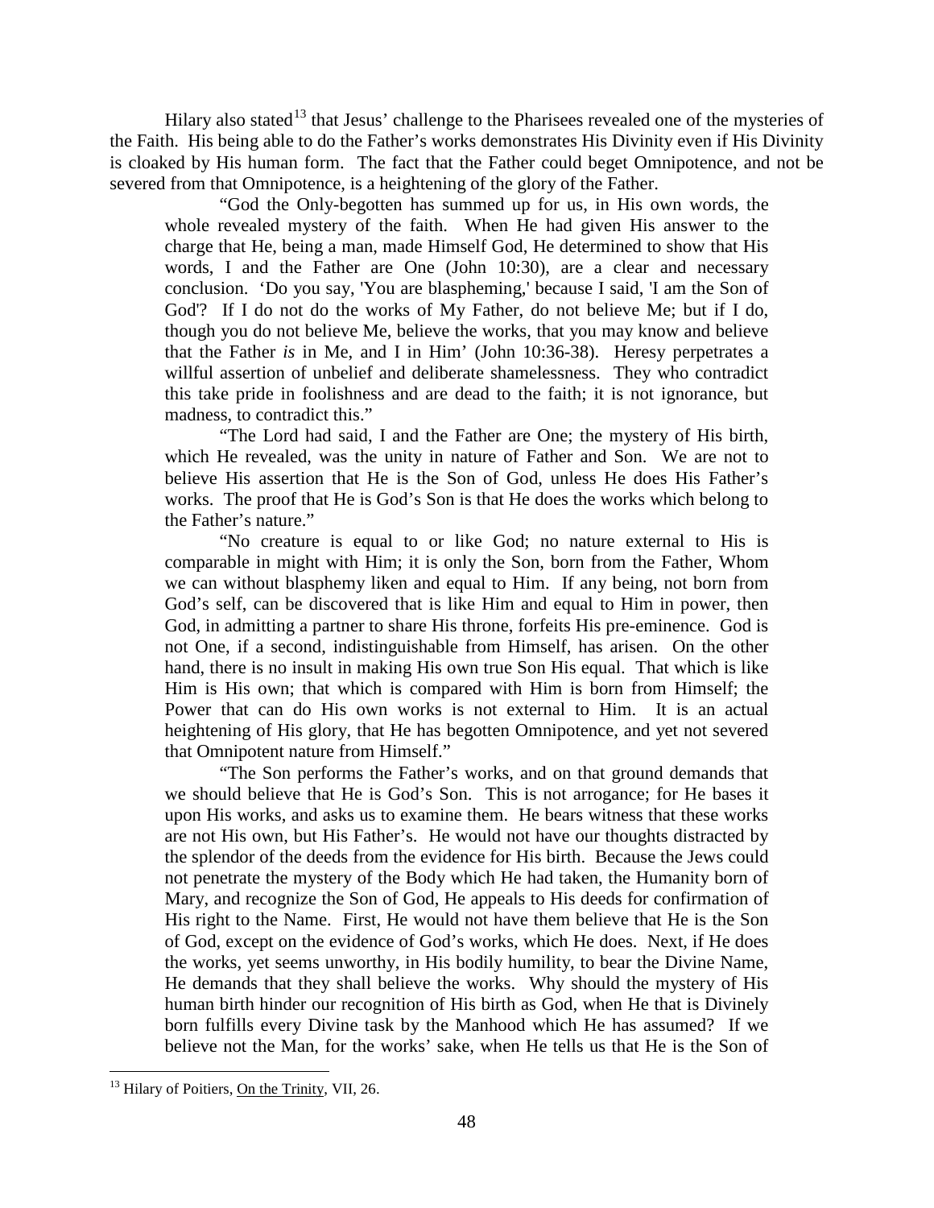Hilary also stated[13] that Jesus' challenge to the Pharisees revealed one of the mysteries of the Faith. His being able to do the Father's works demonstrates His Divinity even if His Divinity is cloaked by His human form. The fact that the Father could beget Omnipotence, and not be severed from that Omnipotence, is a heightening of the glory of the Father.

> "God the Only-begotten has summed up for us, in His own words, the whole revealed mystery of the faith. When He had given His answer to the charge that He, being a man, made Himself God, He determined to show that His words, I and the Father are One (John 10:30), are a clear and necessary conclusion. 'Do you say, 'You are blaspheming,' because I said, 'I am the Son of God'? If I do not do the works of My Father, do not believe Me; but if I do, though you do not believe Me, believe the works, that you may know and believe that the Father *is* in Me, and I in Him' (John 10:36-38). Heresy perpetrates a willful assertion of unbelief and deliberate shamelessness. They who contradict this take pride in foolishness and are dead to the faith; it is not ignorance, but madness, to contradict this."
>
> "The Lord had said, I and the Father are One; the mystery of His birth, which He revealed, was the unity in nature of Father and Son. We are not to believe His assertion that He is the Son of God, unless He does His Father's works. The proof that He is God's Son is that He does the works which belong to the Father's nature."
>
> "No creature is equal to or like God; no nature external to His is comparable in might with Him; it is only the Son, born from the Father, Whom we can without blasphemy liken and equal to Him. If any being, not born from God's self, can be discovered that is like Him and equal to Him in power, then God, in admitting a partner to share His throne, forfeits His pre-eminence. God is not One, if a second, indistinguishable from Himself, has arisen. On the other hand, there is no insult in making His own true Son His equal. That which is like Him is His own; that which is compared with Him is born from Himself; the Power that can do His own works is not external to Him. It is an actual heightening of His glory, that He has begotten Omnipotence, and yet not severed that Omnipotent nature from Himself."
>
> "The Son performs the Father's works, and on that ground demands that we should believe that He is God's Son. This is not arrogance; for He bases it upon His works, and asks us to examine them. He bears witness that these works are not His own, but His Father's. He would not have our thoughts distracted by the splendor of the deeds from the evidence for His birth. Because the Jews could not penetrate the mystery of the Body which He had taken, the Humanity born of Mary, and recognize the Son of God, He appeals to His deeds for confirmation of His right to the Name. First, He would not have them believe that He is the Son of God, except on the evidence of God's works, which He does. Next, if He does the works, yet seems unworthy, in His bodily humility, to bear the Divine Name, He demands that they shall believe the works. Why should the mystery of His human birth hinder our recognition of His birth as God, when He that is Divinely born fulfills every Divine task by the Manhood which He has assumed? If we believe not the Man, for the works' sake, when He tells us that He is the Son of

---

[13] Hilary of Poitiers, On the Trinity, VII, 26.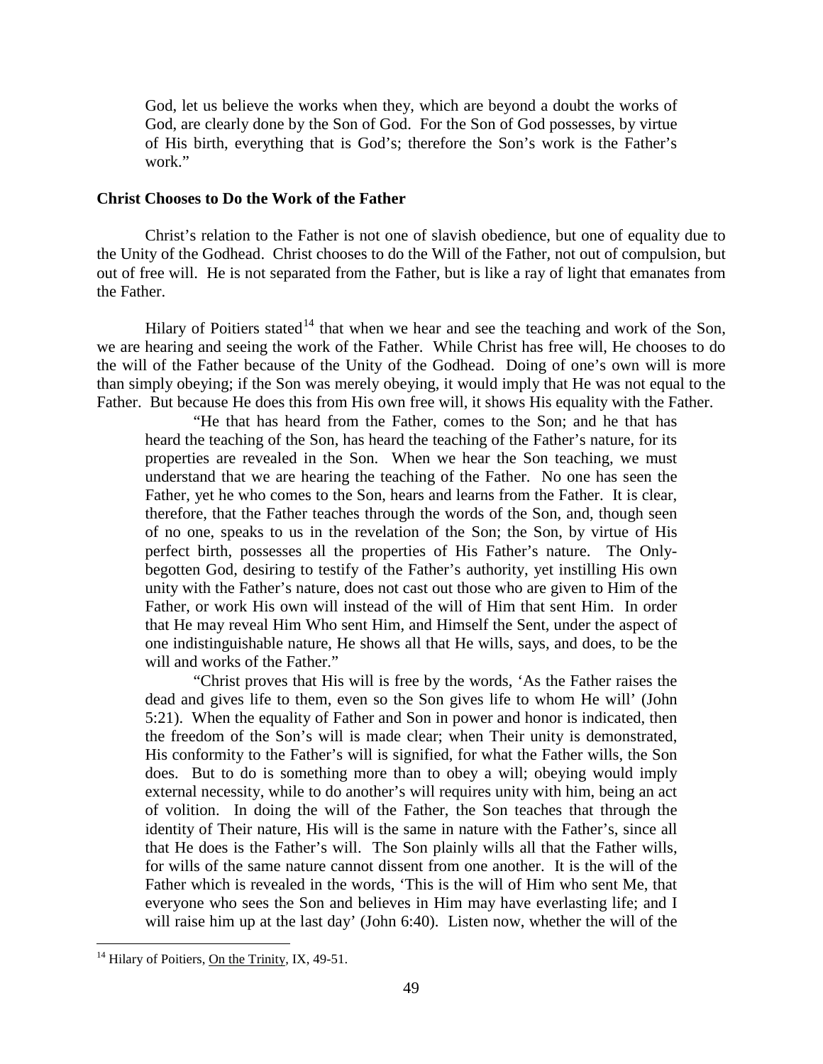God, let us believe the works when they, which are beyond a doubt the works of God, are clearly done by the Son of God. For the Son of God possesses, by virtue of His birth, everything that is God's; therefore the Son's work is the Father's work."

### Christ Chooses to Do the Work of the Father

Christ's relation to the Father is not one of slavish obedience, but one of equality due to the Unity of the Godhead. Christ chooses to do the Will of the Father, not out of compulsion, but out of free will. He is not separated from the Father, but is like a ray of light that emanates from the Father.

Hilary of Poitiers stated[14] that when we hear and see the teaching and work of the Son, we are hearing and seeing the work of the Father. While Christ has free will, He chooses to do the will of the Father because of the Unity of the Godhead. Doing of one's own will is more than simply obeying; if the Son was merely obeying, it would imply that He was not equal to the Father. But because He does this from His own free will, it shows His equality with the Father.

> "He that has heard from the Father, comes to the Son; and he that has heard the teaching of the Son, has heard the teaching of the Father's nature, for its properties are revealed in the Son. When we hear the Son teaching, we must understand that we are hearing the teaching of the Father. No one has seen the Father, yet he who comes to the Son, hears and learns from the Father. It is clear, therefore, that the Father teaches through the words of the Son, and, though seen of no one, speaks to us in the revelation of the Son; the Son, by virtue of His perfect birth, possesses all the properties of His Father's nature. The Only-begotten God, desiring to testify of the Father's authority, yet instilling His own unity with the Father's nature, does not cast out those who are given to Him of the Father, or work His own will instead of the will of Him that sent Him. In order that He may reveal Him Who sent Him, and Himself the Sent, under the aspect of one indistinguishable nature, He shows all that He wills, says, and does, to be the will and works of the Father."
>
> "Christ proves that His will is free by the words, 'As the Father raises the dead and gives life to them, even so the Son gives life to whom He will' (John 5:21). When the equality of Father and Son in power and honor is indicated, then the freedom of the Son's will is made clear; when Their unity is demonstrated, His conformity to the Father's will is signified, for what the Father wills, the Son does. But to do is something more than to obey a will; obeying would imply external necessity, while to do another's will requires unity with him, being an act of volition. In doing the will of the Father, the Son teaches that through the identity of Their nature, His will is the same in nature with the Father's, since all that He does is the Father's will. The Son plainly wills all that the Father wills, for wills of the same nature cannot dissent from one another. It is the will of the Father which is revealed in the words, 'This is the will of Him who sent Me, that everyone who sees the Son and believes in Him may have everlasting life; and I will raise him up at the last day' (John 6:40). Listen now, whether the will of the

---

[14] Hilary of Poitiers, On the Trinity, IX, 49-51.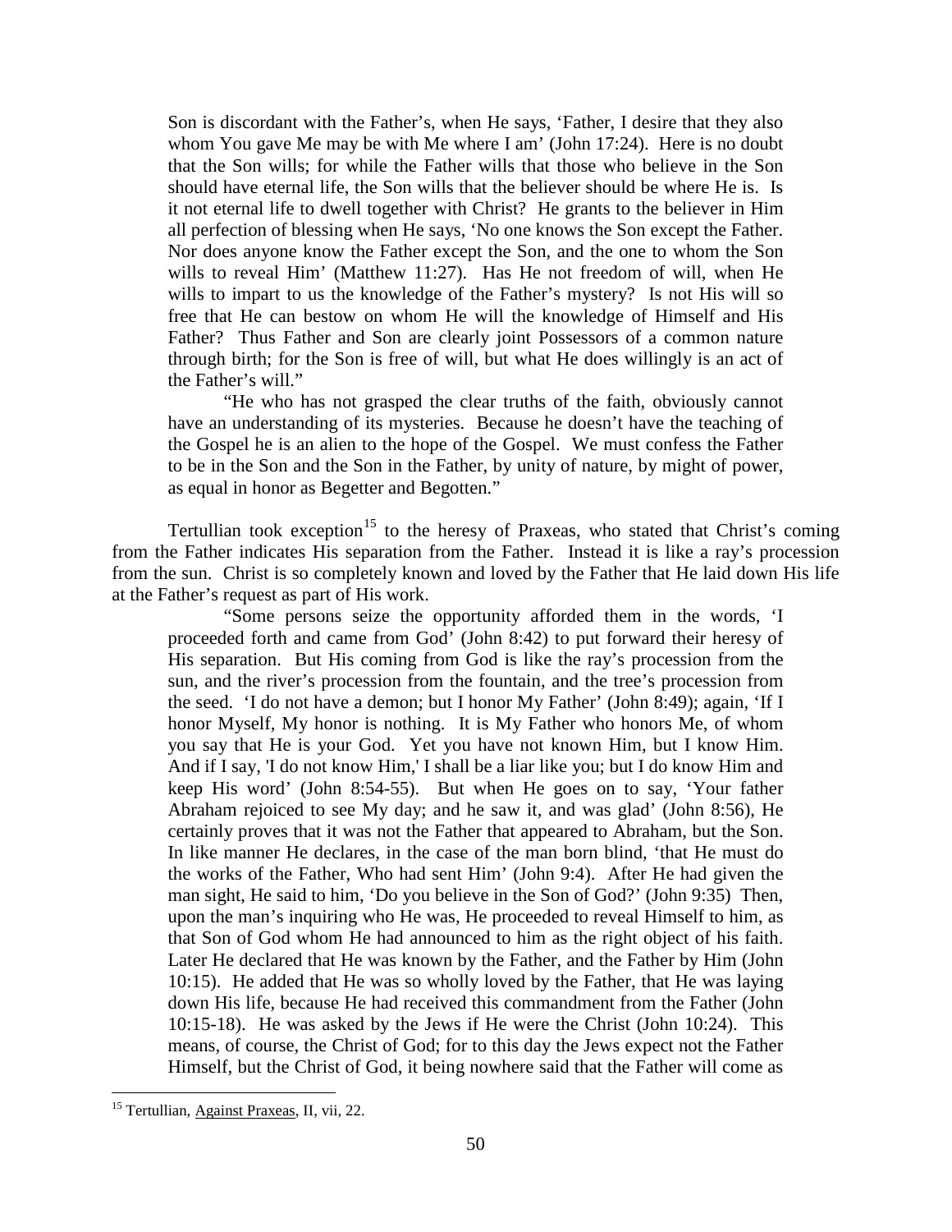> Son is discordant with the Father's, when He says, 'Father, I desire that they also whom You gave Me may be with Me where I am' (John 17:24). Here is no doubt that the Son wills; for while the Father wills that those who believe in the Son should have eternal life, the Son wills that the believer should be where He is. Is it not eternal life to dwell together with Christ? He grants to the believer in Him all perfection of blessing when He says, 'No one knows the Son except the Father. Nor does anyone know the Father except the Son, and the one to whom the Son wills to reveal Him' (Matthew 11:27). Has He not freedom of will, when He wills to impart to us the knowledge of the Father's mystery? Is not His will so free that He can bestow on whom He will the knowledge of Himself and His Father? Thus Father and Son are clearly joint Possessors of a common nature through birth; for the Son is free of will, but what He does willingly is an act of the Father's will."
>
> "He who has not grasped the clear truths of the faith, obviously cannot have an understanding of its mysteries. Because he doesn't have the teaching of the Gospel he is an alien to the hope of the Gospel. We must confess the Father to be in the Son and the Son in the Father, by unity of nature, by might of power, as equal in honor as Begetter and Begotten."

Tertullian took exception[15] to the heresy of Praxeas, who stated that Christ's coming from the Father indicates His separation from the Father. Instead it is like a ray's procession from the sun. Christ is so completely known and loved by the Father that He laid down His life at the Father's request as part of His work.

> "Some persons seize the opportunity afforded them in the words, 'I proceeded forth and came from God' (John 8:42) to put forward their heresy of His separation. But His coming from God is like the ray's procession from the sun, and the river's procession from the fountain, and the tree's procession from the seed. 'I do not have a demon; but I honor My Father' (John 8:49); again, 'If I honor Myself, My honor is nothing. It is My Father who honors Me, of whom you say that He is your God. Yet you have not known Him, but I know Him. And if I say, 'I do not know Him,' I shall be a liar like you; but I do know Him and keep His word' (John 8:54-55). But when He goes on to say, 'Your father Abraham rejoiced to see My day; and he saw it, and was glad' (John 8:56), He certainly proves that it was not the Father that appeared to Abraham, but the Son. In like manner He declares, in the case of the man born blind, 'that He must do the works of the Father, Who had sent Him' (John 9:4). After He had given the man sight, He said to him, 'Do you believe in the Son of God?' (John 9:35) Then, upon the man's inquiring who He was, He proceeded to reveal Himself to him, as that Son of God whom He had announced to him as the right object of his faith. Later He declared that He was known by the Father, and the Father by Him (John 10:15). He added that He was so wholly loved by the Father, that He was laying down His life, because He had received this commandment from the Father (John 10:15-18). He was asked by the Jews if He were the Christ (John 10:24). This means, of course, the Christ of God; for to this day the Jews expect not the Father Himself, but the Christ of God, it being nowhere said that the Father will come as

[15] Tertullian, Against Praxeas, II, vii, 22.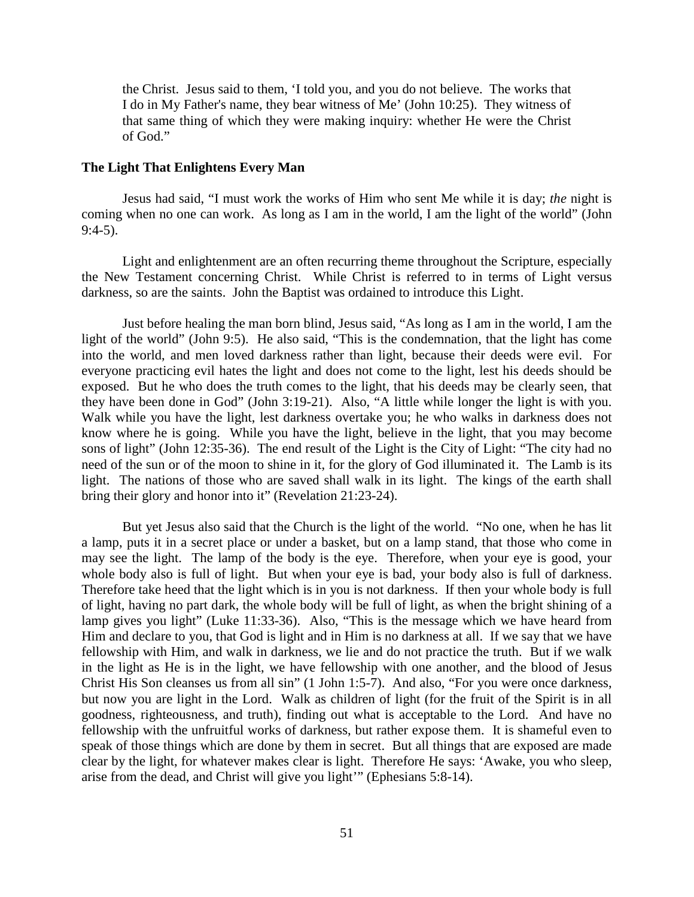the Christ. Jesus said to them, 'I told you, and you do not believe. The works that I do in My Father's name, they bear witness of Me' (John 10:25). They witness of that same thing of which they were making inquiry: whether He were the Christ of God."

### The Light That Enlightens Every Man

Jesus had said, "I must work the works of Him who sent Me while it is day; *the* night is coming when no one can work. As long as I am in the world, I am the light of the world" (John 9:4-5).

Light and enlightenment are an often recurring theme throughout the Scripture, especially the New Testament concerning Christ. While Christ is referred to in terms of Light versus darkness, so are the saints. John the Baptist was ordained to introduce this Light.

Just before healing the man born blind, Jesus said, "As long as I am in the world, I am the light of the world" (John 9:5). He also said, "This is the condemnation, that the light has come into the world, and men loved darkness rather than light, because their deeds were evil. For everyone practicing evil hates the light and does not come to the light, lest his deeds should be exposed. But he who does the truth comes to the light, that his deeds may be clearly seen, that they have been done in God" (John 3:19-21). Also, "A little while longer the light is with you. Walk while you have the light, lest darkness overtake you; he who walks in darkness does not know where he is going. While you have the light, believe in the light, that you may become sons of light" (John 12:35-36). The end result of the Light is the City of Light: "The city had no need of the sun or of the moon to shine in it, for the glory of God illuminated it. The Lamb is its light. The nations of those who are saved shall walk in its light. The kings of the earth shall bring their glory and honor into it" (Revelation 21:23-24).

But yet Jesus also said that the Church is the light of the world. "No one, when he has lit a lamp, puts it in a secret place or under a basket, but on a lamp stand, that those who come in may see the light. The lamp of the body is the eye. Therefore, when your eye is good, your whole body also is full of light. But when your eye is bad, your body also is full of darkness. Therefore take heed that the light which is in you is not darkness. If then your whole body is full of light, having no part dark, the whole body will be full of light, as when the bright shining of a lamp gives you light" (Luke 11:33-36). Also, "This is the message which we have heard from Him and declare to you, that God is light and in Him is no darkness at all. If we say that we have fellowship with Him, and walk in darkness, we lie and do not practice the truth. But if we walk in the light as He is in the light, we have fellowship with one another, and the blood of Jesus Christ His Son cleanses us from all sin" (1 John 1:5-7). And also, "For you were once darkness, but now you are light in the Lord. Walk as children of light (for the fruit of the Spirit is in all goodness, righteousness, and truth), finding out what is acceptable to the Lord. And have no fellowship with the unfruitful works of darkness, but rather expose them. It is shameful even to speak of those things which are done by them in secret. But all things that are exposed are made clear by the light, for whatever makes clear is light. Therefore He says: 'Awake, you who sleep, arise from the dead, and Christ will give you light'" (Ephesians 5:8-14).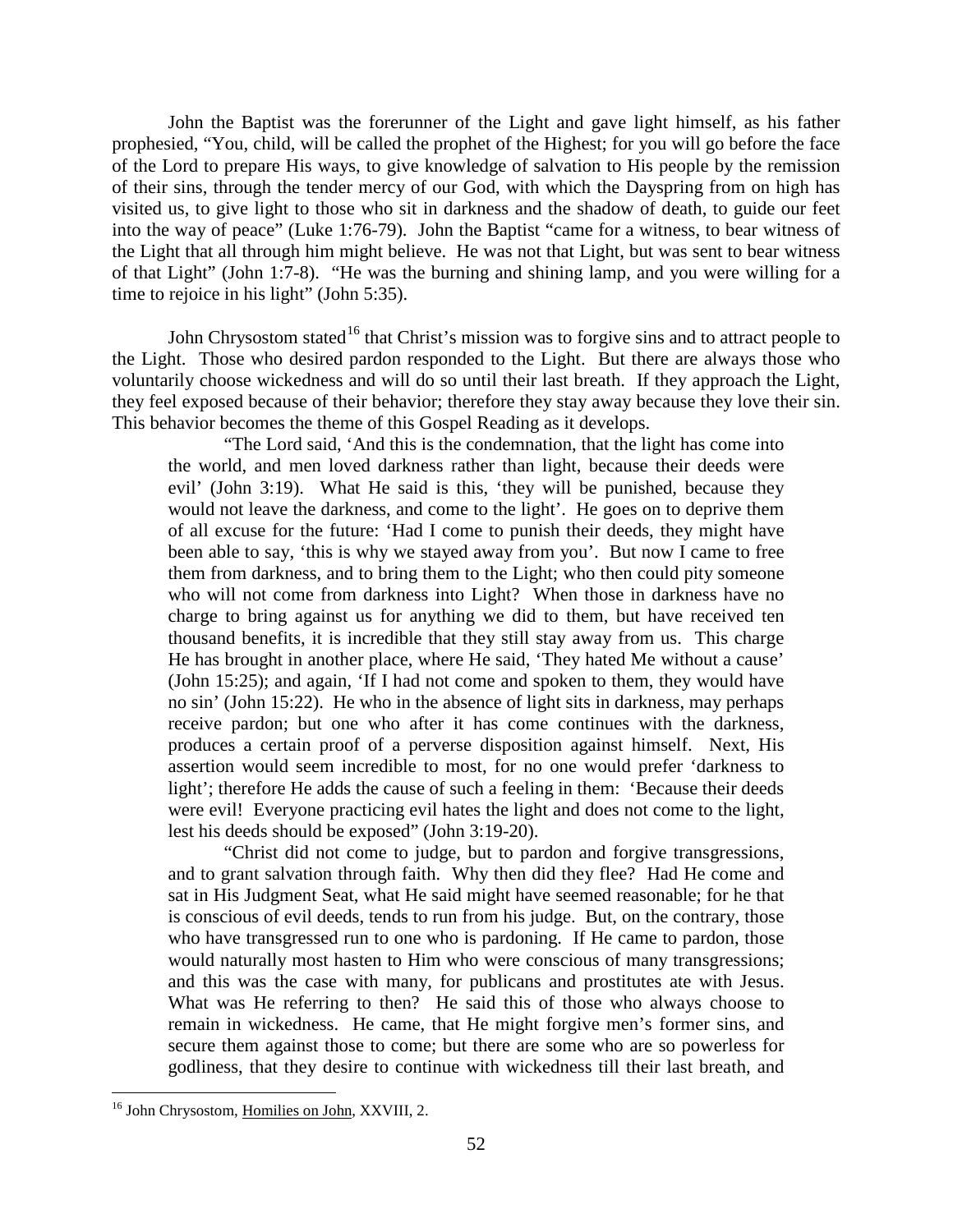John the Baptist was the forerunner of the Light and gave light himself, as his father prophesied, "You, child, will be called the prophet of the Highest; for you will go before the face of the Lord to prepare His ways, to give knowledge of salvation to His people by the remission of their sins, through the tender mercy of our God, with which the Dayspring from on high has visited us, to give light to those who sit in darkness and the shadow of death, to guide our feet into the way of peace" (Luke 1:76-79). John the Baptist "came for a witness, to bear witness of the Light that all through him might believe. He was not that Light, but was sent to bear witness of that Light" (John 1:7-8). "He was the burning and shining lamp, and you were willing for a time to rejoice in his light" (John 5:35).

John Chrysostom stated[16] that Christ's mission was to forgive sins and to attract people to the Light. Those who desired pardon responded to the Light. But there are always those who voluntarily choose wickedness and will do so until their last breath. If they approach the Light, they feel exposed because of their behavior; therefore they stay away because they love their sin. This behavior becomes the theme of this Gospel Reading as it develops.

> "The Lord said, 'And this is the condemnation, that the light has come into the world, and men loved darkness rather than light, because their deeds were evil' (John 3:19). What He said is this, 'they will be punished, because they would not leave the darkness, and come to the light'. He goes on to deprive them of all excuse for the future: 'Had I come to punish their deeds, they might have been able to say, 'this is why we stayed away from you'. But now I came to free them from darkness, and to bring them to the Light; who then could pity someone who will not come from darkness into Light? When those in darkness have no charge to bring against us for anything we did to them, but have received ten thousand benefits, it is incredible that they still stay away from us. This charge He has brought in another place, where He said, 'They hated Me without a cause' (John 15:25); and again, 'If I had not come and spoken to them, they would have no sin' (John 15:22). He who in the absence of light sits in darkness, may perhaps receive pardon; but one who after it has come continues with the darkness, produces a certain proof of a perverse disposition against himself. Next, His assertion would seem incredible to most, for no one would prefer 'darkness to light'; therefore He adds the cause of such a feeling in them: 'Because their deeds were evil! Everyone practicing evil hates the light and does not come to the light, lest his deeds should be exposed" (John 3:19-20).
>
> "Christ did not come to judge, but to pardon and forgive transgressions, and to grant salvation through faith. Why then did they flee? Had He come and sat in His Judgment Seat, what He said might have seemed reasonable; for he that is conscious of evil deeds, tends to run from his judge. But, on the contrary, those who have transgressed run to one who is pardoning. If He came to pardon, those would naturally most hasten to Him who were conscious of many transgressions; and this was the case with many, for publicans and prostitutes ate with Jesus. What was He referring to then? He said this of those who always choose to remain in wickedness. He came, that He might forgive men's former sins, and secure them against those to come; but there are some who are so powerless for godliness, that they desire to continue with wickedness till their last breath, and

[16] John Chrysostom, Homilies on John, XXVIII, 2.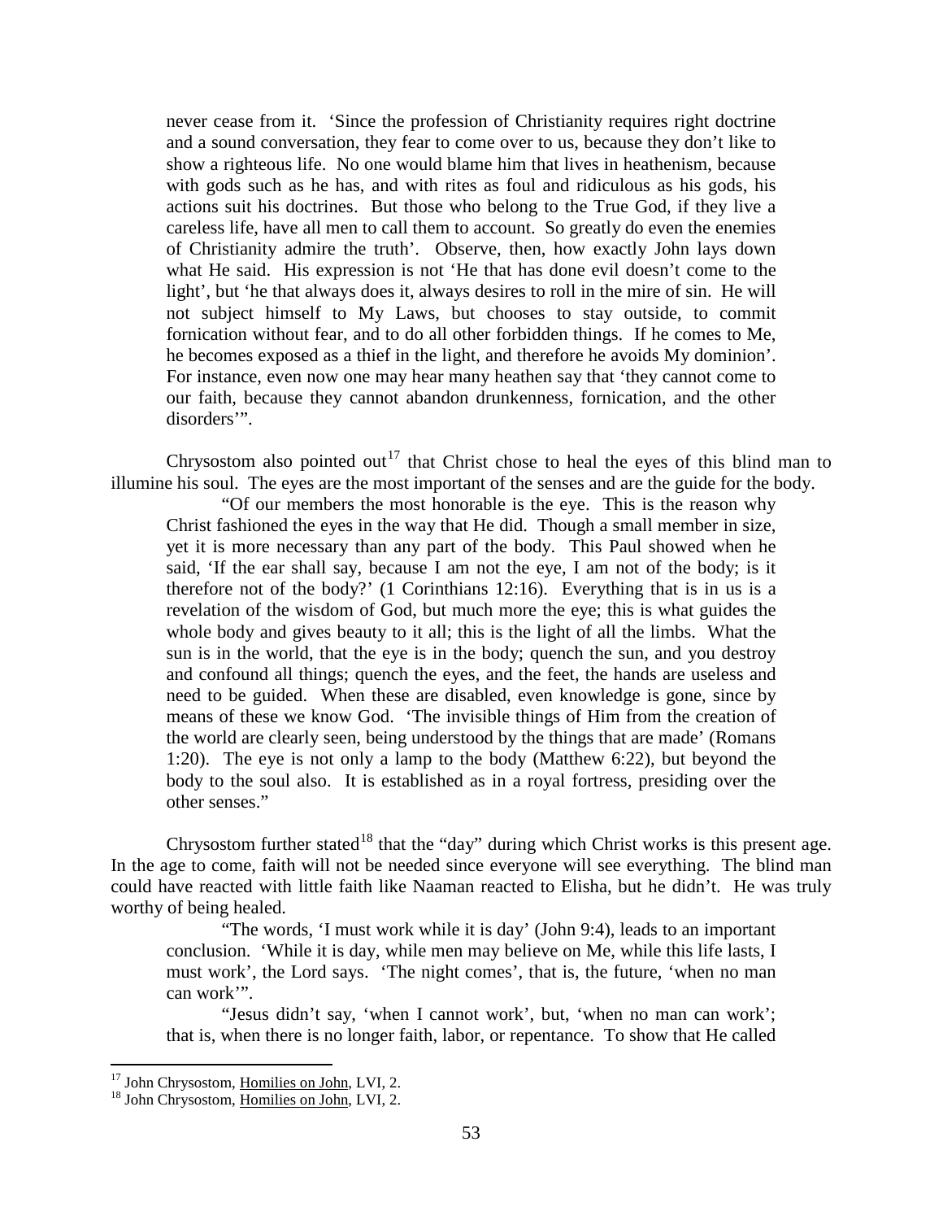never cease from it. 'Since the profession of Christianity requires right doctrine and a sound conversation, they fear to come over to us, because they don't like to show a righteous life. No one would blame him that lives in heathenism, because with gods such as he has, and with rites as foul and ridiculous as his gods, his actions suit his doctrines. But those who belong to the True God, if they live a careless life, have all men to call them to account. So greatly do even the enemies of Christianity admire the truth'. Observe, then, how exactly John lays down what He said. His expression is not 'He that has done evil doesn't come to the light', but 'he that always does it, always desires to roll in the mire of sin. He will not subject himself to My Laws, but chooses to stay outside, to commit fornication without fear, and to do all other forbidden things. If he comes to Me, he becomes exposed as a thief in the light, and therefore he avoids My dominion'. For instance, even now one may hear many heathen say that 'they cannot come to our faith, because they cannot abandon drunkenness, fornication, and the other disorders'".

Chrysostom also pointed out[17] that Christ chose to heal the eyes of this blind man to illumine his soul. The eyes are the most important of the senses and are the guide for the body.

"Of our members the most honorable is the eye. This is the reason why Christ fashioned the eyes in the way that He did. Though a small member in size, yet it is more necessary than any part of the body. This Paul showed when he said, 'If the ear shall say, because I am not the eye, I am not of the body; is it therefore not of the body?' (1 Corinthians 12:16). Everything that is in us is a revelation of the wisdom of God, but much more the eye; this is what guides the whole body and gives beauty to it all; this is the light of all the limbs. What the sun is in the world, that the eye is in the body; quench the sun, and you destroy and confound all things; quench the eyes, and the feet, the hands are useless and need to be guided. When these are disabled, even knowledge is gone, since by means of these we know God. 'The invisible things of Him from the creation of the world are clearly seen, being understood by the things that are made' (Romans 1:20). The eye is not only a lamp to the body (Matthew 6:22), but beyond the body to the soul also. It is established as in a royal fortress, presiding over the other senses."

Chrysostom further stated[18] that the "day" during which Christ works is this present age. In the age to come, faith will not be needed since everyone will see everything. The blind man could have reacted with little faith like Naaman reacted to Elisha, but he didn't. He was truly worthy of being healed.

"The words, 'I must work while it is day' (John 9:4), leads to an important conclusion. 'While it is day, while men may believe on Me, while this life lasts, I must work', the Lord says. 'The night comes', that is, the future, 'when no man can work'".

"Jesus didn't say, 'when I cannot work', but, 'when no man can work'; that is, when there is no longer faith, labor, or repentance. To show that He called

[17] John Chrysostom, Homilies on John, LVI, 2.

[18] John Chrysostom, Homilies on John, LVI, 2.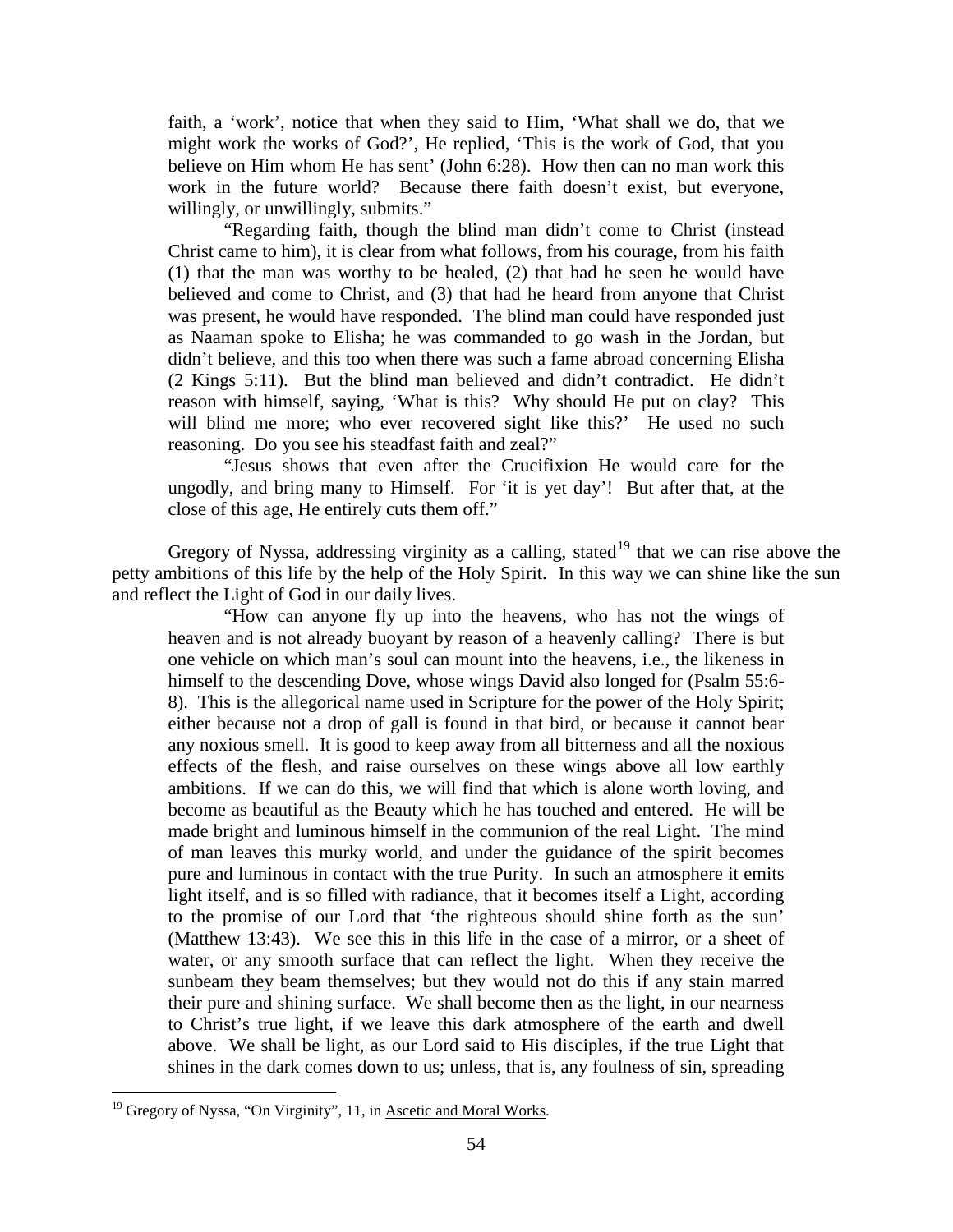faith, a 'work', notice that when they said to Him, 'What shall we do, that we might work the works of God?', He replied, 'This is the work of God, that you believe on Him whom He has sent' (John 6:28). How then can no man work this work in the future world? Because there faith doesn't exist, but everyone, willingly, or unwillingly, submits."

"Regarding faith, though the blind man didn't come to Christ (instead Christ came to him), it is clear from what follows, from his courage, from his faith (1) that the man was worthy to be healed, (2) that had he seen he would have believed and come to Christ, and (3) that had he heard from anyone that Christ was present, he would have responded. The blind man could have responded just as Naaman spoke to Elisha; he was commanded to go wash in the Jordan, but didn't believe, and this too when there was such a fame abroad concerning Elisha (2 Kings 5:11). But the blind man believed and didn't contradict. He didn't reason with himself, saying, 'What is this? Why should He put on clay? This will blind me more; who ever recovered sight like this?' He used no such reasoning. Do you see his steadfast faith and zeal?"

"Jesus shows that even after the Crucifixion He would care for the ungodly, and bring many to Himself. For 'it is yet day'! But after that, at the close of this age, He entirely cuts them off."

Gregory of Nyssa, addressing virginity as a calling, stated[19] that we can rise above the petty ambitions of this life by the help of the Holy Spirit. In this way we can shine like the sun and reflect the Light of God in our daily lives.

"How can anyone fly up into the heavens, who has not the wings of heaven and is not already buoyant by reason of a heavenly calling? There is but one vehicle on which man's soul can mount into the heavens, i.e., the likeness in himself to the descending Dove, whose wings David also longed for (Psalm 55:6-8). This is the allegorical name used in Scripture for the power of the Holy Spirit; either because not a drop of gall is found in that bird, or because it cannot bear any noxious smell. It is good to keep away from all bitterness and all the noxious effects of the flesh, and raise ourselves on these wings above all low earthly ambitions. If we can do this, we will find that which is alone worth loving, and become as beautiful as the Beauty which he has touched and entered. He will be made bright and luminous himself in the communion of the real Light. The mind of man leaves this murky world, and under the guidance of the spirit becomes pure and luminous in contact with the true Purity. In such an atmosphere it emits light itself, and is so filled with radiance, that it becomes itself a Light, according to the promise of our Lord that 'the righteous should shine forth as the sun' (Matthew 13:43). We see this in this life in the case of a mirror, or a sheet of water, or any smooth surface that can reflect the light. When they receive the sunbeam they beam themselves; but they would not do this if any stain marred their pure and shining surface. We shall become then as the light, in our nearness to Christ's true light, if we leave this dark atmosphere of the earth and dwell above. We shall be light, as our Lord said to His disciples, if the true Light that shines in the dark comes down to us; unless, that is, any foulness of sin, spreading

---

[19] Gregory of Nyssa, "On Virginity", 11, in Ascetic and Moral Works.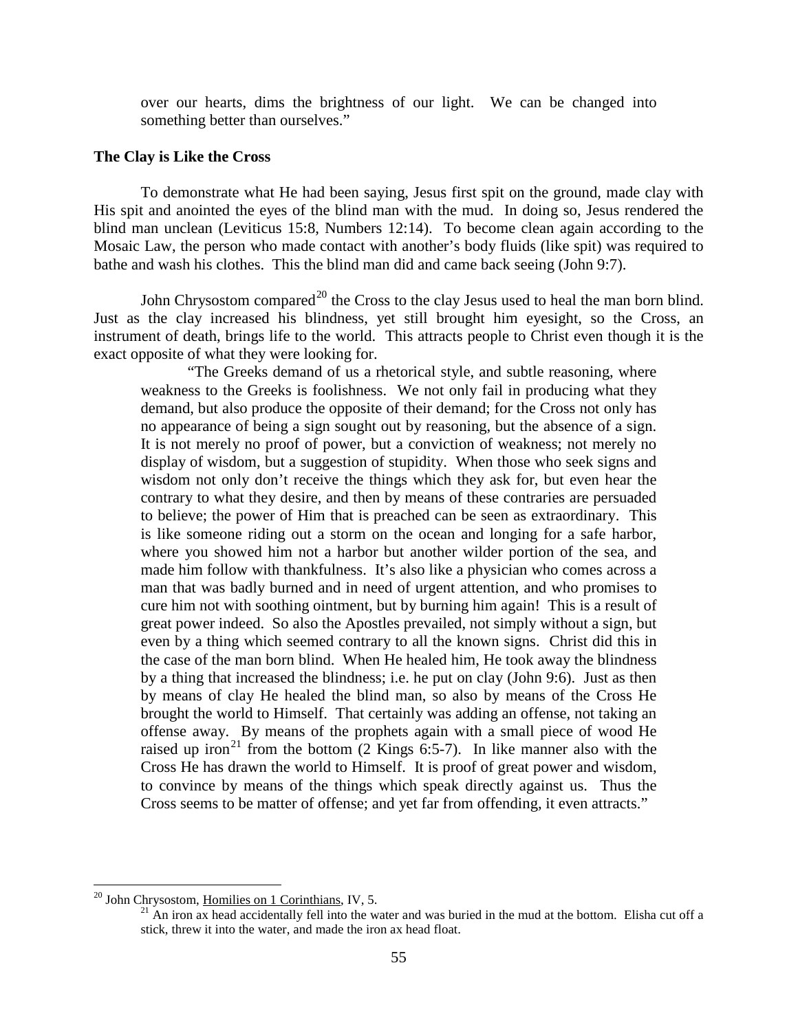over our hearts, dims the brightness of our light. We can be changed into something better than ourselves."

**The Clay is Like the Cross**

To demonstrate what He had been saying, Jesus first spit on the ground, made clay with His spit and anointed the eyes of the blind man with the mud. In doing so, Jesus rendered the blind man unclean (Leviticus 15:8, Numbers 12:14). To become clean again according to the Mosaic Law, the person who made contact with another's body fluids (like spit) was required to bathe and wash his clothes. This the blind man did and came back seeing (John 9:7).

John Chrysostom compared[20] the Cross to the clay Jesus used to heal the man born blind. Just as the clay increased his blindness, yet still brought him eyesight, so the Cross, an instrument of death, brings life to the world. This attracts people to Christ even though it is the exact opposite of what they were looking for.

> "The Greeks demand of us a rhetorical style, and subtle reasoning, where weakness to the Greeks is foolishness. We not only fail in producing what they demand, but also produce the opposite of their demand; for the Cross not only has no appearance of being a sign sought out by reasoning, but the absence of a sign. It is not merely no proof of power, but a conviction of weakness; not merely no display of wisdom, but a suggestion of stupidity. When those who seek signs and wisdom not only don't receive the things which they ask for, but even hear the contrary to what they desire, and then by means of these contraries are persuaded to believe; the power of Him that is preached can be seen as extraordinary. This is like someone riding out a storm on the ocean and longing for a safe harbor, where you showed him not a harbor but another wilder portion of the sea, and made him follow with thankfulness. It's also like a physician who comes across a man that was badly burned and in need of urgent attention, and who promises to cure him not with soothing ointment, but by burning him again! This is a result of great power indeed. So also the Apostles prevailed, not simply without a sign, but even by a thing which seemed contrary to all the known signs. Christ did this in the case of the man born blind. When He healed him, He took away the blindness by a thing that increased the blindness; i.e. he put on clay (John 9:6). Just as then by means of clay He healed the blind man, so also by means of the Cross He brought the world to Himself. That certainly was adding an offense, not taking an offense away. By means of the prophets again with a small piece of wood He raised up iron[21] from the bottom (2 Kings 6:5-7). In like manner also with the Cross He has drawn the world to Himself. It is proof of great power and wisdom, to convince by means of the things which speak directly against us. Thus the Cross seems to be matter of offense; and yet far from offending, it even attracts."

---

[20] John Chrysostom, Homilies on 1 Corinthians, IV, 5.

[21] An iron ax head accidentally fell into the water and was buried in the mud at the bottom. Elisha cut off a stick, threw it into the water, and made the iron ax head float.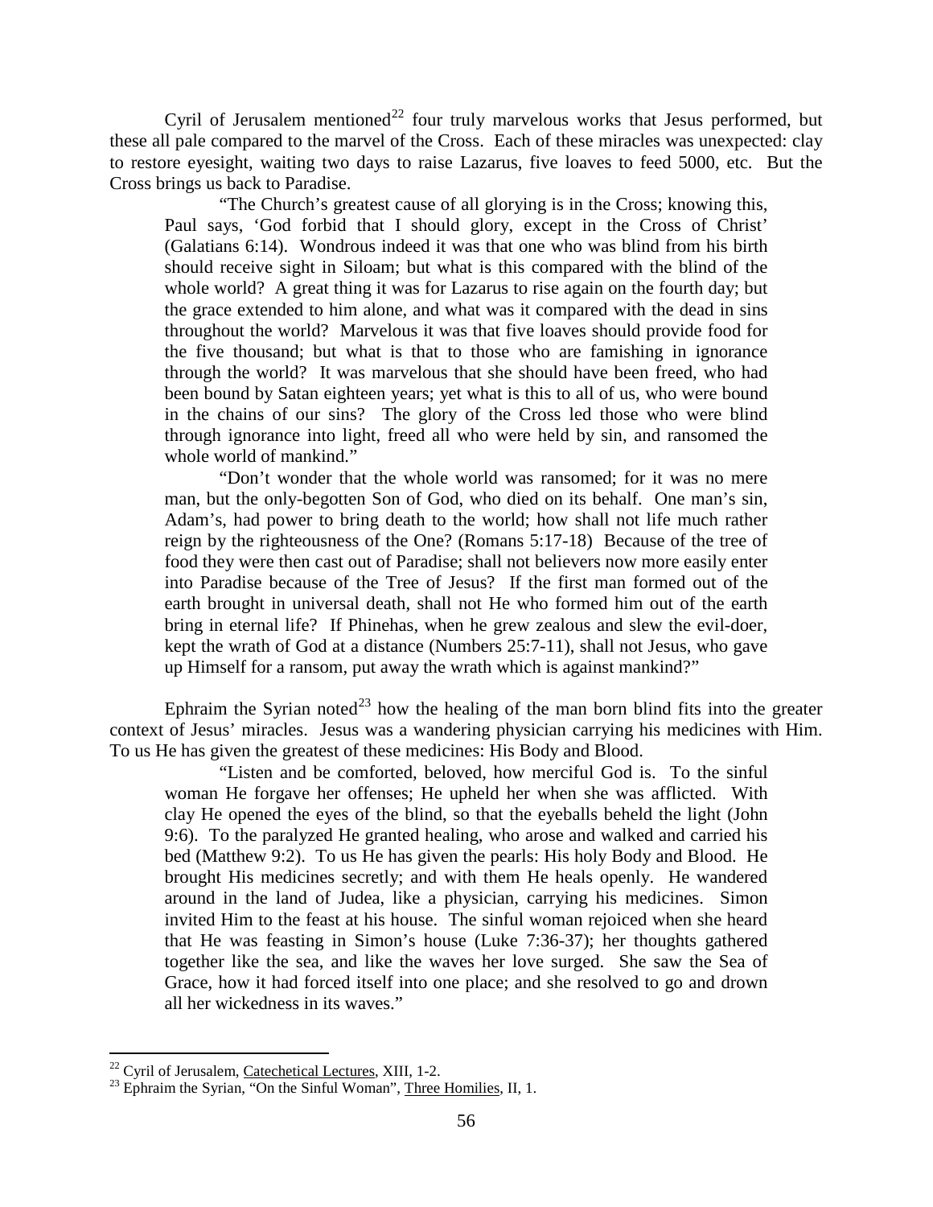Cyril of Jerusalem mentioned[22] four truly marvelous works that Jesus performed, but these all pale compared to the marvel of the Cross. Each of these miracles was unexpected: clay to restore eyesight, waiting two days to raise Lazarus, five loaves to feed 5000, etc. But the Cross brings us back to Paradise.

> "The Church's greatest cause of all glorying is in the Cross; knowing this, Paul says, 'God forbid that I should glory, except in the Cross of Christ' (Galatians 6:14). Wondrous indeed it was that one who was blind from his birth should receive sight in Siloam; but what is this compared with the blind of the whole world? A great thing it was for Lazarus to rise again on the fourth day; but the grace extended to him alone, and what was it compared with the dead in sins throughout the world? Marvelous it was that five loaves should provide food for the five thousand; but what is that to those who are famishing in ignorance through the world? It was marvelous that she should have been freed, who had been bound by Satan eighteen years; yet what is this to all of us, who were bound in the chains of our sins? The glory of the Cross led those who were blind through ignorance into light, freed all who were held by sin, and ransomed the whole world of mankind."
>
> "Don't wonder that the whole world was ransomed; for it was no mere man, but the only-begotten Son of God, who died on its behalf. One man's sin, Adam's, had power to bring death to the world; how shall not life much rather reign by the righteousness of the One? (Romans 5:17-18) Because of the tree of food they were then cast out of Paradise; shall not believers now more easily enter into Paradise because of the Tree of Jesus? If the first man formed out of the earth brought in universal death, shall not He who formed him out of the earth bring in eternal life? If Phinehas, when he grew zealous and slew the evil-doer, kept the wrath of God at a distance (Numbers 25:7-11), shall not Jesus, who gave up Himself for a ransom, put away the wrath which is against mankind?"

Ephraim the Syrian noted[23] how the healing of the man born blind fits into the greater context of Jesus' miracles. Jesus was a wandering physician carrying his medicines with Him. To us He has given the greatest of these medicines: His Body and Blood.

> "Listen and be comforted, beloved, how merciful God is. To the sinful woman He forgave her offenses; He upheld her when she was afflicted. With clay He opened the eyes of the blind, so that the eyeballs beheld the light (John 9:6). To the paralyzed He granted healing, who arose and walked and carried his bed (Matthew 9:2). To us He has given the pearls: His holy Body and Blood. He brought His medicines secretly; and with them He heals openly. He wandered around in the land of Judea, like a physician, carrying his medicines. Simon invited Him to the feast at his house. The sinful woman rejoiced when she heard that He was feasting in Simon's house (Luke 7:36-37); her thoughts gathered together like the sea, and like the waves her love surged. She saw the Sea of Grace, how it had forced itself into one place; and she resolved to go and drown all her wickedness in its waves."

---

[22] Cyril of Jerusalem, Catechetical Lectures, XIII, 1-2.

[23] Ephraim the Syrian, "On the Sinful Woman", Three Homilies, II, 1.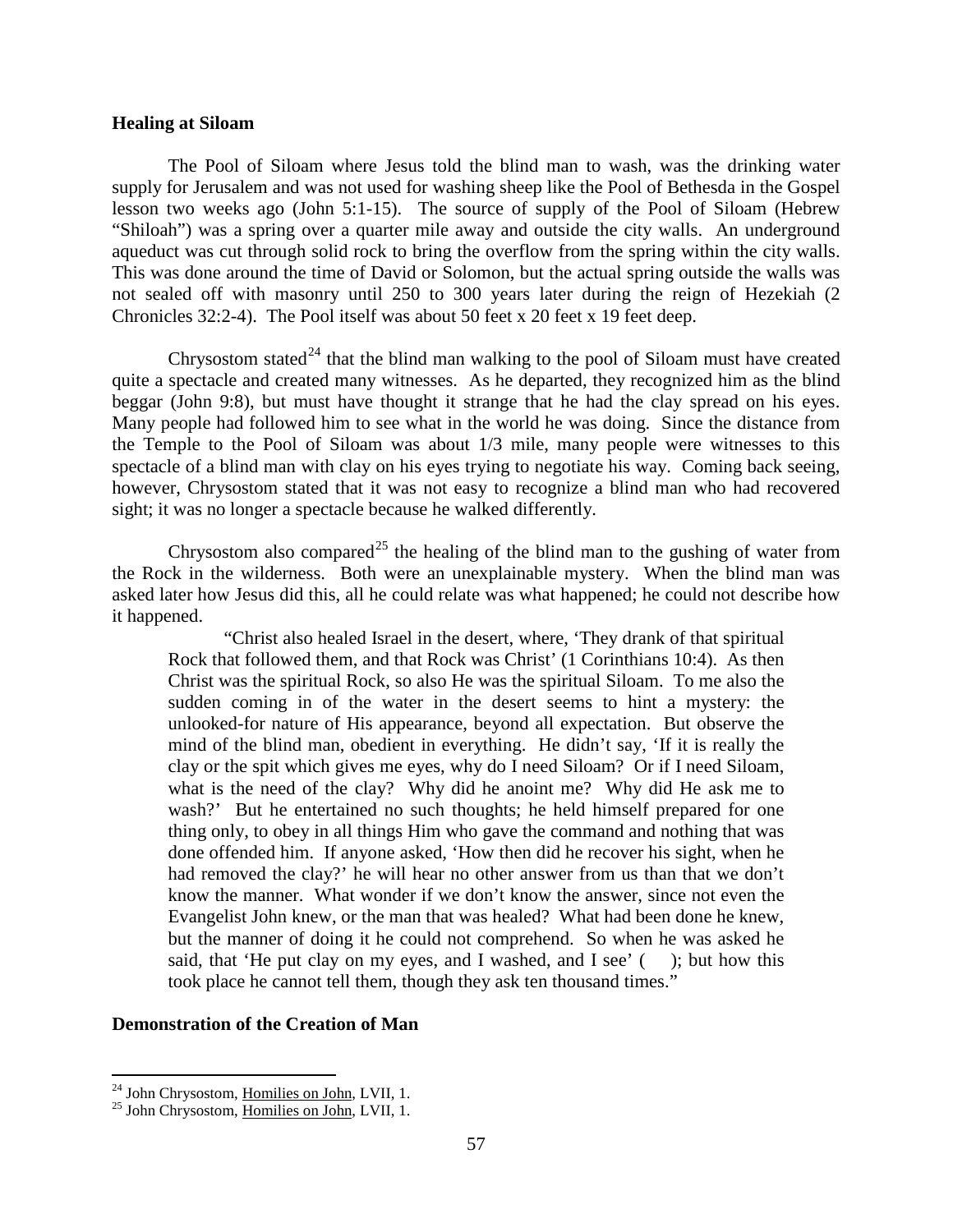**Healing at Siloam**

The Pool of Siloam where Jesus told the blind man to wash, was the drinking water supply for Jerusalem and was not used for washing sheep like the Pool of Bethesda in the Gospel lesson two weeks ago (John 5:1-15). The source of supply of the Pool of Siloam (Hebrew "Shiloah") was a spring over a quarter mile away and outside the city walls. An underground aqueduct was cut through solid rock to bring the overflow from the spring within the city walls. This was done around the time of David or Solomon, but the actual spring outside the walls was not sealed off with masonry until 250 to 300 years later during the reign of Hezekiah (2 Chronicles 32:2-4). The Pool itself was about 50 feet x 20 feet x 19 feet deep.

Chrysostom stated[24] that the blind man walking to the pool of Siloam must have created quite a spectacle and created many witnesses. As he departed, they recognized him as the blind beggar (John 9:8), but must have thought it strange that he had the clay spread on his eyes. Many people had followed him to see what in the world he was doing. Since the distance from the Temple to the Pool of Siloam was about 1/3 mile, many people were witnesses to this spectacle of a blind man with clay on his eyes trying to negotiate his way. Coming back seeing, however, Chrysostom stated that it was not easy to recognize a blind man who had recovered sight; it was no longer a spectacle because he walked differently.

Chrysostom also compared[25] the healing of the blind man to the gushing of water from the Rock in the wilderness. Both were an unexplainable mystery. When the blind man was asked later how Jesus did this, all he could relate was what happened; he could not describe how it happened.

> "Christ also healed Israel in the desert, where, 'They drank of that spiritual Rock that followed them, and that Rock was Christ' (1 Corinthians 10:4). As then Christ was the spiritual Rock, so also He was the spiritual Siloam. To me also the sudden coming in of the water in the desert seems to hint a mystery: the unlooked-for nature of His appearance, beyond all expectation. But observe the mind of the blind man, obedient in everything. He didn't say, 'If it is really the clay or the spit which gives me eyes, why do I need Siloam? Or if I need Siloam, what is the need of the clay? Why did he anoint me? Why did He ask me to wash?' But he entertained no such thoughts; he held himself prepared for one thing only, to obey in all things Him who gave the command and nothing that was done offended him. If anyone asked, 'How then did he recover his sight, when he had removed the clay?' he will hear no other answer from us than that we don't know the manner. What wonder if we don't know the answer, since not even the Evangelist John knew, or the man that was healed? What had been done he knew, but the manner of doing it he could not comprehend. So when he was asked he said, that 'He put clay on my eyes, and I washed, and I see' ( ); but how this took place he cannot tell them, though they ask ten thousand times."

**Demonstration of the Creation of Man**

---

[24] John Chrysostom, Homilies on John, LVII, 1.

[25] John Chrysostom, Homilies on John, LVII, 1.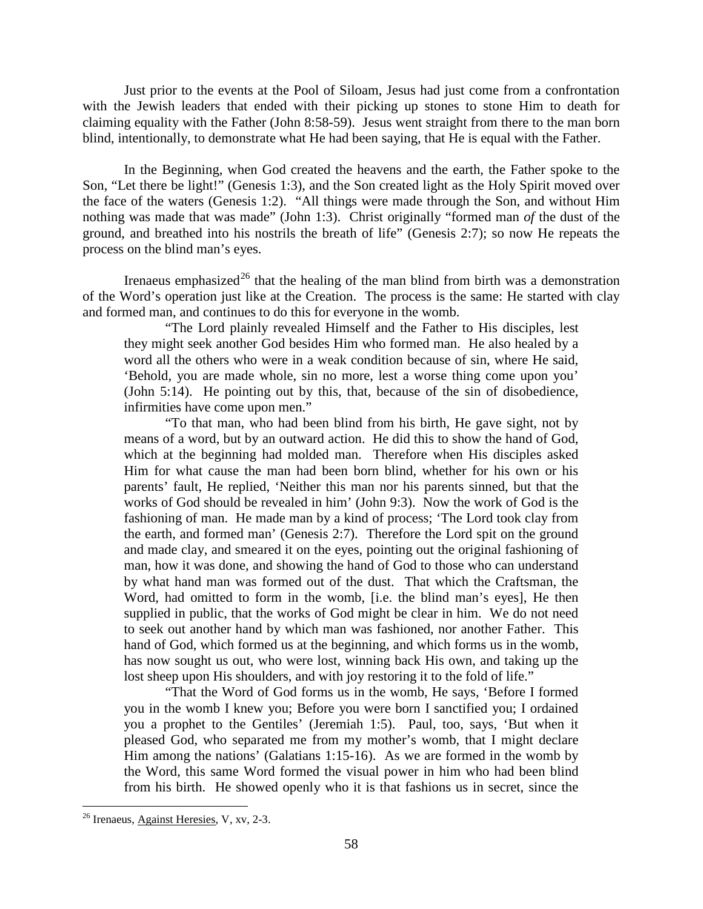Just prior to the events at the Pool of Siloam, Jesus had just come from a confrontation with the Jewish leaders that ended with their picking up stones to stone Him to death for claiming equality with the Father (John 8:58-59). Jesus went straight from there to the man born blind, intentionally, to demonstrate what He had been saying, that He is equal with the Father.

In the Beginning, when God created the heavens and the earth, the Father spoke to the Son, "Let there be light!" (Genesis 1:3), and the Son created light as the Holy Spirit moved over the face of the waters (Genesis 1:2). "All things were made through the Son, and without Him nothing was made that was made" (John 1:3). Christ originally "formed man *of* the dust of the ground, and breathed into his nostrils the breath of life" (Genesis 2:7); so now He repeats the process on the blind man's eyes.

Irenaeus emphasized[26] that the healing of the man blind from birth was a demonstration of the Word's operation just like at the Creation. The process is the same: He started with clay and formed man, and continues to do this for everyone in the womb.

> "The Lord plainly revealed Himself and the Father to His disciples, lest they might seek another God besides Him who formed man. He also healed by a word all the others who were in a weak condition because of sin, where He said, 'Behold, you are made whole, sin no more, lest a worse thing come upon you' (John 5:14). He pointing out by this, that, because of the sin of disobedience, infirmities have come upon men."
>
> "To that man, who had been blind from his birth, He gave sight, not by means of a word, but by an outward action. He did this to show the hand of God, which at the beginning had molded man. Therefore when His disciples asked Him for what cause the man had been born blind, whether for his own or his parents' fault, He replied, 'Neither this man nor his parents sinned, but that the works of God should be revealed in him' (John 9:3). Now the work of God is the fashioning of man. He made man by a kind of process; 'The Lord took clay from the earth, and formed man' (Genesis 2:7). Therefore the Lord spit on the ground and made clay, and smeared it on the eyes, pointing out the original fashioning of man, how it was done, and showing the hand of God to those who can understand by what hand man was formed out of the dust. That which the Craftsman, the Word, had omitted to form in the womb, [i.e. the blind man's eyes], He then supplied in public, that the works of God might be clear in him. We do not need to seek out another hand by which man was fashioned, nor another Father. This hand of God, which formed us at the beginning, and which forms us in the womb, has now sought us out, who were lost, winning back His own, and taking up the lost sheep upon His shoulders, and with joy restoring it to the fold of life."
>
> "That the Word of God forms us in the womb, He says, 'Before I formed you in the womb I knew you; Before you were born I sanctified you; I ordained you a prophet to the Gentiles' (Jeremiah 1:5). Paul, too, says, 'But when it pleased God, who separated me from my mother's womb, that I might declare Him among the nations' (Galatians 1:15-16). As we are formed in the womb by the Word, this same Word formed the visual power in him who had been blind from his birth. He showed openly who it is that fashions us in secret, since the

[26] Irenaeus, Against Heresies, V, xv, 2-3.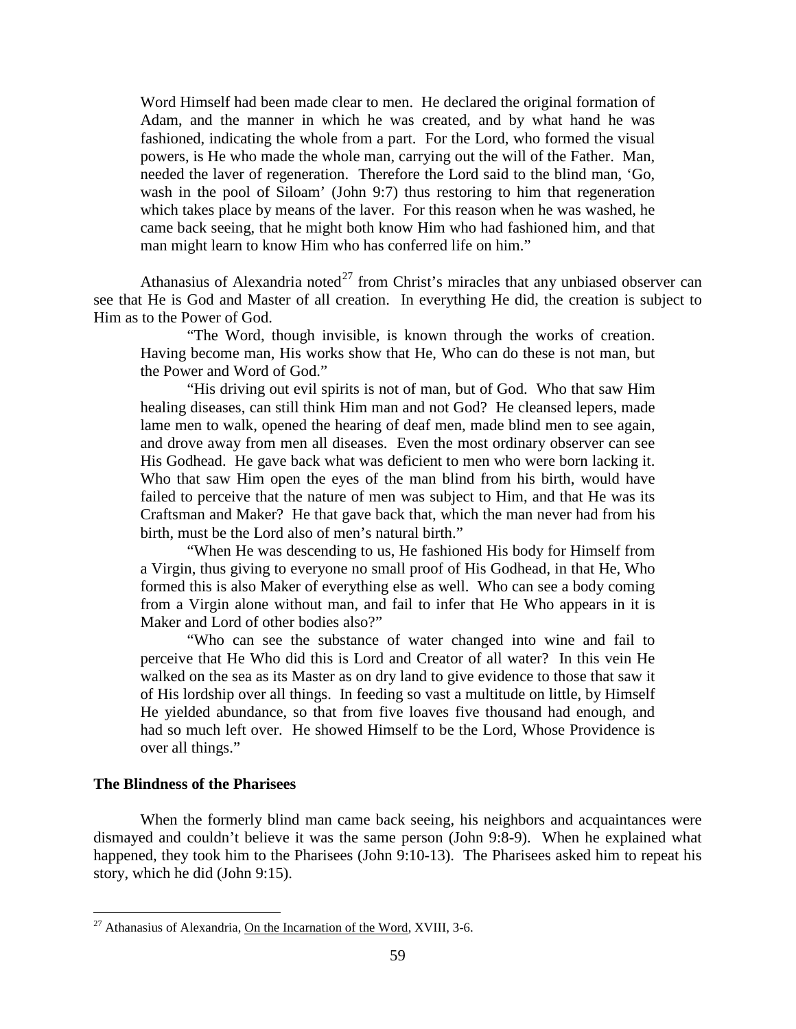> Word Himself had been made clear to men. He declared the original formation of Adam, and the manner in which he was created, and by what hand he was fashioned, indicating the whole from a part. For the Lord, who formed the visual powers, is He who made the whole man, carrying out the will of the Father. Man, needed the laver of regeneration. Therefore the Lord said to the blind man, 'Go, wash in the pool of Siloam' (John 9:7) thus restoring to him that regeneration which takes place by means of the laver. For this reason when he was washed, he came back seeing, that he might both know Him who had fashioned him, and that man might learn to know Him who has conferred life on him."

Athanasius of Alexandria noted[27] from Christ's miracles that any unbiased observer can see that He is God and Master of all creation. In everything He did, the creation is subject to Him as to the Power of God.

> "The Word, though invisible, is known through the works of creation. Having become man, His works show that He, Who can do these is not man, but the Power and Word of God."
>
> "His driving out evil spirits is not of man, but of God. Who that saw Him healing diseases, can still think Him man and not God? He cleansed lepers, made lame men to walk, opened the hearing of deaf men, made blind men to see again, and drove away from men all diseases. Even the most ordinary observer can see His Godhead. He gave back what was deficient to men who were born lacking it. Who that saw Him open the eyes of the man blind from his birth, would have failed to perceive that the nature of men was subject to Him, and that He was its Craftsman and Maker? He that gave back that, which the man never had from his birth, must be the Lord also of men's natural birth."
>
> "When He was descending to us, He fashioned His body for Himself from a Virgin, thus giving to everyone no small proof of His Godhead, in that He, Who formed this is also Maker of everything else as well. Who can see a body coming from a Virgin alone without man, and fail to infer that He Who appears in it is Maker and Lord of other bodies also?"
>
> "Who can see the substance of water changed into wine and fail to perceive that He Who did this is Lord and Creator of all water? In this vein He walked on the sea as its Master as on dry land to give evidence to those that saw it of His lordship over all things. In feeding so vast a multitude on little, by Himself He yielded abundance, so that from five loaves five thousand had enough, and had so much left over. He showed Himself to be the Lord, Whose Providence is over all things."

**The Blindness of the Pharisees**

When the formerly blind man came back seeing, his neighbors and acquaintances were dismayed and couldn't believe it was the same person (John 9:8-9). When he explained what happened, they took him to the Pharisees (John 9:10-13). The Pharisees asked him to repeat his story, which he did (John 9:15).

---

[27] Athanasius of Alexandria, On the Incarnation of the Word, XVIII, 3-6.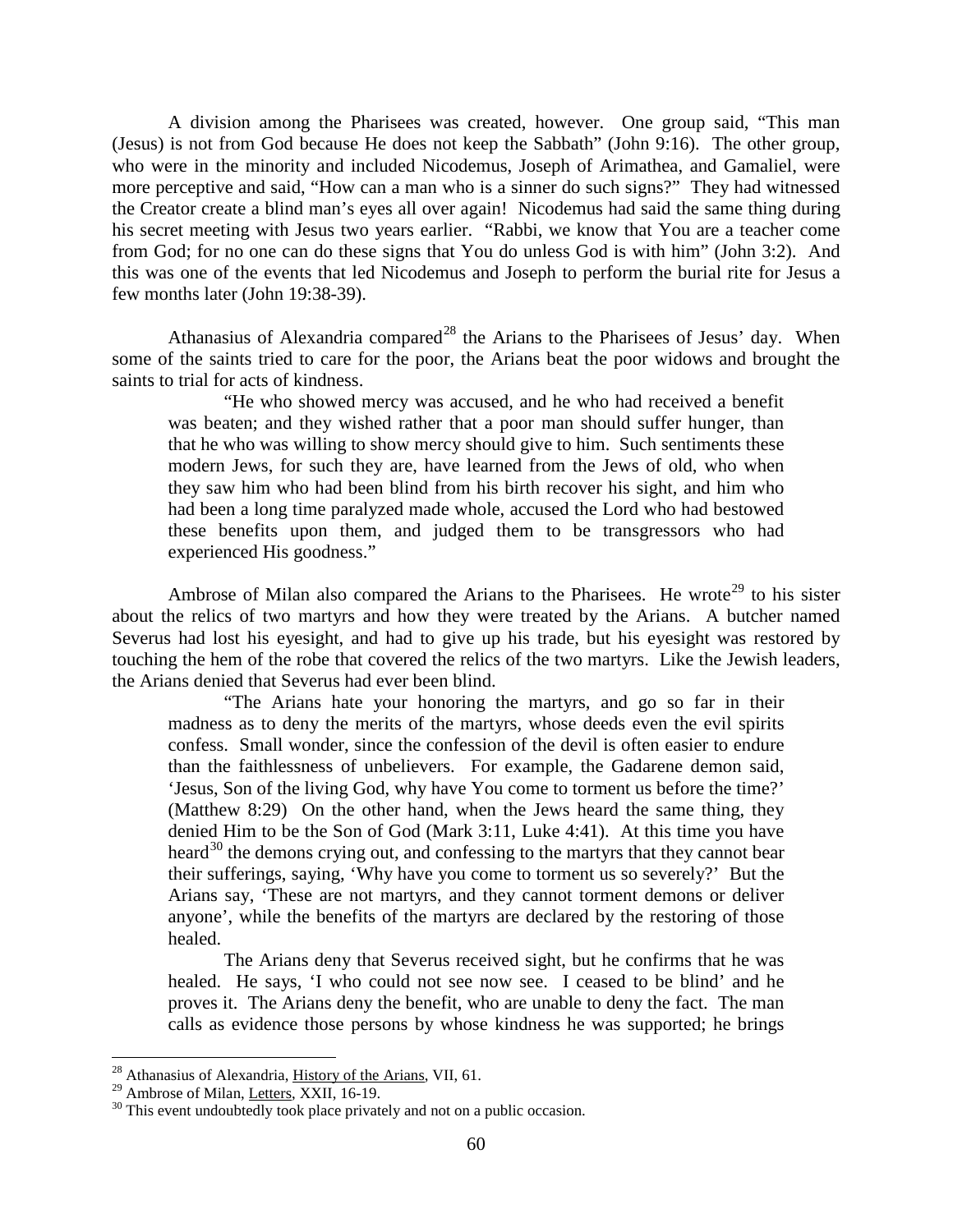A division among the Pharisees was created, however. One group said, "This man (Jesus) is not from God because He does not keep the Sabbath" (John 9:16). The other group, who were in the minority and included Nicodemus, Joseph of Arimathea, and Gamaliel, were more perceptive and said, "How can a man who is a sinner do such signs?" They had witnessed the Creator create a blind man's eyes all over again! Nicodemus had said the same thing during his secret meeting with Jesus two years earlier. "Rabbi, we know that You are a teacher come from God; for no one can do these signs that You do unless God is with him" (John 3:2). And this was one of the events that led Nicodemus and Joseph to perform the burial rite for Jesus a few months later (John 19:38-39).

Athanasius of Alexandria compared[28] the Arians to the Pharisees of Jesus' day. When some of the saints tried to care for the poor, the Arians beat the poor widows and brought the saints to trial for acts of kindness.

> "He who showed mercy was accused, and he who had received a benefit was beaten; and they wished rather that a poor man should suffer hunger, than that he who was willing to show mercy should give to him. Such sentiments these modern Jews, for such they are, have learned from the Jews of old, who when they saw him who had been blind from his birth recover his sight, and him who had been a long time paralyzed made whole, accused the Lord who had bestowed these benefits upon them, and judged them to be transgressors who had experienced His goodness."

Ambrose of Milan also compared the Arians to the Pharisees. He wrote[29] to his sister about the relics of two martyrs and how they were treated by the Arians. A butcher named Severus had lost his eyesight, and had to give up his trade, but his eyesight was restored by touching the hem of the robe that covered the relics of the two martyrs. Like the Jewish leaders, the Arians denied that Severus had ever been blind.

> "The Arians hate your honoring the martyrs, and go so far in their madness as to deny the merits of the martyrs, whose deeds even the evil spirits confess. Small wonder, since the confession of the devil is often easier to endure than the faithlessness of unbelievers. For example, the Gadarene demon said, 'Jesus, Son of the living God, why have You come to torment us before the time?' (Matthew 8:29) On the other hand, when the Jews heard the same thing, they denied Him to be the Son of God (Mark 3:11, Luke 4:41). At this time you have heard[30] the demons crying out, and confessing to the martyrs that they cannot bear their sufferings, saying, 'Why have you come to torment us so severely?' But the Arians say, 'These are not martyrs, and they cannot torment demons or deliver anyone', while the benefits of the martyrs are declared by the restoring of those healed.
>
> The Arians deny that Severus received sight, but he confirms that he was healed. He says, 'I who could not see now see. I ceased to be blind' and he proves it. The Arians deny the benefit, who are unable to deny the fact. The man calls as evidence those persons by whose kindness he was supported; he brings

---

[28] Athanasius of Alexandria, History of the Arians, VII, 61.

[29] Ambrose of Milan, Letters, XXII, 16-19.

[30] This event undoubtedly took place privately and not on a public occasion.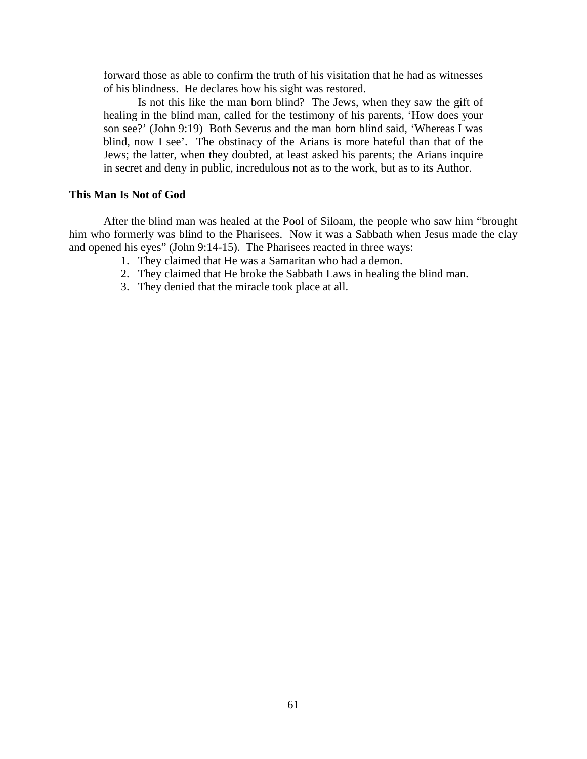forward those as able to confirm the truth of his visitation that he had as witnesses of his blindness. He declares how his sight was restored.

Is not this like the man born blind? The Jews, when they saw the gift of healing in the blind man, called for the testimony of his parents, 'How does your son see?' (John 9:19) Both Severus and the man born blind said, 'Whereas I was blind, now I see'. The obstinacy of the Arians is more hateful than that of the Jews; the latter, when they doubted, at least asked his parents; the Arians inquire in secret and deny in public, incredulous not as to the work, but as to its Author.

**This Man Is Not of God**

After the blind man was healed at the Pool of Siloam, the people who saw him "brought him who formerly was blind to the Pharisees. Now it was a Sabbath when Jesus made the clay and opened his eyes" (John 9:14-15). The Pharisees reacted in three ways:

1. They claimed that He was a Samaritan who had a demon.
2. They claimed that He broke the Sabbath Laws in healing the blind man.
3. They denied that the miracle took place at all.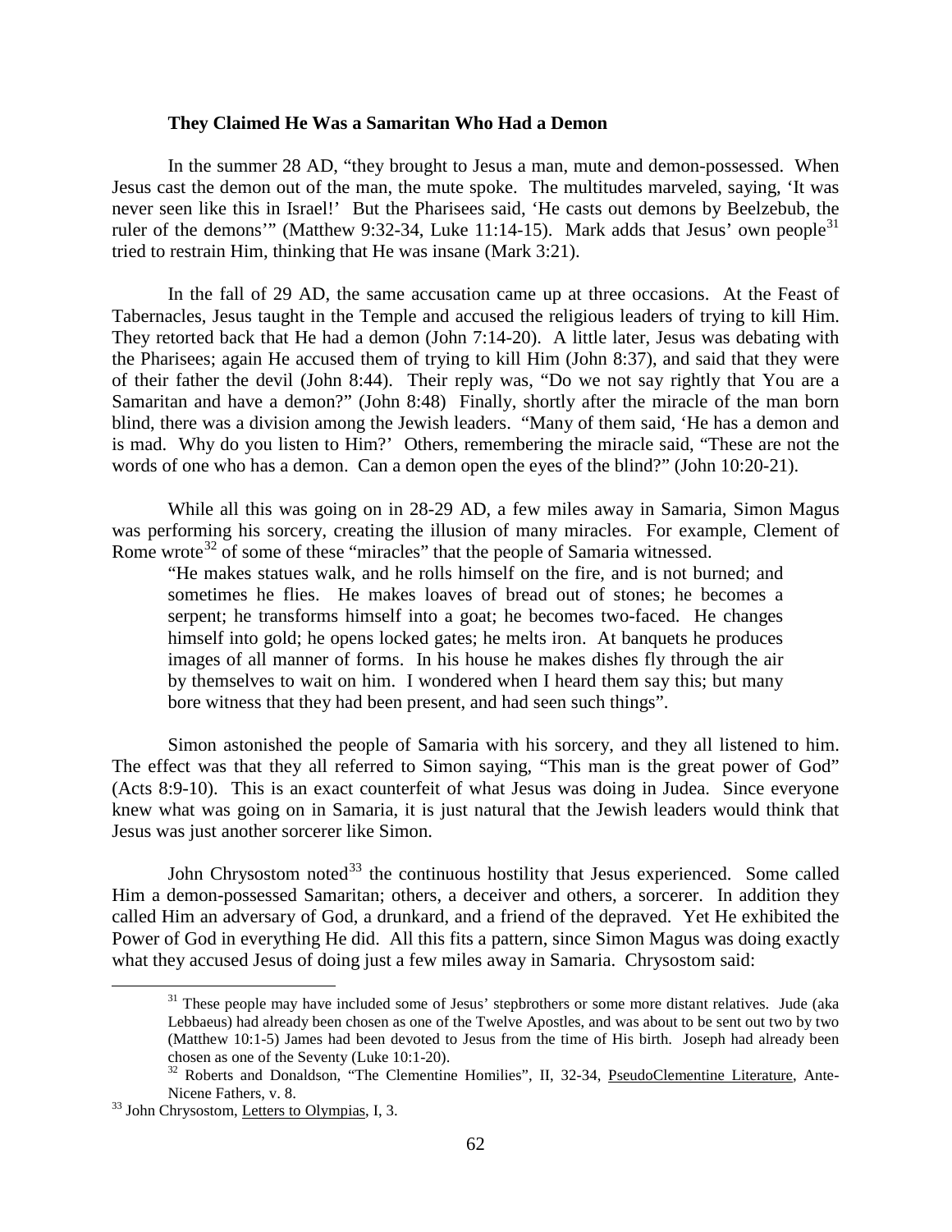### They Claimed He Was a Samaritan Who Had a Demon

In the summer 28 AD, "they brought to Jesus a man, mute and demon-possessed. When Jesus cast the demon out of the man, the mute spoke. The multitudes marveled, saying, 'It was never seen like this in Israel!' But the Pharisees said, 'He casts out demons by Beelzebub, the ruler of the demons'" (Matthew 9:32-34, Luke 11:14-15). Mark adds that Jesus' own people[31] tried to restrain Him, thinking that He was insane (Mark 3:21).

In the fall of 29 AD, the same accusation came up at three occasions. At the Feast of Tabernacles, Jesus taught in the Temple and accused the religious leaders of trying to kill Him. They retorted back that He had a demon (John 7:14-20). A little later, Jesus was debating with the Pharisees; again He accused them of trying to kill Him (John 8:37), and said that they were of their father the devil (John 8:44). Their reply was, "Do we not say rightly that You are a Samaritan and have a demon?" (John 8:48) Finally, shortly after the miracle of the man born blind, there was a division among the Jewish leaders. "Many of them said, 'He has a demon and is mad. Why do you listen to Him?' Others, remembering the miracle said, "These are not the words of one who has a demon. Can a demon open the eyes of the blind?" (John 10:20-21).

While all this was going on in 28-29 AD, a few miles away in Samaria, Simon Magus was performing his sorcery, creating the illusion of many miracles. For example, Clement of Rome wrote[32] of some of these "miracles" that the people of Samaria witnessed.

> "He makes statues walk, and he rolls himself on the fire, and is not burned; and sometimes he flies. He makes loaves of bread out of stones; he becomes a serpent; he transforms himself into a goat; he becomes two-faced. He changes himself into gold; he opens locked gates; he melts iron. At banquets he produces images of all manner of forms. In his house he makes dishes fly through the air by themselves to wait on him. I wondered when I heard them say this; but many bore witness that they had been present, and had seen such things".

Simon astonished the people of Samaria with his sorcery, and they all listened to him. The effect was that they all referred to Simon saying, "This man is the great power of God" (Acts 8:9-10). This is an exact counterfeit of what Jesus was doing in Judea. Since everyone knew what was going on in Samaria, it is just natural that the Jewish leaders would think that Jesus was just another sorcerer like Simon.

John Chrysostom noted[33] the continuous hostility that Jesus experienced. Some called Him a demon-possessed Samaritan; others, a deceiver and others, a sorcerer. In addition they called Him an adversary of God, a drunkard, and a friend of the depraved. Yet He exhibited the Power of God in everything He did. All this fits a pattern, since Simon Magus was doing exactly what they accused Jesus of doing just a few miles away in Samaria. Chrysostom said:

---

[31] These people may have included some of Jesus' stepbrothers or some more distant relatives. Jude (aka Lebbaeus) had already been chosen as one of the Twelve Apostles, and was about to be sent out two by two (Matthew 10:1-5) James had been devoted to Jesus from the time of His birth. Joseph had already been chosen as one of the Seventy (Luke 10:1-20).

[32] Roberts and Donaldson, "The Clementine Homilies", II, 32-34, PseudoClementine Literature, Ante-Nicene Fathers, v. 8.

[33] John Chrysostom, Letters to Olympias, I, 3.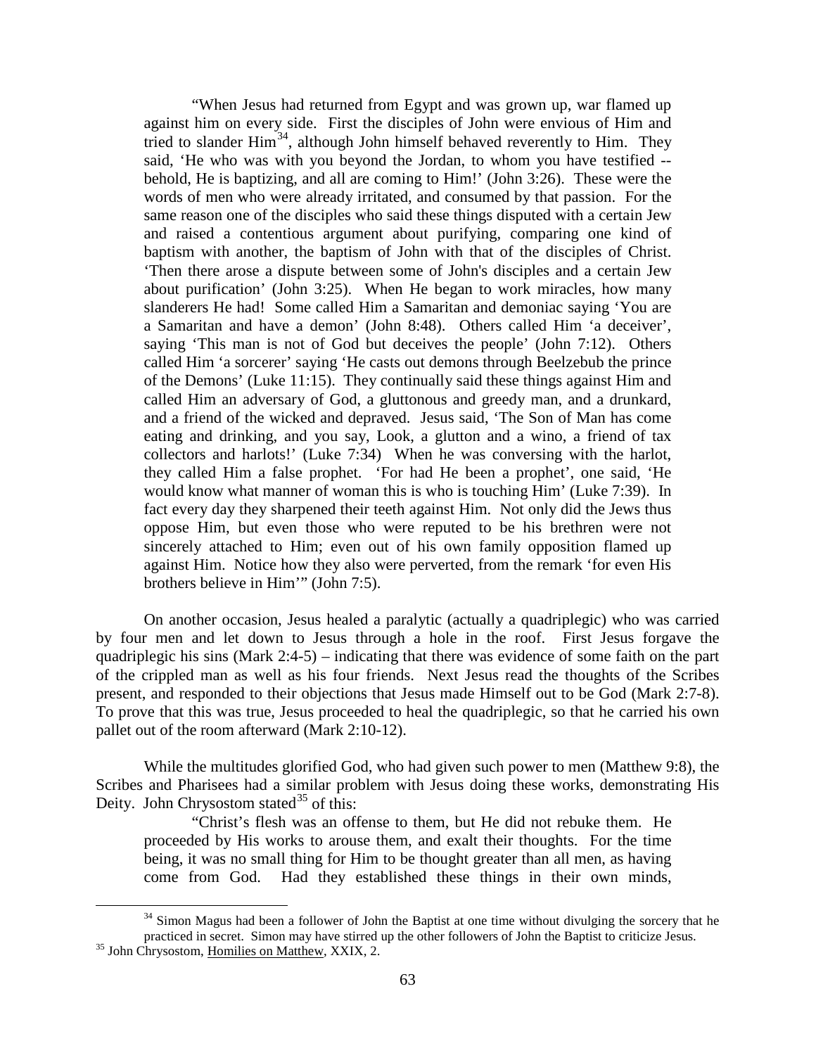> "When Jesus had returned from Egypt and was grown up, war flamed up against him on every side. First the disciples of John were envious of Him and tried to slander Him[34], although John himself behaved reverently to Him. They said, 'He who was with you beyond the Jordan, to whom you have testified -- behold, He is baptizing, and all are coming to Him!' (John 3:26). These were the words of men who were already irritated, and consumed by that passion. For the same reason one of the disciples who said these things disputed with a certain Jew and raised a contentious argument about purifying, comparing one kind of baptism with another, the baptism of John with that of the disciples of Christ. 'Then there arose a dispute between some of John's disciples and a certain Jew about purification' (John 3:25). When He began to work miracles, how many slanderers He had! Some called Him a Samaritan and demoniac saying 'You are a Samaritan and have a demon' (John 8:48). Others called Him 'a deceiver', saying 'This man is not of God but deceives the people' (John 7:12). Others called Him 'a sorcerer' saying 'He casts out demons through Beelzebub the prince of the Demons' (Luke 11:15). They continually said these things against Him and called Him an adversary of God, a gluttonous and greedy man, and a drunkard, and a friend of the wicked and depraved. Jesus said, 'The Son of Man has come eating and drinking, and you say, Look, a glutton and a wino, a friend of tax collectors and harlots!' (Luke 7:34) When he was conversing with the harlot, they called Him a false prophet. 'For had He been a prophet', one said, 'He would know what manner of woman this is who is touching Him' (Luke 7:39). In fact every day they sharpened their teeth against Him. Not only did the Jews thus oppose Him, but even those who were reputed to be his brethren were not sincerely attached to Him; even out of his own family opposition flamed up against Him. Notice how they also were perverted, from the remark 'for even His brothers believe in Him'" (John 7:5).

On another occasion, Jesus healed a paralytic (actually a quadriplegic) who was carried by four men and let down to Jesus through a hole in the roof. First Jesus forgave the quadriplegic his sins (Mark 2:4-5) – indicating that there was evidence of some faith on the part of the crippled man as well as his four friends. Next Jesus read the thoughts of the Scribes present, and responded to their objections that Jesus made Himself out to be God (Mark 2:7-8). To prove that this was true, Jesus proceeded to heal the quadriplegic, so that he carried his own pallet out of the room afterward (Mark 2:10-12).

While the multitudes glorified God, who had given such power to men (Matthew 9:8), the Scribes and Pharisees had a similar problem with Jesus doing these works, demonstrating His Deity. John Chrysostom stated[35] of this:

> "Christ's flesh was an offense to them, but He did not rebuke them. He proceeded by His works to arouse them, and exalt their thoughts. For the time being, it was no small thing for Him to be thought greater than all men, as having come from God. Had they established these things in their own minds,

[34] Simon Magus had been a follower of John the Baptist at one time without divulging the sorcery that he practiced in secret. Simon may have stirred up the other followers of John the Baptist to criticize Jesus.

[35] John Chrysostom, Homilies on Matthew, XXIX, 2.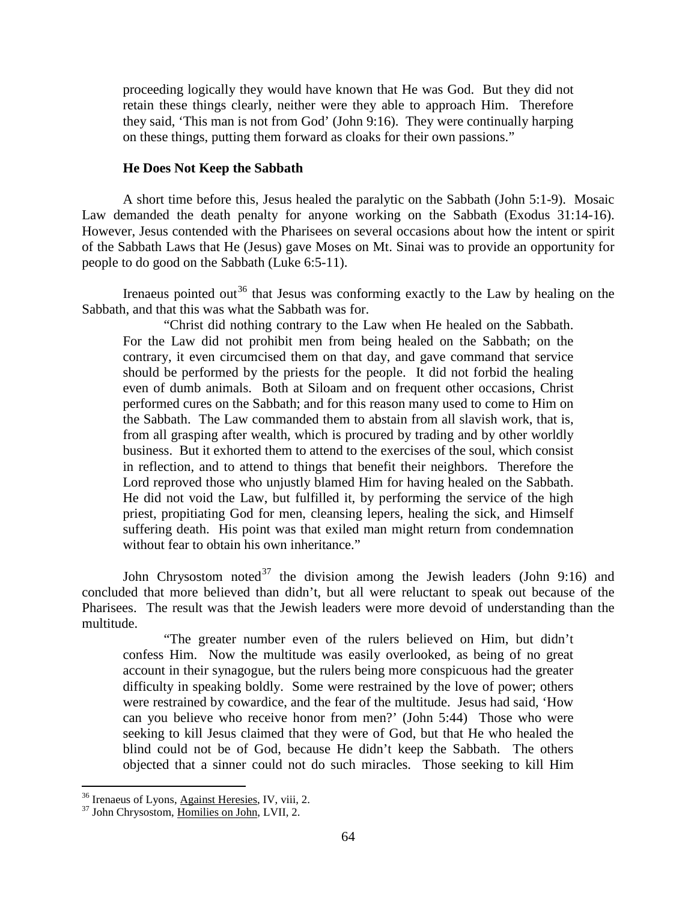> proceeding logically they would have known that He was God. But they did not retain these things clearly, neither were they able to approach Him. Therefore they said, 'This man is not from God' (John 9:16). They were continually harping on these things, putting them forward as cloaks for their own passions."

### He Does Not Keep the Sabbath

A short time before this, Jesus healed the paralytic on the Sabbath (John 5:1-9). Mosaic Law demanded the death penalty for anyone working on the Sabbath (Exodus 31:14-16). However, Jesus contended with the Pharisees on several occasions about how the intent or spirit of the Sabbath Laws that He (Jesus) gave Moses on Mt. Sinai was to provide an opportunity for people to do good on the Sabbath (Luke 6:5-11).

Irenaeus pointed out[36] that Jesus was conforming exactly to the Law by healing on the Sabbath, and that this was what the Sabbath was for.

> "Christ did nothing contrary to the Law when He healed on the Sabbath. For the Law did not prohibit men from being healed on the Sabbath; on the contrary, it even circumcised them on that day, and gave command that service should be performed by the priests for the people. It did not forbid the healing even of dumb animals. Both at Siloam and on frequent other occasions, Christ performed cures on the Sabbath; and for this reason many used to come to Him on the Sabbath. The Law commanded them to abstain from all slavish work, that is, from all grasping after wealth, which is procured by trading and by other worldly business. But it exhorted them to attend to the exercises of the soul, which consist in reflection, and to attend to things that benefit their neighbors. Therefore the Lord reproved those who unjustly blamed Him for having healed on the Sabbath. He did not void the Law, but fulfilled it, by performing the service of the high priest, propitiating God for men, cleansing lepers, healing the sick, and Himself suffering death. His point was that exiled man might return from condemnation without fear to obtain his own inheritance."

John Chrysostom noted[37] the division among the Jewish leaders (John 9:16) and concluded that more believed than didn't, but all were reluctant to speak out because of the Pharisees. The result was that the Jewish leaders were more devoid of understanding than the multitude.

> "The greater number even of the rulers believed on Him, but didn't confess Him. Now the multitude was easily overlooked, as being of no great account in their synagogue, but the rulers being more conspicuous had the greater difficulty in speaking boldly. Some were restrained by the love of power; others were restrained by cowardice, and the fear of the multitude. Jesus had said, 'How can you believe who receive honor from men?' (John 5:44) Those who were seeking to kill Jesus claimed that they were of God, but that He who healed the blind could not be of God, because He didn't keep the Sabbath. The others objected that a sinner could not do such miracles. Those seeking to kill Him

---

[36] Irenaeus of Lyons, Against Heresies, IV, viii, 2.

[37] John Chrysostom, Homilies on John, LVII, 2.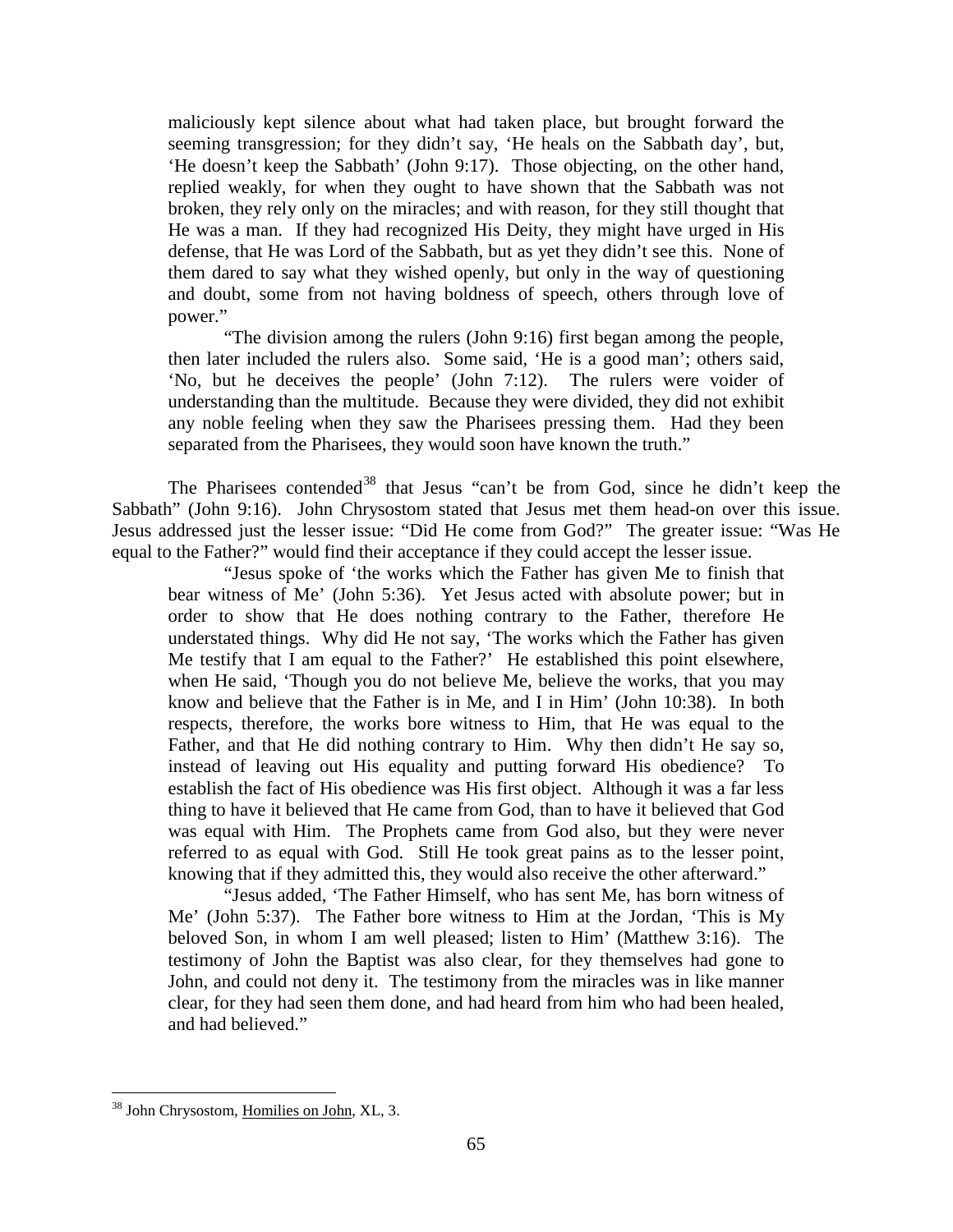maliciously kept silence about what had taken place, but brought forward the seeming transgression; for they didn't say, 'He heals on the Sabbath day', but, 'He doesn't keep the Sabbath' (John 9:17). Those objecting, on the other hand, replied weakly, for when they ought to have shown that the Sabbath was not broken, they rely only on the miracles; and with reason, for they still thought that He was a man. If they had recognized His Deity, they might have urged in His defense, that He was Lord of the Sabbath, but as yet they didn't see this. None of them dared to say what they wished openly, but only in the way of questioning and doubt, some from not having boldness of speech, others through love of power."

> "The division among the rulers (John 9:16) first began among the people, then later included the rulers also. Some said, 'He is a good man'; others said, 'No, but he deceives the people' (John 7:12). The rulers were voider of understanding than the multitude. Because they were divided, they did not exhibit any noble feeling when they saw the Pharisees pressing them. Had they been separated from the Pharisees, they would soon have known the truth."

The Pharisees contended[38] that Jesus "can't be from God, since he didn't keep the Sabbath" (John 9:16). John Chrysostom stated that Jesus met them head-on over this issue. Jesus addressed just the lesser issue: "Did He come from God?" The greater issue: "Was He equal to the Father?" would find their acceptance if they could accept the lesser issue.

> "Jesus spoke of 'the works which the Father has given Me to finish that bear witness of Me' (John 5:36). Yet Jesus acted with absolute power; but in order to show that He does nothing contrary to the Father, therefore He understated things. Why did He not say, 'The works which the Father has given Me testify that I am equal to the Father?' He established this point elsewhere, when He said, 'Though you do not believe Me, believe the works, that you may know and believe that the Father is in Me, and I in Him' (John 10:38). In both respects, therefore, the works bore witness to Him, that He was equal to the Father, and that He did nothing contrary to Him. Why then didn't He say so, instead of leaving out His equality and putting forward His obedience? To establish the fact of His obedience was His first object. Although it was a far less thing to have it believed that He came from God, than to have it believed that God was equal with Him. The Prophets came from God also, but they were never referred to as equal with God. Still He took great pains as to the lesser point, knowing that if they admitted this, they would also receive the other afterward."
>
> "Jesus added, 'The Father Himself, who has sent Me, has born witness of Me' (John 5:37). The Father bore witness to Him at the Jordan, 'This is My beloved Son, in whom I am well pleased; listen to Him' (Matthew 3:16). The testimony of John the Baptist was also clear, for they themselves had gone to John, and could not deny it. The testimony from the miracles was in like manner clear, for they had seen them done, and had heard from him who had been healed, and had believed."

---

[38] John Chrysostom, Homilies on John, XL, 3.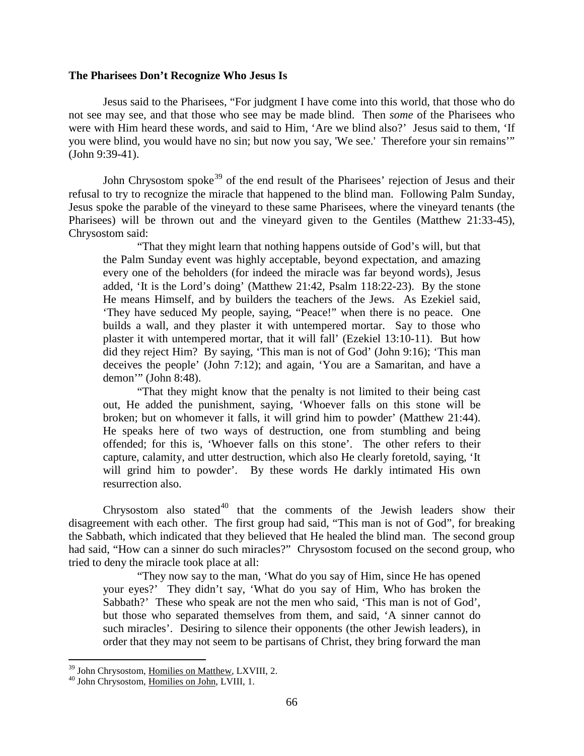**The Pharisees Don't Recognize Who Jesus Is**

Jesus said to the Pharisees, "For judgment I have come into this world, that those who do not see may see, and that those who see may be made blind. Then *some* of the Pharisees who were with Him heard these words, and said to Him, 'Are we blind also?' Jesus said to them, 'If you were blind, you would have no sin; but now you say, 'We see.' Therefore your sin remains'" (John 9:39-41).

John Chrysostom spoke[39] of the end result of the Pharisees' rejection of Jesus and their refusal to try to recognize the miracle that happened to the blind man. Following Palm Sunday, Jesus spoke the parable of the vineyard to these same Pharisees, where the vineyard tenants (the Pharisees) will be thrown out and the vineyard given to the Gentiles (Matthew 21:33-45), Chrysostom said:

> "That they might learn that nothing happens outside of God's will, but that the Palm Sunday event was highly acceptable, beyond expectation, and amazing every one of the beholders (for indeed the miracle was far beyond words), Jesus added, 'It is the Lord's doing' (Matthew 21:42, Psalm 118:22-23). By the stone He means Himself, and by builders the teachers of the Jews. As Ezekiel said, 'They have seduced My people, saying, "Peace!" when there is no peace. One builds a wall, and they plaster it with untempered mortar. Say to those who plaster it with untempered mortar, that it will fall' (Ezekiel 13:10-11). But how did they reject Him? By saying, 'This man is not of God' (John 9:16); 'This man deceives the people' (John 7:12); and again, 'You are a Samaritan, and have a demon'" (John 8:48).
>
> "That they might know that the penalty is not limited to their being cast out, He added the punishment, saying, 'Whoever falls on this stone will be broken; but on whomever it falls, it will grind him to powder' (Matthew 21:44). He speaks here of two ways of destruction, one from stumbling and being offended; for this is, 'Whoever falls on this stone'. The other refers to their capture, calamity, and utter destruction, which also He clearly foretold, saying, 'It will grind him to powder'. By these words He darkly intimated His own resurrection also.

Chrysostom also stated[40] that the comments of the Jewish leaders show their disagreement with each other. The first group had said, "This man is not of God", for breaking the Sabbath, which indicated that they believed that He healed the blind man. The second group had said, "How can a sinner do such miracles?" Chrysostom focused on the second group, who tried to deny the miracle took place at all:

> "They now say to the man, 'What do you say of Him, since He has opened your eyes?' They didn't say, 'What do you say of Him, Who has broken the Sabbath?' These who speak are not the men who said, 'This man is not of God', but those who separated themselves from them, and said, 'A sinner cannot do such miracles'. Desiring to silence their opponents (the other Jewish leaders), in order that they may not seem to be partisans of Christ, they bring forward the man

---

[39] John Chrysostom, Homilies on Matthew, LXVIII, 2.

[40] John Chrysostom, Homilies on John, LVIII, 1.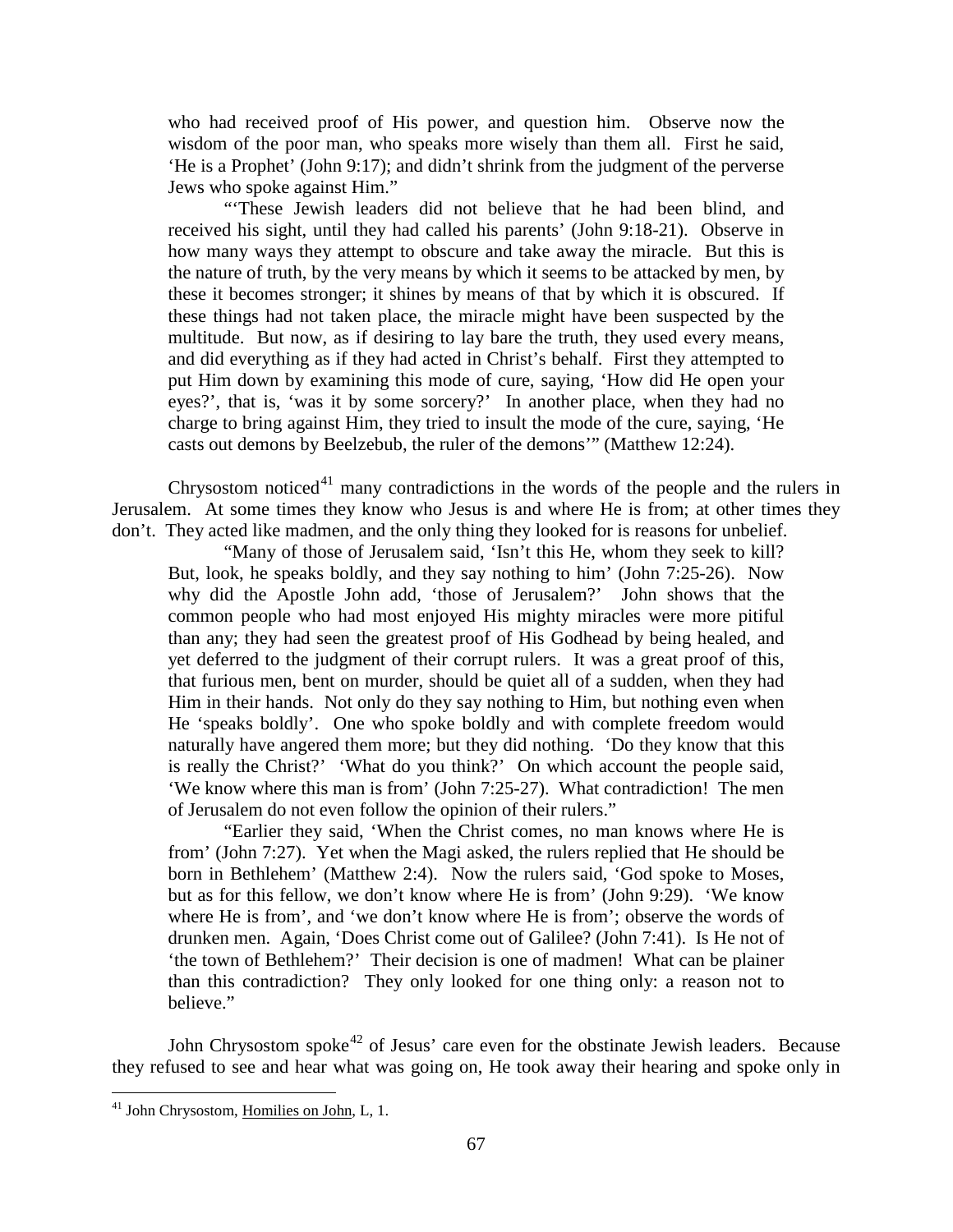> who had received proof of His power, and question him. Observe now the wisdom of the poor man, who speaks more wisely than them all. First he said, 'He is a Prophet' (John 9:17); and didn't shrink from the judgment of the perverse Jews who spoke against Him."
>
> "'These Jewish leaders did not believe that he had been blind, and received his sight, until they had called his parents' (John 9:18-21). Observe in how many ways they attempt to obscure and take away the miracle. But this is the nature of truth, by the very means by which it seems to be attacked by men, by these it becomes stronger; it shines by means of that by which it is obscured. If these things had not taken place, the miracle might have been suspected by the multitude. But now, as if desiring to lay bare the truth, they used every means, and did everything as if they had acted in Christ's behalf. First they attempted to put Him down by examining this mode of cure, saying, 'How did He open your eyes?', that is, 'was it by some sorcery?' In another place, when they had no charge to bring against Him, they tried to insult the mode of the cure, saying, 'He casts out demons by Beelzebub, the ruler of the demons'" (Matthew 12:24).

Chrysostom noticed[41] many contradictions in the words of the people and the rulers in Jerusalem. At some times they know who Jesus is and where He is from; at other times they don't. They acted like madmen, and the only thing they looked for is reasons for unbelief.

> "Many of those of Jerusalem said, 'Isn't this He, whom they seek to kill? But, look, he speaks boldly, and they say nothing to him' (John 7:25-26). Now why did the Apostle John add, 'those of Jerusalem?' John shows that the common people who had most enjoyed His mighty miracles were more pitiful than any; they had seen the greatest proof of His Godhead by being healed, and yet deferred to the judgment of their corrupt rulers. It was a great proof of this, that furious men, bent on murder, should be quiet all of a sudden, when they had Him in their hands. Not only do they say nothing to Him, but nothing even when He 'speaks boldly'. One who spoke boldly and with complete freedom would naturally have angered them more; but they did nothing. 'Do they know that this is really the Christ?' 'What do you think?' On which account the people said, 'We know where this man is from' (John 7:25-27). What contradiction! The men of Jerusalem do not even follow the opinion of their rulers."
>
> "Earlier they said, 'When the Christ comes, no man knows where He is from' (John 7:27). Yet when the Magi asked, the rulers replied that He should be born in Bethlehem' (Matthew 2:4). Now the rulers said, 'God spoke to Moses, but as for this fellow, we don't know where He is from' (John 9:29). 'We know where He is from', and 'we don't know where He is from'; observe the words of drunken men. Again, 'Does Christ come out of Galilee? (John 7:41). Is He not of 'the town of Bethlehem?' Their decision is one of madmen! What can be plainer than this contradiction? They only looked for one thing only: a reason not to believe."

John Chrysostom spoke[42] of Jesus' care even for the obstinate Jewish leaders. Because they refused to see and hear what was going on, He took away their hearing and spoke only in

---

[41] John Chrysostom, Homilies on John, L, 1.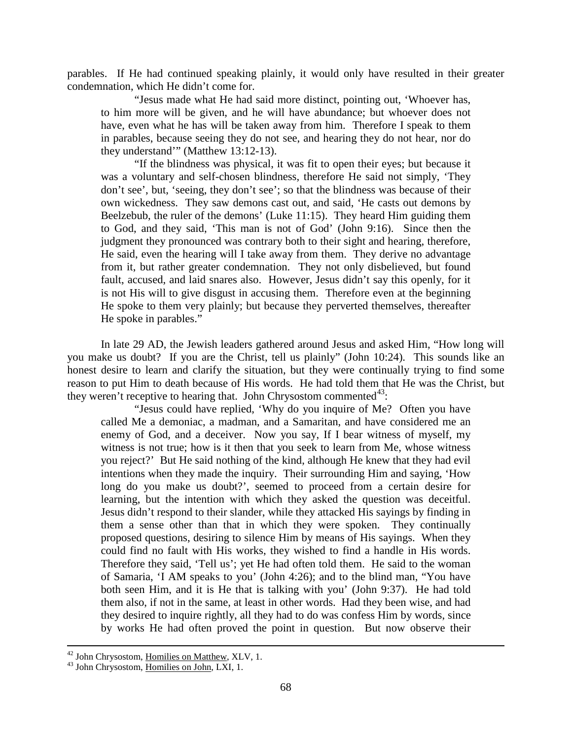parables. If He had continued speaking plainly, it would only have resulted in their greater condemnation, which He didn't come for.

> "Jesus made what He had said more distinct, pointing out, 'Whoever has, to him more will be given, and he will have abundance; but whoever does not have, even what he has will be taken away from him. Therefore I speak to them in parables, because seeing they do not see, and hearing they do not hear, nor do they understand'" (Matthew 13:12-13).
>
> "If the blindness was physical, it was fit to open their eyes; but because it was a voluntary and self-chosen blindness, therefore He said not simply, 'They don't see', but, 'seeing, they don't see'; so that the blindness was because of their own wickedness. They saw demons cast out, and said, 'He casts out demons by Beelzebub, the ruler of the demons' (Luke 11:15). They heard Him guiding them to God, and they said, 'This man is not of God' (John 9:16). Since then the judgment they pronounced was contrary both to their sight and hearing, therefore, He said, even the hearing will I take away from them. They derive no advantage from it, but rather greater condemnation. They not only disbelieved, but found fault, accused, and laid snares also. However, Jesus didn't say this openly, for it is not His will to give disgust in accusing them. Therefore even at the beginning He spoke to them very plainly; but because they perverted themselves, thereafter He spoke in parables."

In late 29 AD, the Jewish leaders gathered around Jesus and asked Him, "How long will you make us doubt? If you are the Christ, tell us plainly" (John 10:24). This sounds like an honest desire to learn and clarify the situation, but they were continually trying to find some reason to put Him to death because of His words. He had told them that He was the Christ, but they weren't receptive to hearing that. John Chrysostom commented[43]:

> "Jesus could have replied, 'Why do you inquire of Me? Often you have called Me a demoniac, a madman, and a Samaritan, and have considered me an enemy of God, and a deceiver. Now you say, If I bear witness of myself, my witness is not true; how is it then that you seek to learn from Me, whose witness you reject?' But He said nothing of the kind, although He knew that they had evil intentions when they made the inquiry. Their surrounding Him and saying, 'How long do you make us doubt?', seemed to proceed from a certain desire for learning, but the intention with which they asked the question was deceitful. Jesus didn't respond to their slander, while they attacked His sayings by finding in them a sense other than that in which they were spoken. They continually proposed questions, desiring to silence Him by means of His sayings. When they could find no fault with His works, they wished to find a handle in His words. Therefore they said, 'Tell us'; yet He had often told them. He said to the woman of Samaria, 'I AM speaks to you' (John 4:26); and to the blind man, "You have both seen Him, and it is He that is talking with you' (John 9:37). He had told them also, if not in the same, at least in other words. Had they been wise, and had they desired to inquire rightly, all they had to do was confess Him by words, since by works He had often proved the point in question. But now observe their

---

[42] John Chrysostom, Homilies on Matthew, XLV, 1.

[43] John Chrysostom, Homilies on John, LXI, 1.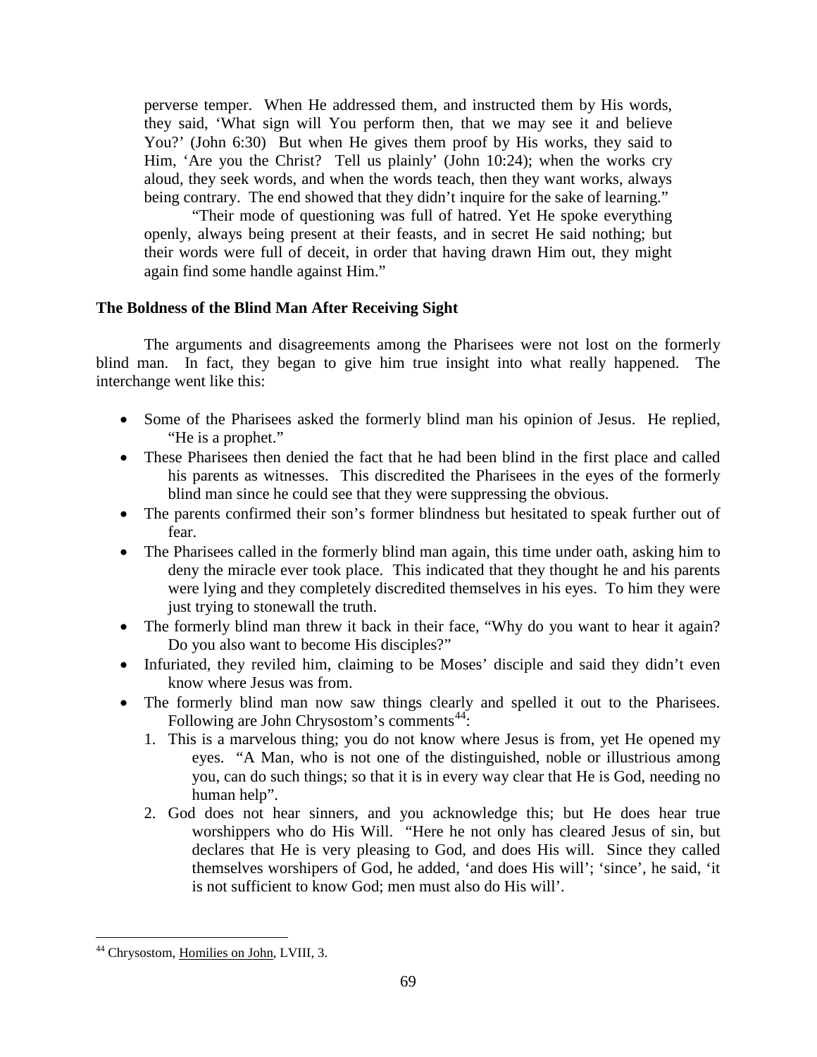perverse temper. When He addressed them, and instructed them by His words, they said, 'What sign will You perform then, that we may see it and believe You?' (John 6:30) But when He gives them proof by His works, they said to Him, 'Are you the Christ? Tell us plainly' (John 10:24); when the works cry aloud, they seek words, and when the words teach, then they want works, always being contrary. The end showed that they didn't inquire for the sake of learning."

"Their mode of questioning was full of hatred. Yet He spoke everything openly, always being present at their feasts, and in secret He said nothing; but their words were full of deceit, in order that having drawn Him out, they might again find some handle against Him."

**The Boldness of the Blind Man After Receiving Sight**

The arguments and disagreements among the Pharisees were not lost on the formerly blind man. In fact, they began to give him true insight into what really happened. The interchange went like this:

- Some of the Pharisees asked the formerly blind man his opinion of Jesus. He replied, "He is a prophet."
- These Pharisees then denied the fact that he had been blind in the first place and called his parents as witnesses. This discredited the Pharisees in the eyes of the formerly blind man since he could see that they were suppressing the obvious.
- The parents confirmed their son's former blindness but hesitated to speak further out of fear.
- The Pharisees called in the formerly blind man again, this time under oath, asking him to deny the miracle ever took place. This indicated that they thought he and his parents were lying and they completely discredited themselves in his eyes. To him they were just trying to stonewall the truth.
- The formerly blind man threw it back in their face, "Why do you want to hear it again? Do you also want to become His disciples?"
- Infuriated, they reviled him, claiming to be Moses' disciple and said they didn't even know where Jesus was from.
- The formerly blind man now saw things clearly and spelled it out to the Pharisees. Following are John Chrysostom's comments[44]:
  1. This is a marvelous thing; you do not know where Jesus is from, yet He opened my eyes. "A Man, who is not one of the distinguished, noble or illustrious among you, can do such things; so that it is in every way clear that He is God, needing no human help".
  2. God does not hear sinners, and you acknowledge this; but He does hear true worshippers who do His Will. "Here he not only has cleared Jesus of sin, but declares that He is very pleasing to God, and does His will. Since they called themselves worshipers of God, he added, 'and does His will'; 'since', he said, 'it is not sufficient to know God; men must also do His will'.

[44] Chrysostom, Homilies on John, LVIII, 3.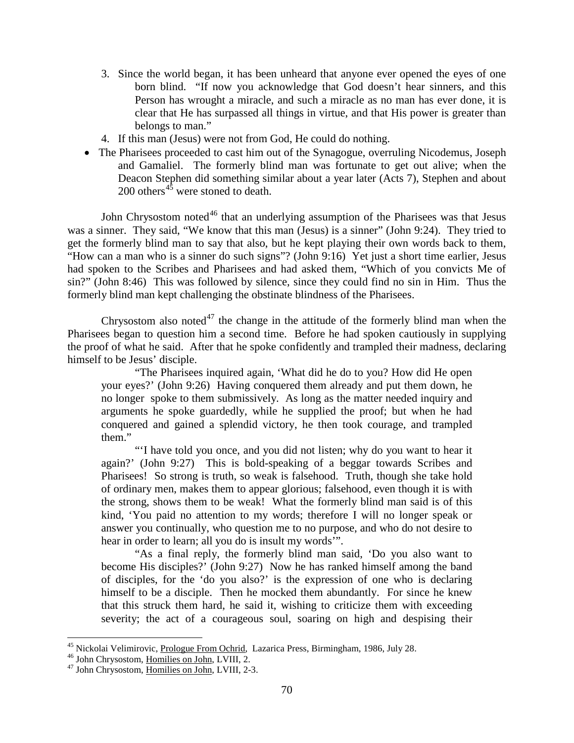3. Since the world began, it has been unheard that anyone ever opened the eyes of one born blind. "If now you acknowledge that God doesn't hear sinners, and this Person has wrought a miracle, and such a miracle as no man has ever done, it is clear that He has surpassed all things in virtue, and that His power is greater than belongs to man."
4. If this man (Jesus) were not from God, He could do nothing.

- The Pharisees proceeded to cast him out of the Synagogue, overruling Nicodemus, Joseph and Gamaliel. The formerly blind man was fortunate to get out alive; when the Deacon Stephen did something similar about a year later (Acts 7), Stephen and about 200 others[45] were stoned to death.

John Chrysostom noted[46] that an underlying assumption of the Pharisees was that Jesus was a sinner. They said, "We know that this man (Jesus) is a sinner" (John 9:24). They tried to get the formerly blind man to say that also, but he kept playing their own words back to them, "How can a man who is a sinner do such signs"? (John 9:16) Yet just a short time earlier, Jesus had spoken to the Scribes and Pharisees and had asked them, "Which of you convicts Me of sin?" (John 8:46) This was followed by silence, since they could find no sin in Him. Thus the formerly blind man kept challenging the obstinate blindness of the Pharisees.

Chrysostom also noted[47] the change in the attitude of the formerly blind man when the Pharisees began to question him a second time. Before he had spoken cautiously in supplying the proof of what he said. After that he spoke confidently and trampled their madness, declaring himself to be Jesus' disciple.

> "The Pharisees inquired again, 'What did he do to you? How did He open your eyes?' (John 9:26) Having conquered them already and put them down, he no longer spoke to them submissively. As long as the matter needed inquiry and arguments he spoke guardedly, while he supplied the proof; but when he had conquered and gained a splendid victory, he then took courage, and trampled them."
>
> "'I have told you once, and you did not listen; why do you want to hear it again?' (John 9:27) This is bold-speaking of a beggar towards Scribes and Pharisees! So strong is truth, so weak is falsehood. Truth, though she take hold of ordinary men, makes them to appear glorious; falsehood, even though it is with the strong, shows them to be weak! What the formerly blind man said is of this kind, 'You paid no attention to my words; therefore I will no longer speak or answer you continually, who question me to no purpose, and who do not desire to hear in order to learn; all you do is insult my words'".
>
> "As a final reply, the formerly blind man said, 'Do you also want to become His disciples?' (John 9:27) Now he has ranked himself among the band of disciples, for the 'do you also?' is the expression of one who is declaring himself to be a disciple. Then he mocked them abundantly. For since he knew that this struck them hard, he said it, wishing to criticize them with exceeding severity; the act of a courageous soul, soaring on high and despising their

---

[45] Nickolai Velimirovic, Prologue From Ochrid, Lazarica Press, Birmingham, 1986, July 28.

[46] John Chrysostom, Homilies on John, LVIII, 2.

[47] John Chrysostom, Homilies on John, LVIII, 2-3.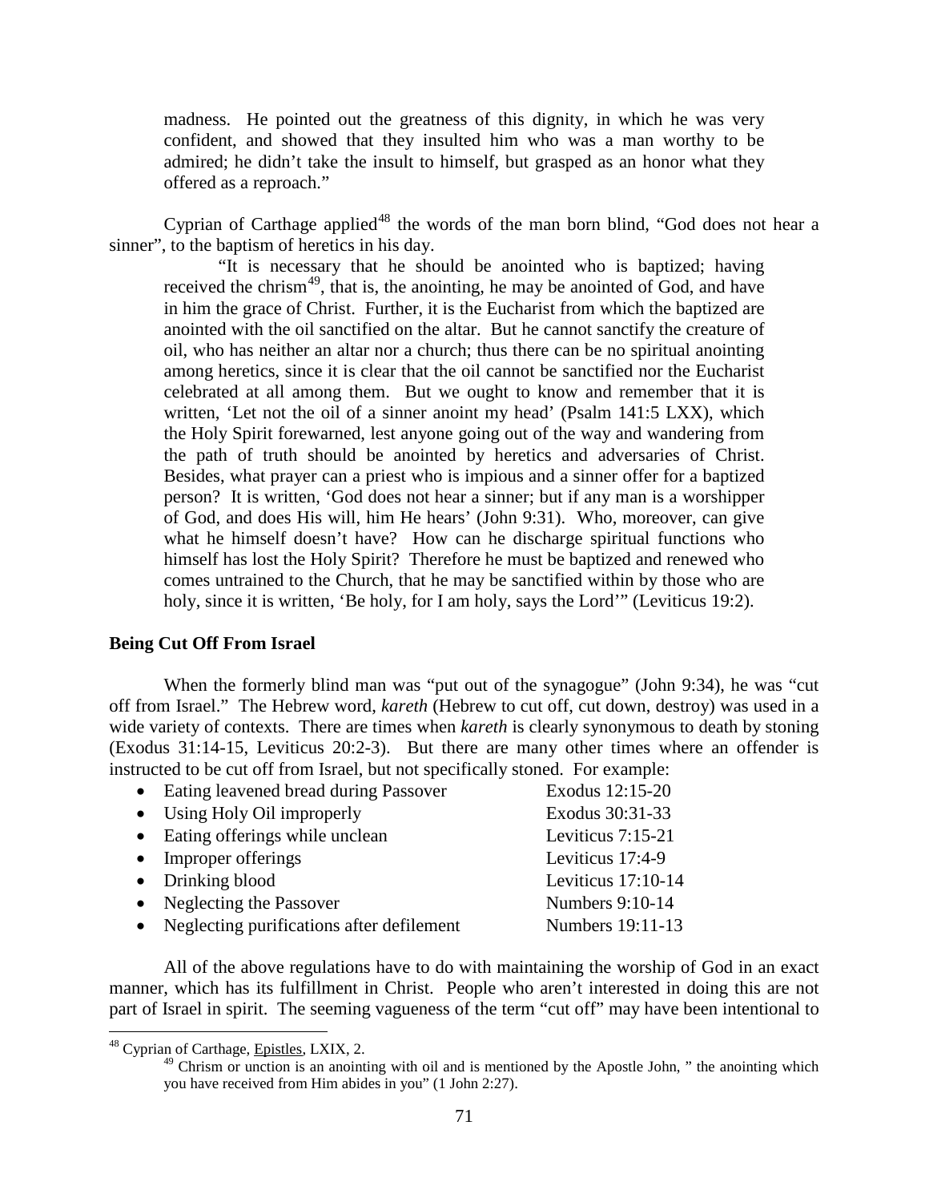madness. He pointed out the greatness of this dignity, in which he was very confident, and showed that they insulted him who was a man worthy to be admired; he didn't take the insult to himself, but grasped as an honor what they offered as a reproach."

Cyprian of Carthage applied[48] the words of the man born blind, "God does not hear a sinner", to the baptism of heretics in his day.

> "It is necessary that he should be anointed who is baptized; having received the chrism[49], that is, the anointing, he may be anointed of God, and have in him the grace of Christ. Further, it is the Eucharist from which the baptized are anointed with the oil sanctified on the altar. But he cannot sanctify the creature of oil, who has neither an altar nor a church; thus there can be no spiritual anointing among heretics, since it is clear that the oil cannot be sanctified nor the Eucharist celebrated at all among them. But we ought to know and remember that it is written, 'Let not the oil of a sinner anoint my head' (Psalm 141:5 LXX), which the Holy Spirit forewarned, lest anyone going out of the way and wandering from the path of truth should be anointed by heretics and adversaries of Christ. Besides, what prayer can a priest who is impious and a sinner offer for a baptized person? It is written, 'God does not hear a sinner; but if any man is a worshipper of God, and does His will, him He hears' (John 9:31). Who, moreover, can give what he himself doesn't have? How can he discharge spiritual functions who himself has lost the Holy Spirit? Therefore he must be baptized and renewed who comes untrained to the Church, that he may be sanctified within by those who are holy, since it is written, 'Be holy, for I am holy, says the Lord'" (Leviticus 19:2).

**Being Cut Off From Israel**

When the formerly blind man was "put out of the synagogue" (John 9:34), he was "cut off from Israel." The Hebrew word, *kareth* (Hebrew to cut off, cut down, destroy) was used in a wide variety of contexts. There are times when *kareth* is clearly synonymous to death by stoning (Exodus 31:14-15, Leviticus 20:2-3). But there are many other times where an offender is instructed to be cut off from Israel, but not specifically stoned. For example:

- Eating leavened bread during Passover — Exodus 12:15-20
- Using Holy Oil improperly — Exodus 30:31-33
- Eating offerings while unclean — Leviticus 7:15-21
- Improper offerings — Leviticus 17:4-9
- Drinking blood — Leviticus 17:10-14
- Neglecting the Passover — Numbers 9:10-14
- Neglecting purifications after defilement — Numbers 19:11-13

All of the above regulations have to do with maintaining the worship of God in an exact manner, which has its fulfillment in Christ. People who aren't interested in doing this are not part of Israel in spirit. The seeming vagueness of the term "cut off" may have been intentional to

---

[48] Cyprian of Carthage, Epistles, LXIX, 2.

[49] Chrism or unction is an anointing with oil and is mentioned by the Apostle John, " the anointing which you have received from Him abides in you" (1 John 2:27).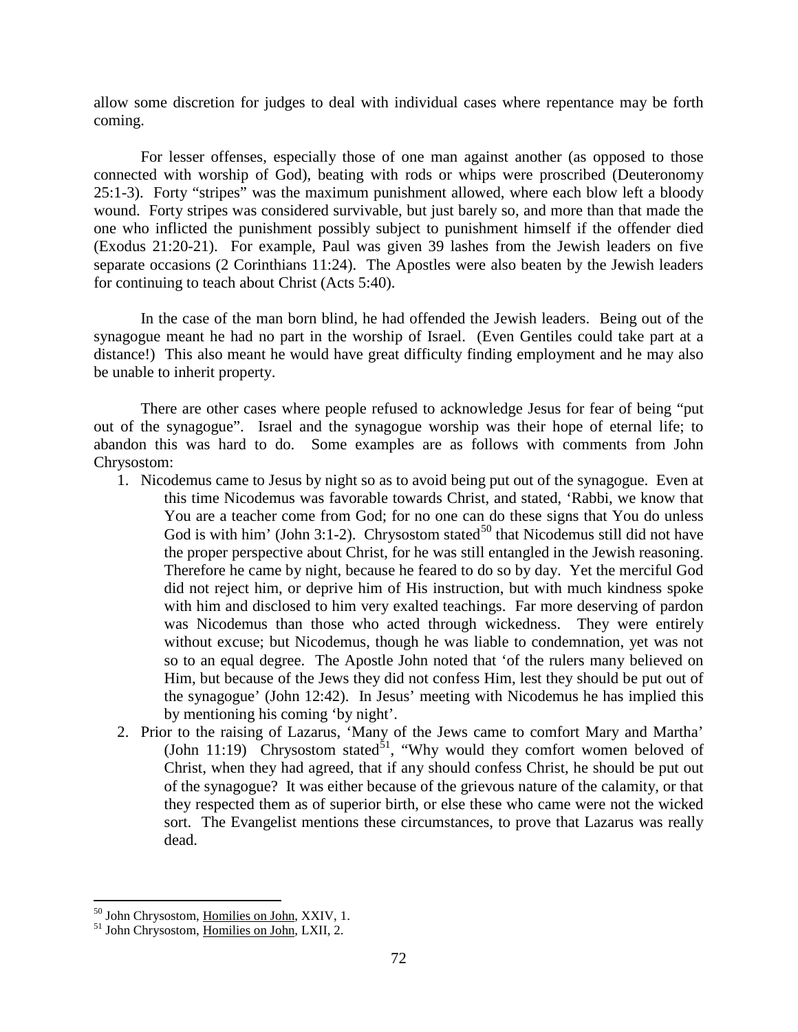allow some discretion for judges to deal with individual cases where repentance may be forth coming.

For lesser offenses, especially those of one man against another (as opposed to those connected with worship of God), beating with rods or whips were proscribed (Deuteronomy 25:1-3). Forty "stripes" was the maximum punishment allowed, where each blow left a bloody wound. Forty stripes was considered survivable, but just barely so, and more than that made the one who inflicted the punishment possibly subject to punishment himself if the offender died (Exodus 21:20-21). For example, Paul was given 39 lashes from the Jewish leaders on five separate occasions (2 Corinthians 11:24). The Apostles were also beaten by the Jewish leaders for continuing to teach about Christ (Acts 5:40).

In the case of the man born blind, he had offended the Jewish leaders. Being out of the synagogue meant he had no part in the worship of Israel. (Even Gentiles could take part at a distance!) This also meant he would have great difficulty finding employment and he may also be unable to inherit property.

There are other cases where people refused to acknowledge Jesus for fear of being "put out of the synagogue". Israel and the synagogue worship was their hope of eternal life; to abandon this was hard to do. Some examples are as follows with comments from John Chrysostom:

1. Nicodemus came to Jesus by night so as to avoid being put out of the synagogue. Even at this time Nicodemus was favorable towards Christ, and stated, 'Rabbi, we know that You are a teacher come from God; for no one can do these signs that You do unless God is with him' (John 3:1-2). Chrysostom stated[50] that Nicodemus still did not have the proper perspective about Christ, for he was still entangled in the Jewish reasoning. Therefore he came by night, because he feared to do so by day. Yet the merciful God did not reject him, or deprive him of His instruction, but with much kindness spoke with him and disclosed to him very exalted teachings. Far more deserving of pardon was Nicodemus than those who acted through wickedness. They were entirely without excuse; but Nicodemus, though he was liable to condemnation, yet was not so to an equal degree. The Apostle John noted that 'of the rulers many believed on Him, but because of the Jews they did not confess Him, lest they should be put out of the synagogue' (John 12:42). In Jesus' meeting with Nicodemus he has implied this by mentioning his coming 'by night'.
2. Prior to the raising of Lazarus, 'Many of the Jews came to comfort Mary and Martha' (John 11:19) Chrysostom stated[51], "Why would they comfort women beloved of Christ, when they had agreed, that if any should confess Christ, he should be put out of the synagogue? It was either because of the grievous nature of the calamity, or that they respected them as of superior birth, or else these who came were not the wicked sort. The Evangelist mentions these circumstances, to prove that Lazarus was really dead.

---

[50] John Chrysostom, Homilies on John, XXIV, 1.

[51] John Chrysostom, Homilies on John, LXII, 2.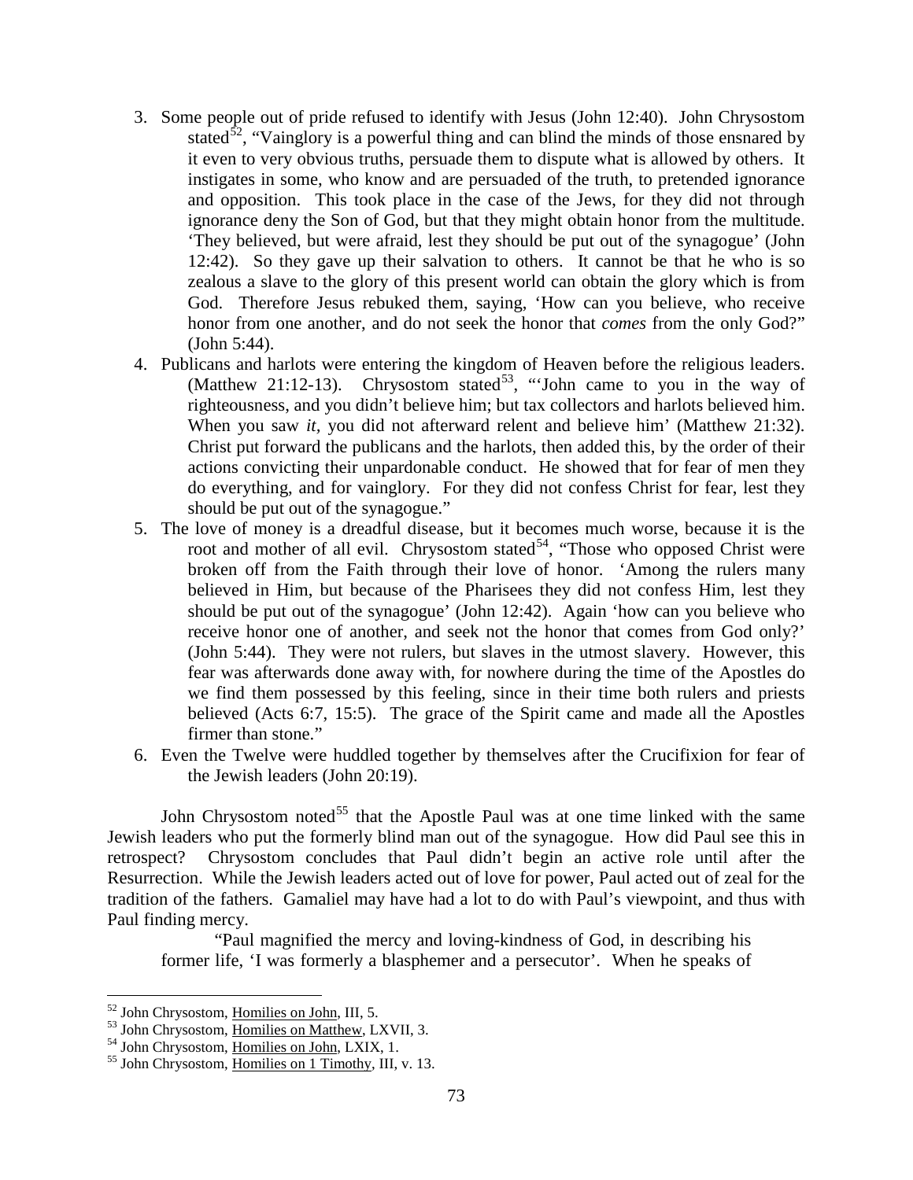3. Some people out of pride refused to identify with Jesus (John 12:40). John Chrysostom stated[52], "Vainglory is a powerful thing and can blind the minds of those ensnared by it even to very obvious truths, persuade them to dispute what is allowed by others. It instigates in some, who know and are persuaded of the truth, to pretended ignorance and opposition. This took place in the case of the Jews, for they did not through ignorance deny the Son of God, but that they might obtain honor from the multitude. 'They believed, but were afraid, lest they should be put out of the synagogue' (John 12:42). So they gave up their salvation to others. It cannot be that he who is so zealous a slave to the glory of this present world can obtain the glory which is from God. Therefore Jesus rebuked them, saying, 'How can you believe, who receive honor from one another, and do not seek the honor that *comes* from the only God?" (John 5:44).
4. Publicans and harlots were entering the kingdom of Heaven before the religious leaders. (Matthew 21:12-13). Chrysostom stated[53], "'John came to you in the way of righteousness, and you didn't believe him; but tax collectors and harlots believed him. When you saw *it*, you did not afterward relent and believe him' (Matthew 21:32). Christ put forward the publicans and the harlots, then added this, by the order of their actions convicting their unpardonable conduct. He showed that for fear of men they do everything, and for vainglory. For they did not confess Christ for fear, lest they should be put out of the synagogue."
5. The love of money is a dreadful disease, but it becomes much worse, because it is the root and mother of all evil. Chrysostom stated[54], "Those who opposed Christ were broken off from the Faith through their love of honor. 'Among the rulers many believed in Him, but because of the Pharisees they did not confess Him, lest they should be put out of the synagogue' (John 12:42). Again 'how can you believe who receive honor one of another, and seek not the honor that comes from God only?' (John 5:44). They were not rulers, but slaves in the utmost slavery. However, this fear was afterwards done away with, for nowhere during the time of the Apostles do we find them possessed by this feeling, since in their time both rulers and priests believed (Acts 6:7, 15:5). The grace of the Spirit came and made all the Apostles firmer than stone."
6. Even the Twelve were huddled together by themselves after the Crucifixion for fear of the Jewish leaders (John 20:19).

John Chrysostom noted[55] that the Apostle Paul was at one time linked with the same Jewish leaders who put the formerly blind man out of the synagogue. How did Paul see this in retrospect? Chrysostom concludes that Paul didn't begin an active role until after the Resurrection. While the Jewish leaders acted out of love for power, Paul acted out of zeal for the tradition of the fathers. Gamaliel may have had a lot to do with Paul's viewpoint, and thus with Paul finding mercy.

> "Paul magnified the mercy and loving-kindness of God, in describing his former life, 'I was formerly a blasphemer and a persecutor'. When he speaks of

---

[52] John Chrysostom, Homilies on John, III, 5.
[53] John Chrysostom, Homilies on Matthew, LXVII, 3.
[54] John Chrysostom, Homilies on John, LXIX, 1.
[55] John Chrysostom, Homilies on 1 Timothy, III, v. 13.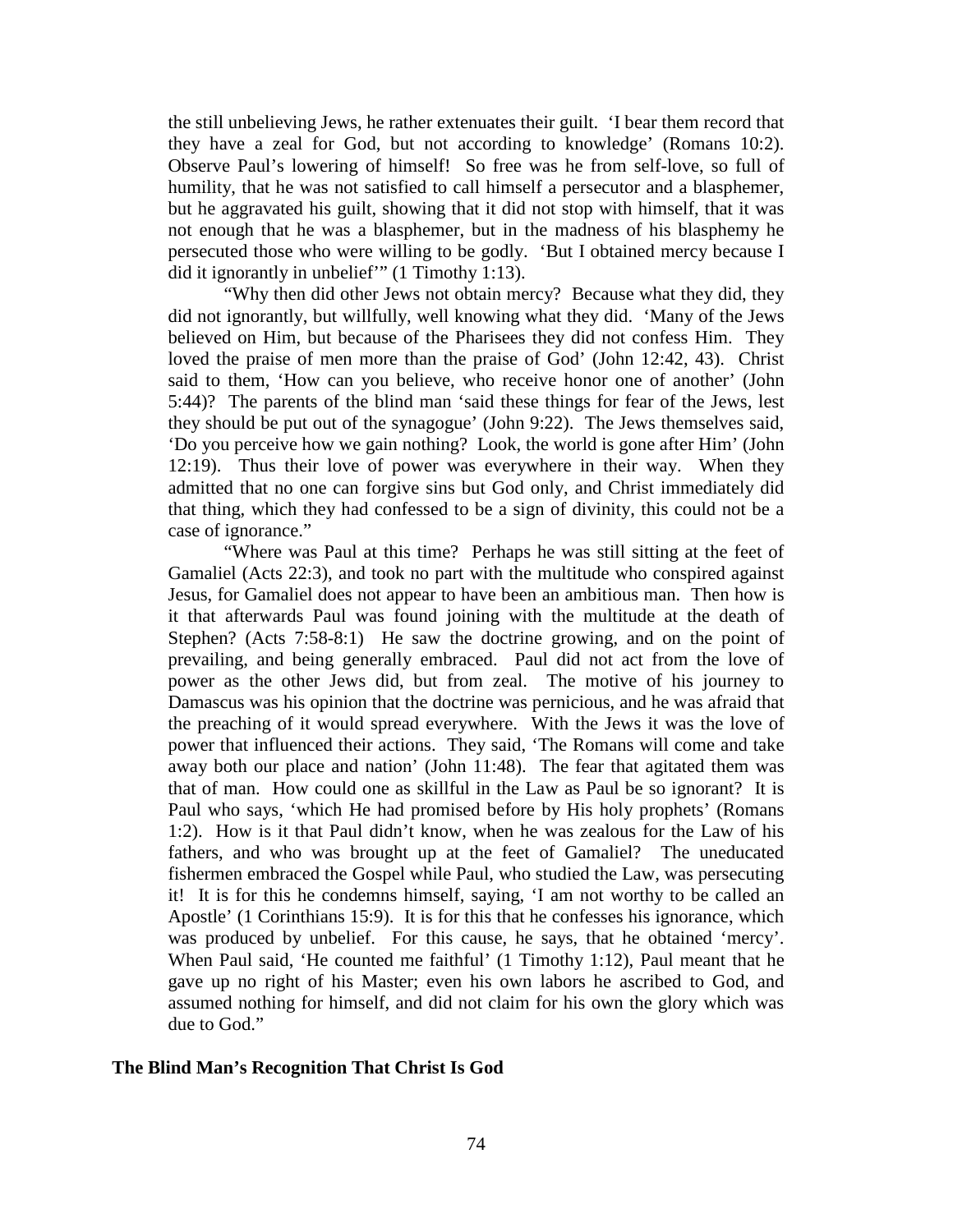the still unbelieving Jews, he rather extenuates their guilt. 'I bear them record that they have a zeal for God, but not according to knowledge' (Romans 10:2). Observe Paul's lowering of himself! So free was he from self-love, so full of humility, that he was not satisfied to call himself a persecutor and a blasphemer, but he aggravated his guilt, showing that it did not stop with himself, that it was not enough that he was a blasphemer, but in the madness of his blasphemy he persecuted those who were willing to be godly. 'But I obtained mercy because I did it ignorantly in unbelief'" (1 Timothy 1:13).

"Why then did other Jews not obtain mercy? Because what they did, they did not ignorantly, but willfully, well knowing what they did. 'Many of the Jews believed on Him, but because of the Pharisees they did not confess Him. They loved the praise of men more than the praise of God' (John 12:42, 43). Christ said to them, 'How can you believe, who receive honor one of another' (John 5:44)? The parents of the blind man 'said these things for fear of the Jews, lest they should be put out of the synagogue' (John 9:22). The Jews themselves said, 'Do you perceive how we gain nothing? Look, the world is gone after Him' (John 12:19). Thus their love of power was everywhere in their way. When they admitted that no one can forgive sins but God only, and Christ immediately did that thing, which they had confessed to be a sign of divinity, this could not be a case of ignorance."

"Where was Paul at this time? Perhaps he was still sitting at the feet of Gamaliel (Acts 22:3), and took no part with the multitude who conspired against Jesus, for Gamaliel does not appear to have been an ambitious man. Then how is it that afterwards Paul was found joining with the multitude at the death of Stephen? (Acts 7:58-8:1) He saw the doctrine growing, and on the point of prevailing, and being generally embraced. Paul did not act from the love of power as the other Jews did, but from zeal. The motive of his journey to Damascus was his opinion that the doctrine was pernicious, and he was afraid that the preaching of it would spread everywhere. With the Jews it was the love of power that influenced their actions. They said, 'The Romans will come and take away both our place and nation' (John 11:48). The fear that agitated them was that of man. How could one as skillful in the Law as Paul be so ignorant? It is Paul who says, 'which He had promised before by His holy prophets' (Romans 1:2). How is it that Paul didn't know, when he was zealous for the Law of his fathers, and who was brought up at the feet of Gamaliel? The uneducated fishermen embraced the Gospel while Paul, who studied the Law, was persecuting it! It is for this he condemns himself, saying, 'I am not worthy to be called an Apostle' (1 Corinthians 15:9). It is for this that he confesses his ignorance, which was produced by unbelief. For this cause, he says, that he obtained 'mercy'. When Paul said, 'He counted me faithful' (1 Timothy 1:12), Paul meant that he gave up no right of his Master; even his own labors he ascribed to God, and assumed nothing for himself, and did not claim for his own the glory which was due to God."

### The Blind Man's Recognition That Christ Is God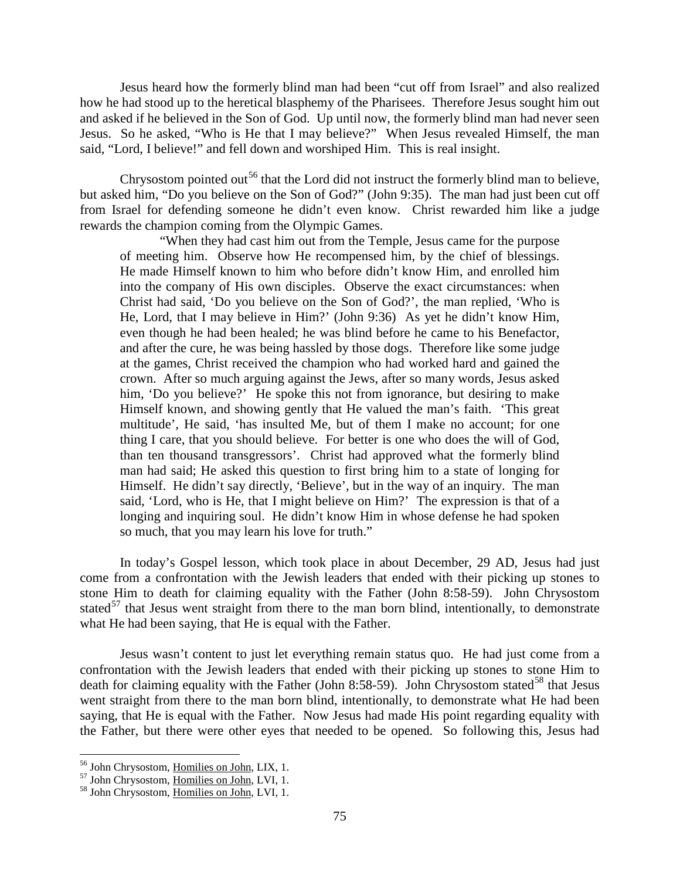Jesus heard how the formerly blind man had been "cut off from Israel" and also realized how he had stood up to the heretical blasphemy of the Pharisees. Therefore Jesus sought him out and asked if he believed in the Son of God. Up until now, the formerly blind man had never seen Jesus. So he asked, "Who is He that I may believe?" When Jesus revealed Himself, the man said, "Lord, I believe!" and fell down and worshiped Him. This is real insight.

Chrysostom pointed out[56] that the Lord did not instruct the formerly blind man to believe, but asked him, "Do you believe on the Son of God?" (John 9:35). The man had just been cut off from Israel for defending someone he didn't even know. Christ rewarded him like a judge rewards the champion coming from the Olympic Games.

> "When they had cast him out from the Temple, Jesus came for the purpose of meeting him. Observe how He recompensed him, by the chief of blessings. He made Himself known to him who before didn't know Him, and enrolled him into the company of His own disciples. Observe the exact circumstances: when Christ had said, 'Do you believe on the Son of God?', the man replied, 'Who is He, Lord, that I may believe in Him?' (John 9:36) As yet he didn't know Him, even though he had been healed; he was blind before he came to his Benefactor, and after the cure, he was being hassled by those dogs. Therefore like some judge at the games, Christ received the champion who had worked hard and gained the crown. After so much arguing against the Jews, after so many words, Jesus asked him, 'Do you believe?' He spoke this not from ignorance, but desiring to make Himself known, and showing gently that He valued the man's faith. 'This great multitude', He said, 'has insulted Me, but of them I make no account; for one thing I care, that you should believe. For better is one who does the will of God, than ten thousand transgressors'. Christ had approved what the formerly blind man had said; He asked this question to first bring him to a state of longing for Himself. He didn't say directly, 'Believe', but in the way of an inquiry. The man said, 'Lord, who is He, that I might believe on Him?' The expression is that of a longing and inquiring soul. He didn't know Him in whose defense he had spoken so much, that you may learn his love for truth."

In today's Gospel lesson, which took place in about December, 29 AD, Jesus had just come from a confrontation with the Jewish leaders that ended with their picking up stones to stone Him to death for claiming equality with the Father (John 8:58-59). John Chrysostom stated[57] that Jesus went straight from there to the man born blind, intentionally, to demonstrate what He had been saying, that He is equal with the Father.

Jesus wasn't content to just let everything remain status quo. He had just come from a confrontation with the Jewish leaders that ended with their picking up stones to stone Him to death for claiming equality with the Father (John 8:58-59). John Chrysostom stated[58] that Jesus went straight from there to the man born blind, intentionally, to demonstrate what He had been saying, that He is equal with the Father. Now Jesus had made His point regarding equality with the Father, but there were other eyes that needed to be opened. So following this, Jesus had

---

[56] John Chrysostom, Homilies on John, LIX, 1.

[57] John Chrysostom, Homilies on John, LVI, 1.

[58] John Chrysostom, Homilies on John, LVI, 1.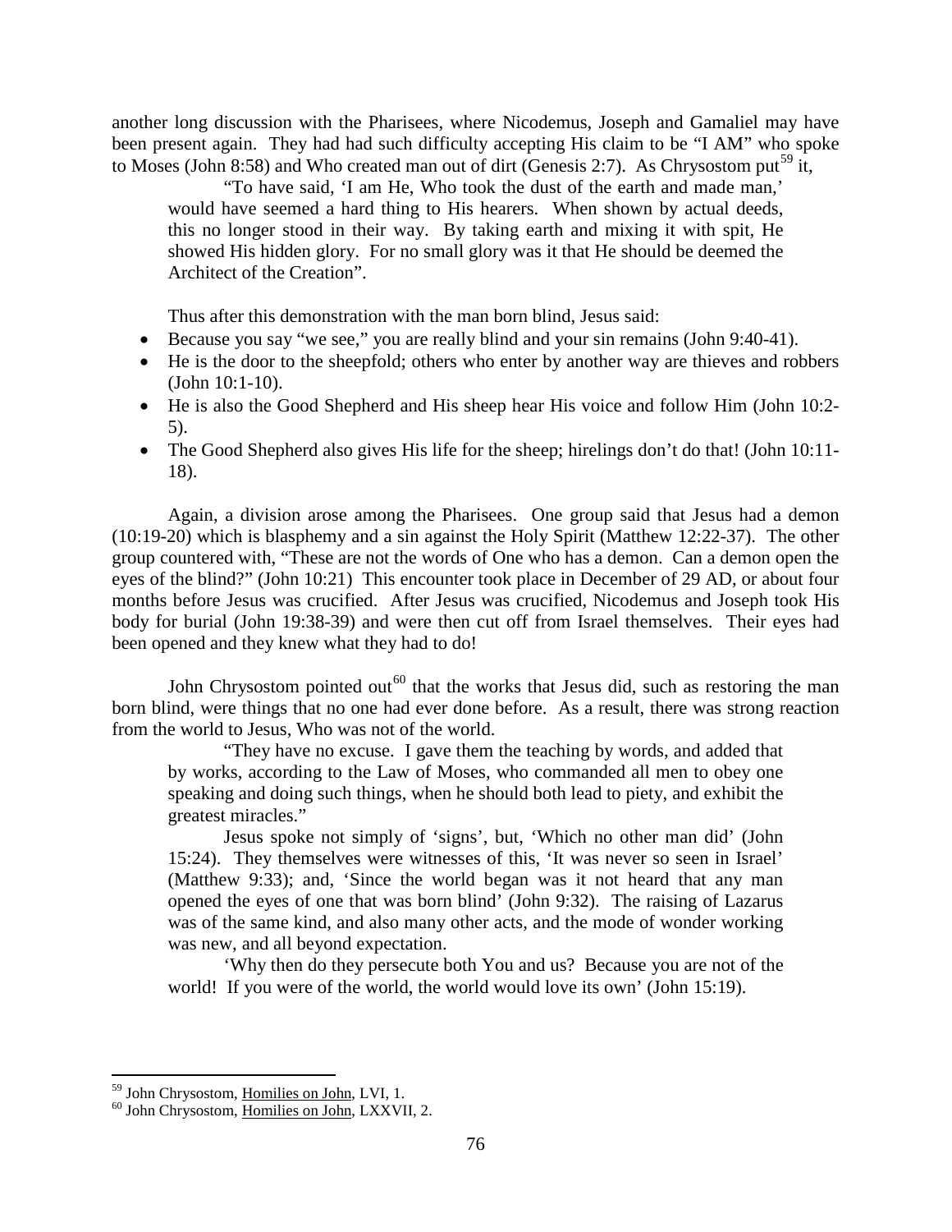another long discussion with the Pharisees, where Nicodemus, Joseph and Gamaliel may have been present again. They had had such difficulty accepting His claim to be "I AM" who spoke to Moses (John 8:58) and Who created man out of dirt (Genesis 2:7). As Chrysostom put[59] it,

> "To have said, 'I am He, Who took the dust of the earth and made man,' would have seemed a hard thing to His hearers. When shown by actual deeds, this no longer stood in their way. By taking earth and mixing it with spit, He showed His hidden glory. For no small glory was it that He should be deemed the Architect of the Creation".

Thus after this demonstration with the man born blind, Jesus said:

- Because you say "we see," you are really blind and your sin remains (John 9:40-41).
- He is the door to the sheepfold; others who enter by another way are thieves and robbers (John 10:1-10).
- He is also the Good Shepherd and His sheep hear His voice and follow Him (John 10:2-5).
- The Good Shepherd also gives His life for the sheep; hirelings don't do that! (John 10:11-18).

Again, a division arose among the Pharisees. One group said that Jesus had a demon (10:19-20) which is blasphemy and a sin against the Holy Spirit (Matthew 12:22-37). The other group countered with, "These are not the words of One who has a demon. Can a demon open the eyes of the blind?" (John 10:21) This encounter took place in December of 29 AD, or about four months before Jesus was crucified. After Jesus was crucified, Nicodemus and Joseph took His body for burial (John 19:38-39) and were then cut off from Israel themselves. Their eyes had been opened and they knew what they had to do!

John Chrysostom pointed out[60] that the works that Jesus did, such as restoring the man born blind, were things that no one had ever done before. As a result, there was strong reaction from the world to Jesus, Who was not of the world.

> "They have no excuse. I gave them the teaching by words, and added that by works, according to the Law of Moses, who commanded all men to obey one speaking and doing such things, when he should both lead to piety, and exhibit the greatest miracles."
>
> Jesus spoke not simply of 'signs', but, 'Which no other man did' (John 15:24). They themselves were witnesses of this, 'It was never so seen in Israel' (Matthew 9:33); and, 'Since the world began was it not heard that any man opened the eyes of one that was born blind' (John 9:32). The raising of Lazarus was of the same kind, and also many other acts, and the mode of wonder working was new, and all beyond expectation.
>
> 'Why then do they persecute both You and us? Because you are not of the world! If you were of the world, the world would love its own' (John 15:19).

---

[59] John Chrysostom, Homilies on John, LVI, 1.

[60] John Chrysostom, Homilies on John, LXXVII, 2.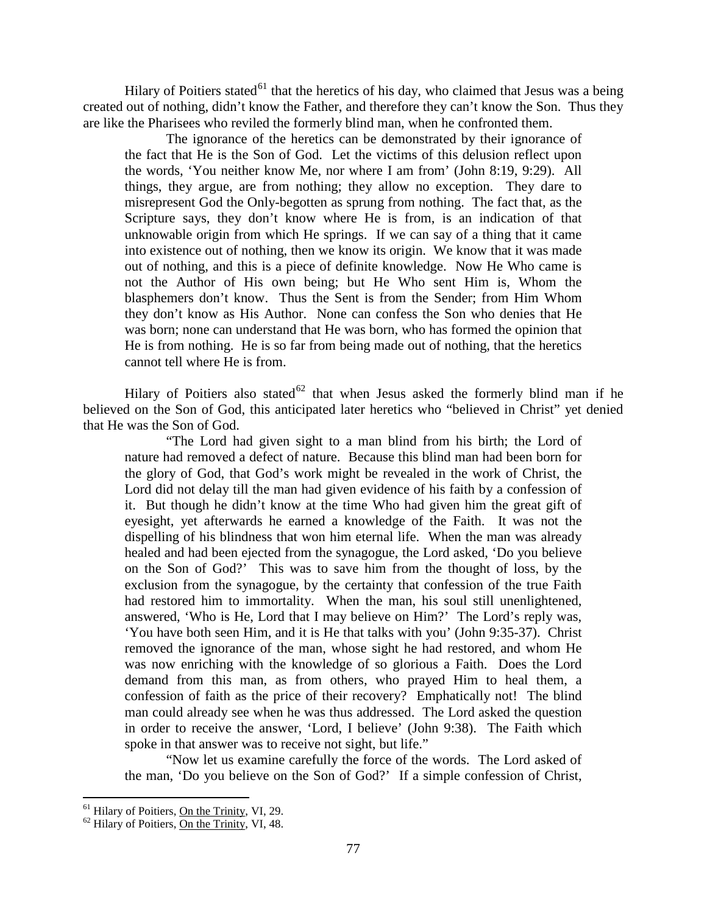Hilary of Poitiers stated[61] that the heretics of his day, who claimed that Jesus was a being created out of nothing, didn't know the Father, and therefore they can't know the Son. Thus they are like the Pharisees who reviled the formerly blind man, when he confronted them.

> The ignorance of the heretics can be demonstrated by their ignorance of the fact that He is the Son of God. Let the victims of this delusion reflect upon the words, 'You neither know Me, nor where I am from' (John 8:19, 9:29). All things, they argue, are from nothing; they allow no exception. They dare to misrepresent God the Only-begotten as sprung from nothing. The fact that, as the Scripture says, they don't know where He is from, is an indication of that unknowable origin from which He springs. If we can say of a thing that it came into existence out of nothing, then we know its origin. We know that it was made out of nothing, and this is a piece of definite knowledge. Now He Who came is not the Author of His own being; but He Who sent Him is, Whom the blasphemers don't know. Thus the Sent is from the Sender; from Him Whom they don't know as His Author. None can confess the Son who denies that He was born; none can understand that He was born, who has formed the opinion that He is from nothing. He is so far from being made out of nothing, that the heretics cannot tell where He is from.

Hilary of Poitiers also stated[62] that when Jesus asked the formerly blind man if he believed on the Son of God, this anticipated later heretics who "believed in Christ" yet denied that He was the Son of God.

> "The Lord had given sight to a man blind from his birth; the Lord of nature had removed a defect of nature. Because this blind man had been born for the glory of God, that God's work might be revealed in the work of Christ, the Lord did not delay till the man had given evidence of his faith by a confession of it. But though he didn't know at the time Who had given him the great gift of eyesight, yet afterwards he earned a knowledge of the Faith. It was not the dispelling of his blindness that won him eternal life. When the man was already healed and had been ejected from the synagogue, the Lord asked, 'Do you believe on the Son of God?' This was to save him from the thought of loss, by the exclusion from the synagogue, by the certainty that confession of the true Faith had restored him to immortality. When the man, his soul still unenlightened, answered, 'Who is He, Lord that I may believe on Him?' The Lord's reply was, 'You have both seen Him, and it is He that talks with you' (John 9:35-37). Christ removed the ignorance of the man, whose sight he had restored, and whom He was now enriching with the knowledge of so glorious a Faith. Does the Lord demand from this man, as from others, who prayed Him to heal them, a confession of faith as the price of their recovery? Emphatically not! The blind man could already see when he was thus addressed. The Lord asked the question in order to receive the answer, 'Lord, I believe' (John 9:38). The Faith which spoke in that answer was to receive not sight, but life."
>
> "Now let us examine carefully the force of the words. The Lord asked of the man, 'Do you believe on the Son of God?' If a simple confession of Christ,

[61] Hilary of Poitiers, On the Trinity, VI, 29.

[62] Hilary of Poitiers, On the Trinity, VI, 48.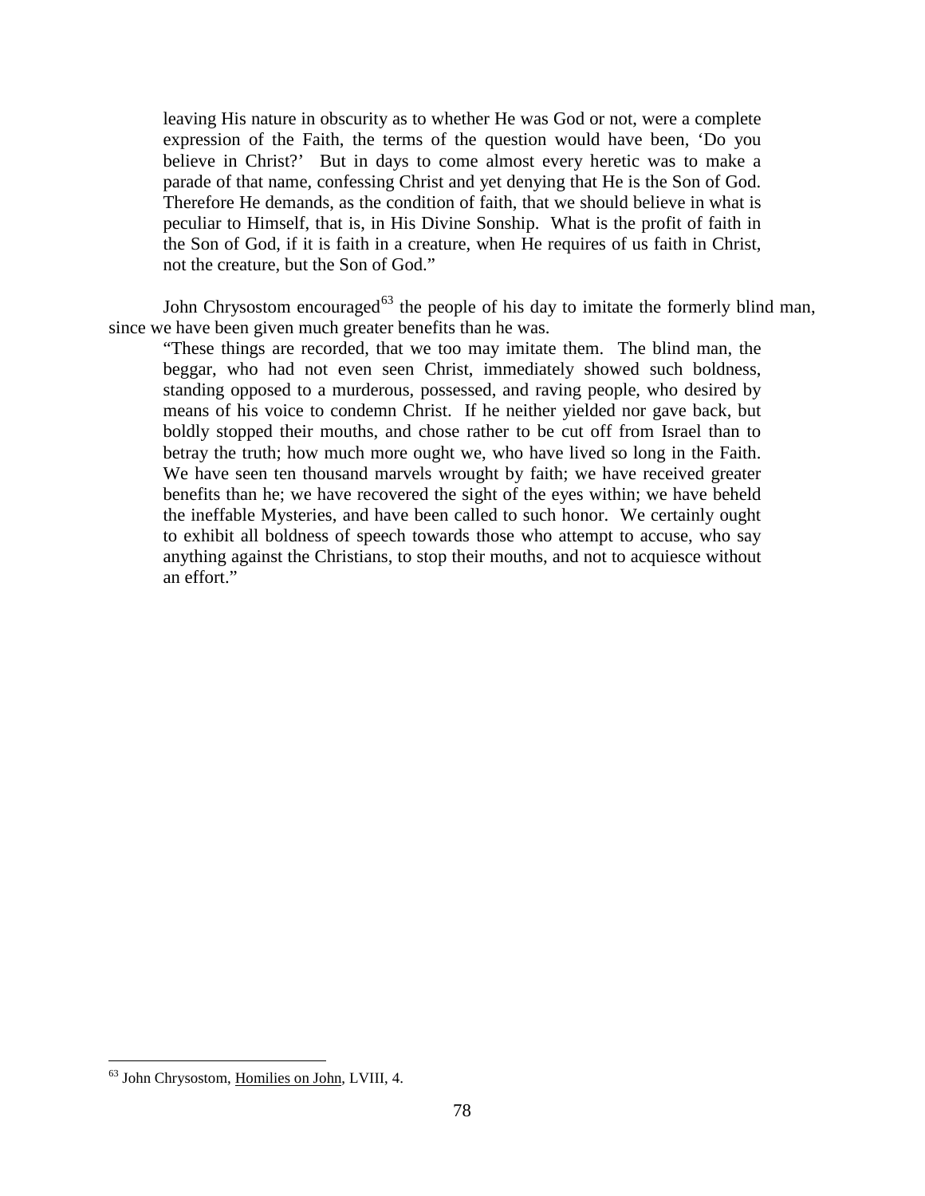> leaving His nature in obscurity as to whether He was God or not, were a complete expression of the Faith, the terms of the question would have been, 'Do you believe in Christ?' But in days to come almost every heretic was to make a parade of that name, confessing Christ and yet denying that He is the Son of God. Therefore He demands, as the condition of faith, that we should believe in what is peculiar to Himself, that is, in His Divine Sonship. What is the profit of faith in the Son of God, if it is faith in a creature, when He requires of us faith in Christ, not the creature, but the Son of God."

John Chrysostom encouraged[63] the people of his day to imitate the formerly blind man, since we have been given much greater benefits than he was.

> "These things are recorded, that we too may imitate them. The blind man, the beggar, who had not even seen Christ, immediately showed such boldness, standing opposed to a murderous, possessed, and raving people, who desired by means of his voice to condemn Christ. If he neither yielded nor gave back, but boldly stopped their mouths, and chose rather to be cut off from Israel than to betray the truth; how much more ought we, who have lived so long in the Faith. We have seen ten thousand marvels wrought by faith; we have received greater benefits than he; we have recovered the sight of the eyes within; we have beheld the ineffable Mysteries, and have been called to such honor. We certainly ought to exhibit all boldness of speech towards those who attempt to accuse, who say anything against the Christians, to stop their mouths, and not to acquiesce without an effort."

---

[63] John Chrysostom, Homilies on John, LVIII, 4.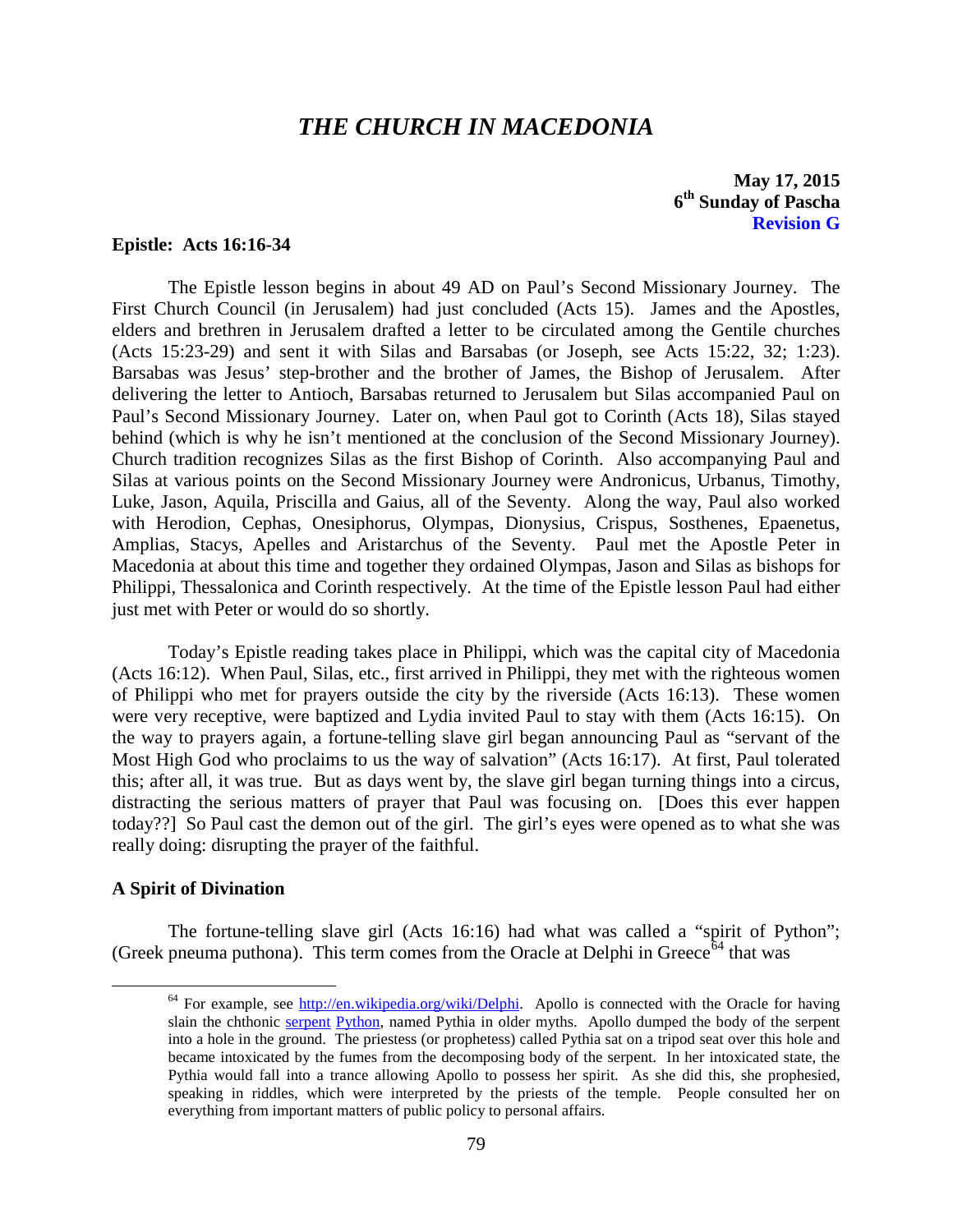# *THE CHURCH IN MACEDONIA*

**May 17, 2015**
**6th Sunday of Pascha**
**Revision G**

**Epistle: Acts 16:16-34**

The Epistle lesson begins in about 49 AD on Paul's Second Missionary Journey. The First Church Council (in Jerusalem) had just concluded (Acts 15). James and the Apostles, elders and brethren in Jerusalem drafted a letter to be circulated among the Gentile churches (Acts 15:23-29) and sent it with Silas and Barsabas (or Joseph, see Acts 15:22, 32; 1:23). Barsabas was Jesus' step-brother and the brother of James, the Bishop of Jerusalem. After delivering the letter to Antioch, Barsabas returned to Jerusalem but Silas accompanied Paul on Paul's Second Missionary Journey. Later on, when Paul got to Corinth (Acts 18), Silas stayed behind (which is why he isn't mentioned at the conclusion of the Second Missionary Journey). Church tradition recognizes Silas as the first Bishop of Corinth. Also accompanying Paul and Silas at various points on the Second Missionary Journey were Andronicus, Urbanus, Timothy, Luke, Jason, Aquila, Priscilla and Gaius, all of the Seventy. Along the way, Paul also worked with Herodion, Cephas, Onesiphorus, Olympas, Dionysius, Crispus, Sosthenes, Epaenetus, Amplias, Stacys, Apelles and Aristarchus of the Seventy. Paul met the Apostle Peter in Macedonia at about this time and together they ordained Olympas, Jason and Silas as bishops for Philippi, Thessalonica and Corinth respectively. At the time of the Epistle lesson Paul had either just met with Peter or would do so shortly.

Today's Epistle reading takes place in Philippi, which was the capital city of Macedonia (Acts 16:12). When Paul, Silas, etc., first arrived in Philippi, they met with the righteous women of Philippi who met for prayers outside the city by the riverside (Acts 16:13). These women were very receptive, were baptized and Lydia invited Paul to stay with them (Acts 16:15). On the way to prayers again, a fortune-telling slave girl began announcing Paul as "servant of the Most High God who proclaims to us the way of salvation" (Acts 16:17). At first, Paul tolerated this; after all, it was true. But as days went by, the slave girl began turning things into a circus, distracting the serious matters of prayer that Paul was focusing on. [Does this ever happen today??] So Paul cast the demon out of the girl. The girl's eyes were opened as to what she was really doing: disrupting the prayer of the faithful.

**A Spirit of Divination**

The fortune-telling slave girl (Acts 16:16) had what was called a "spirit of Python"; (Greek pneuma puthona). This term comes from the Oracle at Delphi in Greece[64] that was

[64] For example, see http://en.wikipedia.org/wiki/Delphi. Apollo is connected with the Oracle for having slain the chthonic serpent Python, named Pythia in older myths. Apollo dumped the body of the serpent into a hole in the ground. The priestess (or prophetess) called Pythia sat on a tripod seat over this hole and became intoxicated by the fumes from the decomposing body of the serpent. In her intoxicated state, the Pythia would fall into a trance allowing Apollo to possess her spirit. As she did this, she prophesied, speaking in riddles, which were interpreted by the priests of the temple. People consulted her on everything from important matters of public policy to personal affairs.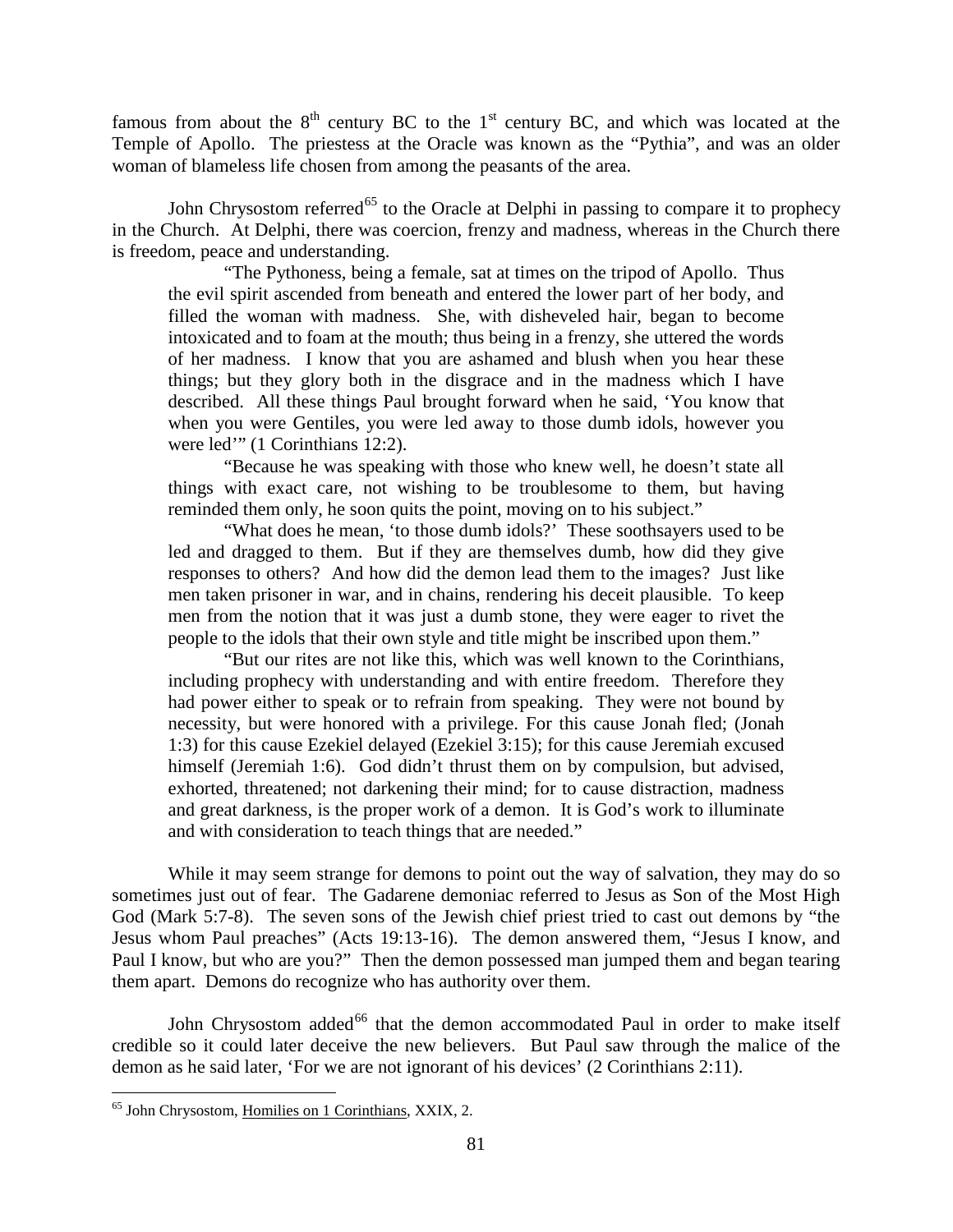famous from about the 8th century BC to the 1st century BC, and which was located at the Temple of Apollo. The priestess at the Oracle was known as the "Pythia", and was an older woman of blameless life chosen from among the peasants of the area.

John Chrysostom referred[65] to the Oracle at Delphi in passing to compare it to prophecy in the Church. At Delphi, there was coercion, frenzy and madness, whereas in the Church there is freedom, peace and understanding.

> "The Pythoness, being a female, sat at times on the tripod of Apollo. Thus the evil spirit ascended from beneath and entered the lower part of her body, and filled the woman with madness. She, with disheveled hair, began to become intoxicated and to foam at the mouth; thus being in a frenzy, she uttered the words of her madness. I know that you are ashamed and blush when you hear these things; but they glory both in the disgrace and in the madness which I have described. All these things Paul brought forward when he said, 'You know that when you were Gentiles, you were led away to those dumb idols, however you were led'" (1 Corinthians 12:2).
>
> "Because he was speaking with those who knew well, he doesn't state all things with exact care, not wishing to be troublesome to them, but having reminded them only, he soon quits the point, moving on to his subject."
>
> "What does he mean, 'to those dumb idols?' These soothsayers used to be led and dragged to them. But if they are themselves dumb, how did they give responses to others? And how did the demon lead them to the images? Just like men taken prisoner in war, and in chains, rendering his deceit plausible. To keep men from the notion that it was just a dumb stone, they were eager to rivet the people to the idols that their own style and title might be inscribed upon them."
>
> "But our rites are not like this, which was well known to the Corinthians, including prophecy with understanding and with entire freedom. Therefore they had power either to speak or to refrain from speaking. They were not bound by necessity, but were honored with a privilege. For this cause Jonah fled; (Jonah 1:3) for this cause Ezekiel delayed (Ezekiel 3:15); for this cause Jeremiah excused himself (Jeremiah 1:6). God didn't thrust them on by compulsion, but advised, exhorted, threatened; not darkening their mind; for to cause distraction, madness and great darkness, is the proper work of a demon. It is God's work to illuminate and with consideration to teach things that are needed."

While it may seem strange for demons to point out the way of salvation, they may do so sometimes just out of fear. The Gadarene demoniac referred to Jesus as Son of the Most High God (Mark 5:7-8). The seven sons of the Jewish chief priest tried to cast out demons by "the Jesus whom Paul preaches" (Acts 19:13-16). The demon answered them, "Jesus I know, and Paul I know, but who are you?" Then the demon possessed man jumped them and began tearing them apart. Demons do recognize who has authority over them.

John Chrysostom added[66] that the demon accommodated Paul in order to make itself credible so it could later deceive the new believers. But Paul saw through the malice of the demon as he said later, 'For we are not ignorant of his devices' (2 Corinthians 2:11).

---

[65] John Chrysostom, Homilies on 1 Corinthians, XXIX, 2.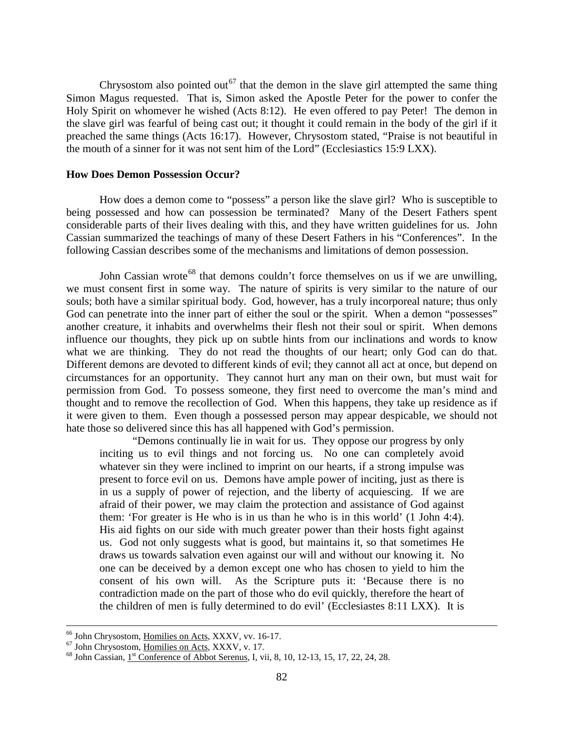Chrysostom also pointed out[67] that the demon in the slave girl attempted the same thing Simon Magus requested. That is, Simon asked the Apostle Peter for the power to confer the Holy Spirit on whomever he wished (Acts 8:12). He even offered to pay Peter! The demon in the slave girl was fearful of being cast out; it thought it could remain in the body of the girl if it preached the same things (Acts 16:17). However, Chrysostom stated, "Praise is not beautiful in the mouth of a sinner for it was not sent him of the Lord" (Ecclesiastics 15:9 LXX).

**How Does Demon Possession Occur?**

How does a demon come to "possess" a person like the slave girl? Who is susceptible to being possessed and how can possession be terminated? Many of the Desert Fathers spent considerable parts of their lives dealing with this, and they have written guidelines for us. John Cassian summarized the teachings of many of these Desert Fathers in his "Conferences". In the following Cassian describes some of the mechanisms and limitations of demon possession.

John Cassian wrote[68] that demons couldn't force themselves on us if we are unwilling, we must consent first in some way. The nature of spirits is very similar to the nature of our souls; both have a similar spiritual body. God, however, has a truly incorporeal nature; thus only God can penetrate into the inner part of either the soul or the spirit. When a demon "possesses" another creature, it inhabits and overwhelms their flesh not their soul or spirit. When demons influence our thoughts, they pick up on subtle hints from our inclinations and words to know what we are thinking. They do not read the thoughts of our heart; only God can do that. Different demons are devoted to different kinds of evil; they cannot all act at once, but depend on circumstances for an opportunity. They cannot hurt any man on their own, but must wait for permission from God. To possess someone, they first need to overcome the man's mind and thought and to remove the recollection of God. When this happens, they take up residence as if it were given to them. Even though a possessed person may appear despicable, we should not hate those so delivered since this has all happened with God's permission.

> "Demons continually lie in wait for us. They oppose our progress by only inciting us to evil things and not forcing us. No one can completely avoid whatever sin they were inclined to imprint on our hearts, if a strong impulse was present to force evil on us. Demons have ample power of inciting, just as there is in us a supply of power of rejection, and the liberty of acquiescing. If we are afraid of their power, we may claim the protection and assistance of God against them: 'For greater is He who is in us than he who is in this world' (1 John 4:4). His aid fights on our side with much greater power than their hosts fight against us. God not only suggests what is good, but maintains it, so that sometimes He draws us towards salvation even against our will and without our knowing it. No one can be deceived by a demon except one who has chosen to yield to him the consent of his own will. As the Scripture puts it: 'Because there is no contradiction made on the part of those who do evil quickly, therefore the heart of the children of men is fully determined to do evil' (Ecclesiastes 8:11 LXX). It is

---

[66] John Chrysostom, Homilies on Acts, XXXV, vv. 16-17.

[67] John Chrysostom, Homilies on Acts, XXXV, v. 17.

[68] John Cassian, 1st Conference of Abbot Serenus, I, vii, 8, 10, 12-13, 15, 17, 22, 24, 28.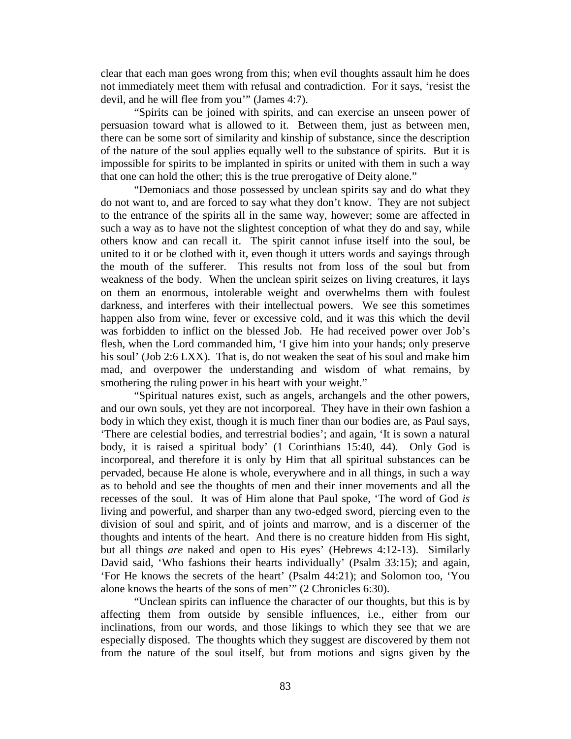clear that each man goes wrong from this; when evil thoughts assault him he does not immediately meet them with refusal and contradiction. For it says, 'resist the devil, and he will flee from you'" (James 4:7).

"Spirits can be joined with spirits, and can exercise an unseen power of persuasion toward what is allowed to it. Between them, just as between men, there can be some sort of similarity and kinship of substance, since the description of the nature of the soul applies equally well to the substance of spirits. But it is impossible for spirits to be implanted in spirits or united with them in such a way that one can hold the other; this is the true prerogative of Deity alone."

"Demoniacs and those possessed by unclean spirits say and do what they do not want to, and are forced to say what they don't know. They are not subject to the entrance of the spirits all in the same way, however; some are affected in such a way as to have not the slightest conception of what they do and say, while others know and can recall it. The spirit cannot infuse itself into the soul, be united to it or be clothed with it, even though it utters words and sayings through the mouth of the sufferer. This results not from loss of the soul but from weakness of the body. When the unclean spirit seizes on living creatures, it lays on them an enormous, intolerable weight and overwhelms them with foulest darkness, and interferes with their intellectual powers. We see this sometimes happen also from wine, fever or excessive cold, and it was this which the devil was forbidden to inflict on the blessed Job. He had received power over Job's flesh, when the Lord commanded him, 'I give him into your hands; only preserve his soul' (Job 2:6 LXX). That is, do not weaken the seat of his soul and make him mad, and overpower the understanding and wisdom of what remains, by smothering the ruling power in his heart with your weight."

"Spiritual natures exist, such as angels, archangels and the other powers, and our own souls, yet they are not incorporeal. They have in their own fashion a body in which they exist, though it is much finer than our bodies are, as Paul says, 'There are celestial bodies, and terrestrial bodies'; and again, 'It is sown a natural body, it is raised a spiritual body' (1 Corinthians 15:40, 44). Only God is incorporeal, and therefore it is only by Him that all spiritual substances can be pervaded, because He alone is whole, everywhere and in all things, in such a way as to behold and see the thoughts of men and their inner movements and all the recesses of the soul. It was of Him alone that Paul spoke, 'The word of God *is* living and powerful, and sharper than any two-edged sword, piercing even to the division of soul and spirit, and of joints and marrow, and is a discerner of the thoughts and intents of the heart. And there is no creature hidden from His sight, but all things *are* naked and open to His eyes' (Hebrews 4:12-13). Similarly David said, 'Who fashions their hearts individually' (Psalm 33:15); and again, 'For He knows the secrets of the heart' (Psalm 44:21); and Solomon too, 'You alone knows the hearts of the sons of men'" (2 Chronicles 6:30).

"Unclean spirits can influence the character of our thoughts, but this is by affecting them from outside by sensible influences, i.e., either from our inclinations, from our words, and those likings to which they see that we are especially disposed. The thoughts which they suggest are discovered by them not from the nature of the soul itself, but from motions and signs given by the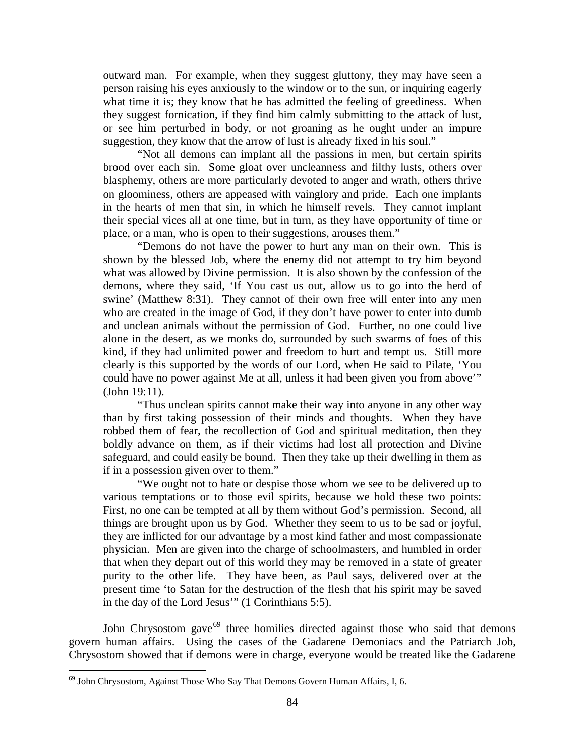outward man. For example, when they suggest gluttony, they may have seen a person raising his eyes anxiously to the window or to the sun, or inquiring eagerly what time it is; they know that he has admitted the feeling of greediness. When they suggest fornication, if they find him calmly submitting to the attack of lust, or see him perturbed in body, or not groaning as he ought under an impure suggestion, they know that the arrow of lust is already fixed in his soul."

"Not all demons can implant all the passions in men, but certain spirits brood over each sin. Some gloat over uncleanness and filthy lusts, others over blasphemy, others are more particularly devoted to anger and wrath, others thrive on gloominess, others are appeased with vainglory and pride. Each one implants in the hearts of men that sin, in which he himself revels. They cannot implant their special vices all at one time, but in turn, as they have opportunity of time or place, or a man, who is open to their suggestions, arouses them."

"Demons do not have the power to hurt any man on their own. This is shown by the blessed Job, where the enemy did not attempt to try him beyond what was allowed by Divine permission. It is also shown by the confession of the demons, where they said, 'If You cast us out, allow us to go into the herd of swine' (Matthew 8:31). They cannot of their own free will enter into any men who are created in the image of God, if they don't have power to enter into dumb and unclean animals without the permission of God. Further, no one could live alone in the desert, as we monks do, surrounded by such swarms of foes of this kind, if they had unlimited power and freedom to hurt and tempt us. Still more clearly is this supported by the words of our Lord, when He said to Pilate, 'You could have no power against Me at all, unless it had been given you from above'" (John 19:11).

"Thus unclean spirits cannot make their way into anyone in any other way than by first taking possession of their minds and thoughts. When they have robbed them of fear, the recollection of God and spiritual meditation, then they boldly advance on them, as if their victims had lost all protection and Divine safeguard, and could easily be bound. Then they take up their dwelling in them as if in a possession given over to them."

"We ought not to hate or despise those whom we see to be delivered up to various temptations or to those evil spirits, because we hold these two points: First, no one can be tempted at all by them without God's permission. Second, all things are brought upon us by God. Whether they seem to us to be sad or joyful, they are inflicted for our advantage by a most kind father and most compassionate physician. Men are given into the charge of schoolmasters, and humbled in order that when they depart out of this world they may be removed in a state of greater purity to the other life. They have been, as Paul says, delivered over at the present time 'to Satan for the destruction of the flesh that his spirit may be saved in the day of the Lord Jesus'" (1 Corinthians 5:5).

John Chrysostom gave[69] three homilies directed against those who said that demons govern human affairs. Using the cases of the Gadarene Demoniacs and the Patriarch Job, Chrysostom showed that if demons were in charge, everyone would be treated like the Gadarene

---

[69] John Chrysostom, Against Those Who Say That Demons Govern Human Affairs, I, 6.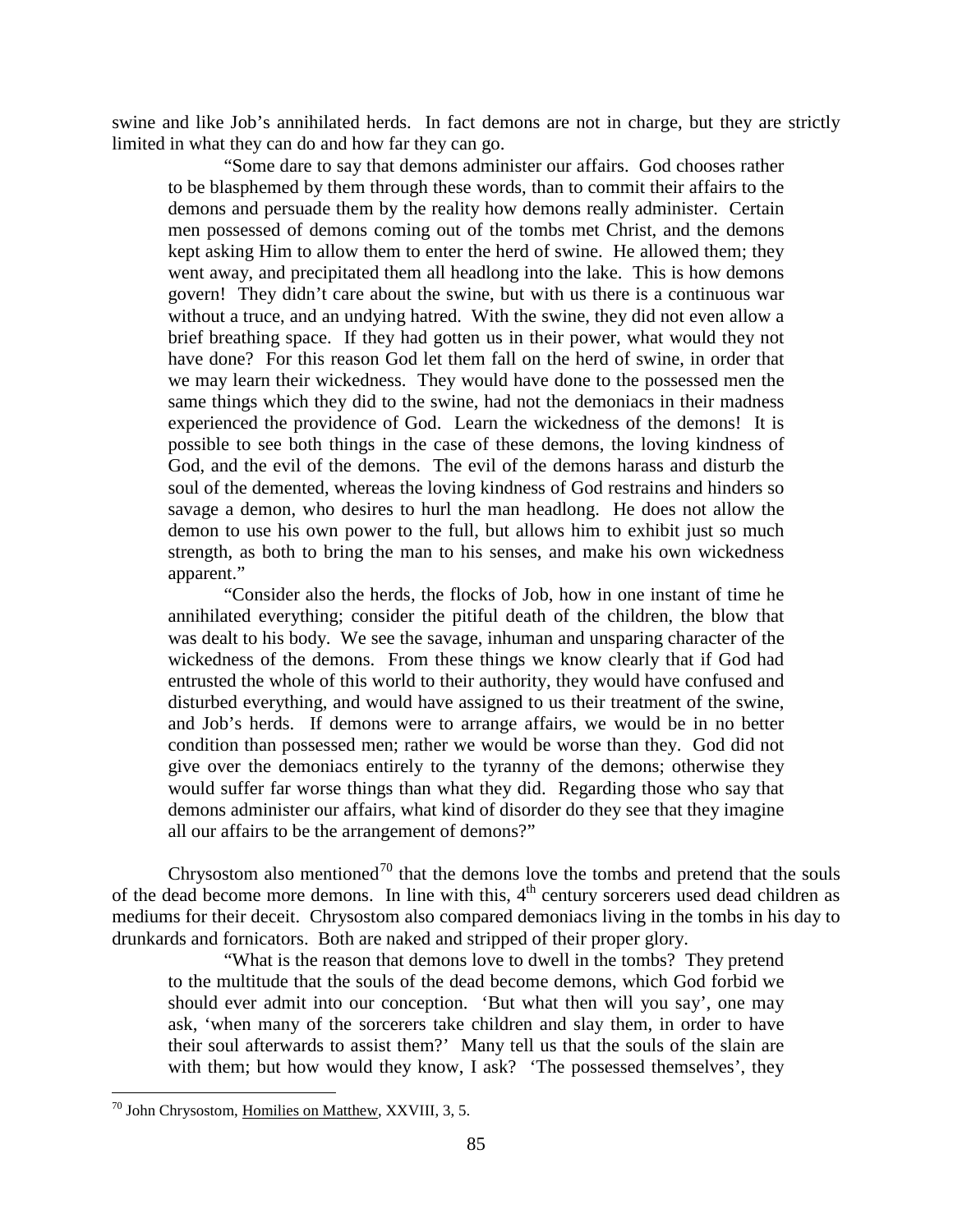swine and like Job's annihilated herds. In fact demons are not in charge, but they are strictly limited in what they can do and how far they can go.

> "Some dare to say that demons administer our affairs. God chooses rather to be blasphemed by them through these words, than to commit their affairs to the demons and persuade them by the reality how demons really administer. Certain men possessed of demons coming out of the tombs met Christ, and the demons kept asking Him to allow them to enter the herd of swine. He allowed them; they went away, and precipitated them all headlong into the lake. This is how demons govern! They didn't care about the swine, but with us there is a continuous war without a truce, and an undying hatred. With the swine, they did not even allow a brief breathing space. If they had gotten us in their power, what would they not have done? For this reason God let them fall on the herd of swine, in order that we may learn their wickedness. They would have done to the possessed men the same things which they did to the swine, had not the demoniacs in their madness experienced the providence of God. Learn the wickedness of the demons! It is possible to see both things in the case of these demons, the loving kindness of God, and the evil of the demons. The evil of the demons harass and disturb the soul of the demented, whereas the loving kindness of God restrains and hinders so savage a demon, who desires to hurl the man headlong. He does not allow the demon to use his own power to the full, but allows him to exhibit just so much strength, as both to bring the man to his senses, and make his own wickedness apparent."
>
> "Consider also the herds, the flocks of Job, how in one instant of time he annihilated everything; consider the pitiful death of the children, the blow that was dealt to his body. We see the savage, inhuman and unsparing character of the wickedness of the demons. From these things we know clearly that if God had entrusted the whole of this world to their authority, they would have confused and disturbed everything, and would have assigned to us their treatment of the swine, and Job's herds. If demons were to arrange affairs, we would be in no better condition than possessed men; rather we would be worse than they. God did not give over the demoniacs entirely to the tyranny of the demons; otherwise they would suffer far worse things than what they did. Regarding those who say that demons administer our affairs, what kind of disorder do they see that they imagine all our affairs to be the arrangement of demons?"

Chrysostom also mentioned[70] that the demons love the tombs and pretend that the souls of the dead become more demons. In line with this, 4th century sorcerers used dead children as mediums for their deceit. Chrysostom also compared demoniacs living in the tombs in his day to drunkards and fornicators. Both are naked and stripped of their proper glory.

> "What is the reason that demons love to dwell in the tombs? They pretend to the multitude that the souls of the dead become demons, which God forbid we should ever admit into our conception. 'But what then will you say', one may ask, 'when many of the sorcerers take children and slay them, in order to have their soul afterwards to assist them?' Many tell us that the souls of the slain are with them; but how would they know, I ask? 'The possessed themselves', they

---

[70] John Chrysostom, Homilies on Matthew, XXVIII, 3, 5.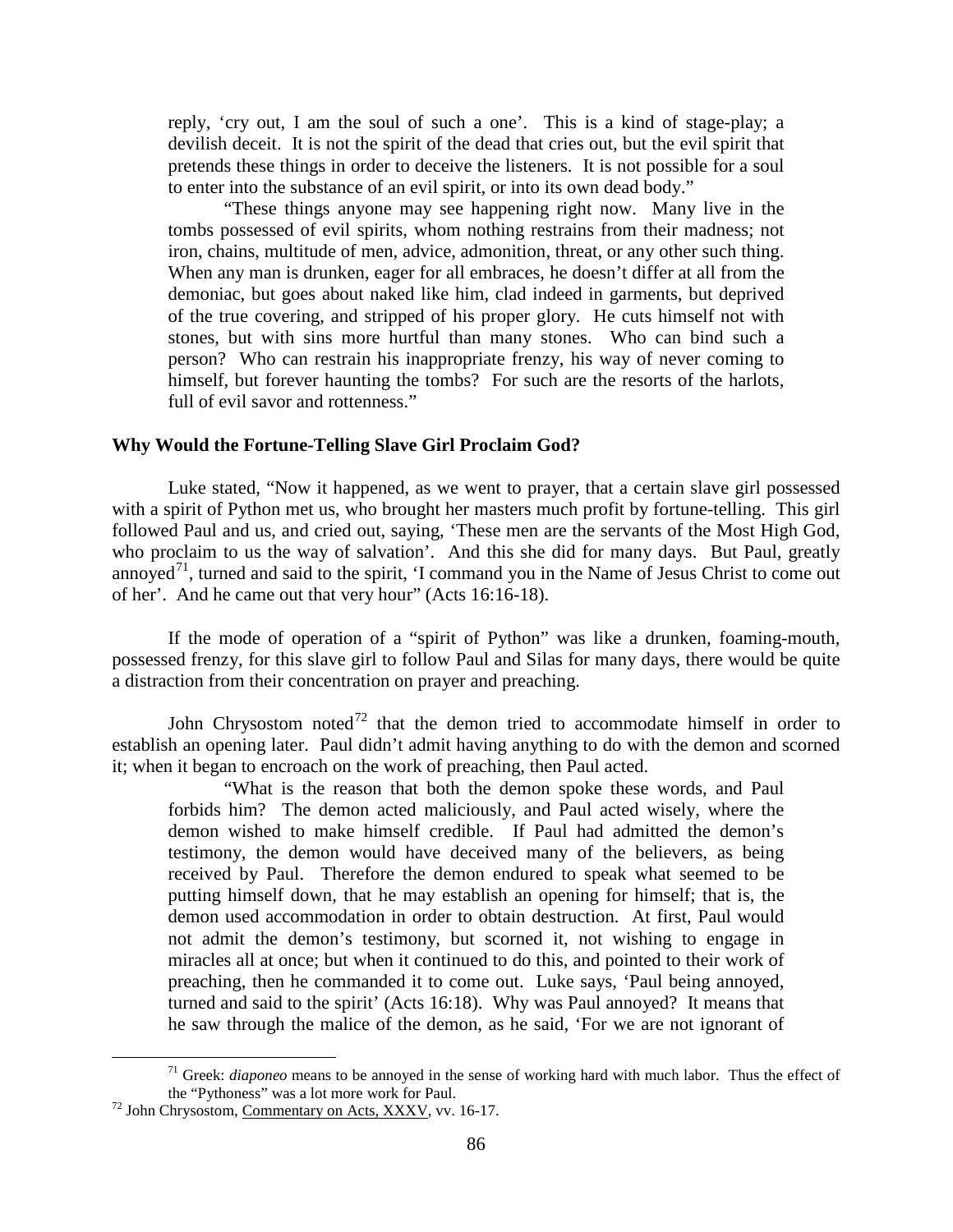reply, 'cry out, I am the soul of such a one'. This is a kind of stage-play; a devilish deceit. It is not the spirit of the dead that cries out, but the evil spirit that pretends these things in order to deceive the listeners. It is not possible for a soul to enter into the substance of an evil spirit, or into its own dead body."

> "These things anyone may see happening right now. Many live in the tombs possessed of evil spirits, whom nothing restrains from their madness; not iron, chains, multitude of men, advice, admonition, threat, or any other such thing. When any man is drunken, eager for all embraces, he doesn't differ at all from the demoniac, but goes about naked like him, clad indeed in garments, but deprived of the true covering, and stripped of his proper glory. He cuts himself not with stones, but with sins more hurtful than many stones. Who can bind such a person? Who can restrain his inappropriate frenzy, his way of never coming to himself, but forever haunting the tombs? For such are the resorts of the harlots, full of evil savor and rottenness."

**Why Would the Fortune-Telling Slave Girl Proclaim God?**

Luke stated, "Now it happened, as we went to prayer, that a certain slave girl possessed with a spirit of Python met us, who brought her masters much profit by fortune-telling. This girl followed Paul and us, and cried out, saying, 'These men are the servants of the Most High God, who proclaim to us the way of salvation'. And this she did for many days. But Paul, greatly annoyed[71], turned and said to the spirit, 'I command you in the Name of Jesus Christ to come out of her'. And he came out that very hour" (Acts 16:16-18).

If the mode of operation of a "spirit of Python" was like a drunken, foaming-mouth, possessed frenzy, for this slave girl to follow Paul and Silas for many days, there would be quite a distraction from their concentration on prayer and preaching.

John Chrysostom noted[72] that the demon tried to accommodate himself in order to establish an opening later. Paul didn't admit having anything to do with the demon and scorned it; when it began to encroach on the work of preaching, then Paul acted.

> "What is the reason that both the demon spoke these words, and Paul forbids him? The demon acted maliciously, and Paul acted wisely, where the demon wished to make himself credible. If Paul had admitted the demon's testimony, the demon would have deceived many of the believers, as being received by Paul. Therefore the demon endured to speak what seemed to be putting himself down, that he may establish an opening for himself; that is, the demon used accommodation in order to obtain destruction. At first, Paul would not admit the demon's testimony, but scorned it, not wishing to engage in miracles all at once; but when it continued to do this, and pointed to their work of preaching, then he commanded it to come out. Luke says, 'Paul being annoyed, turned and said to the spirit' (Acts 16:18). Why was Paul annoyed? It means that he saw through the malice of the demon, as he said, 'For we are not ignorant of

---

[71] Greek: *diaponeo* means to be annoyed in the sense of working hard with much labor. Thus the effect of the "Pythoness" was a lot more work for Paul.

[72] John Chrysostom, Commentary on Acts, XXXV, vv. 16-17.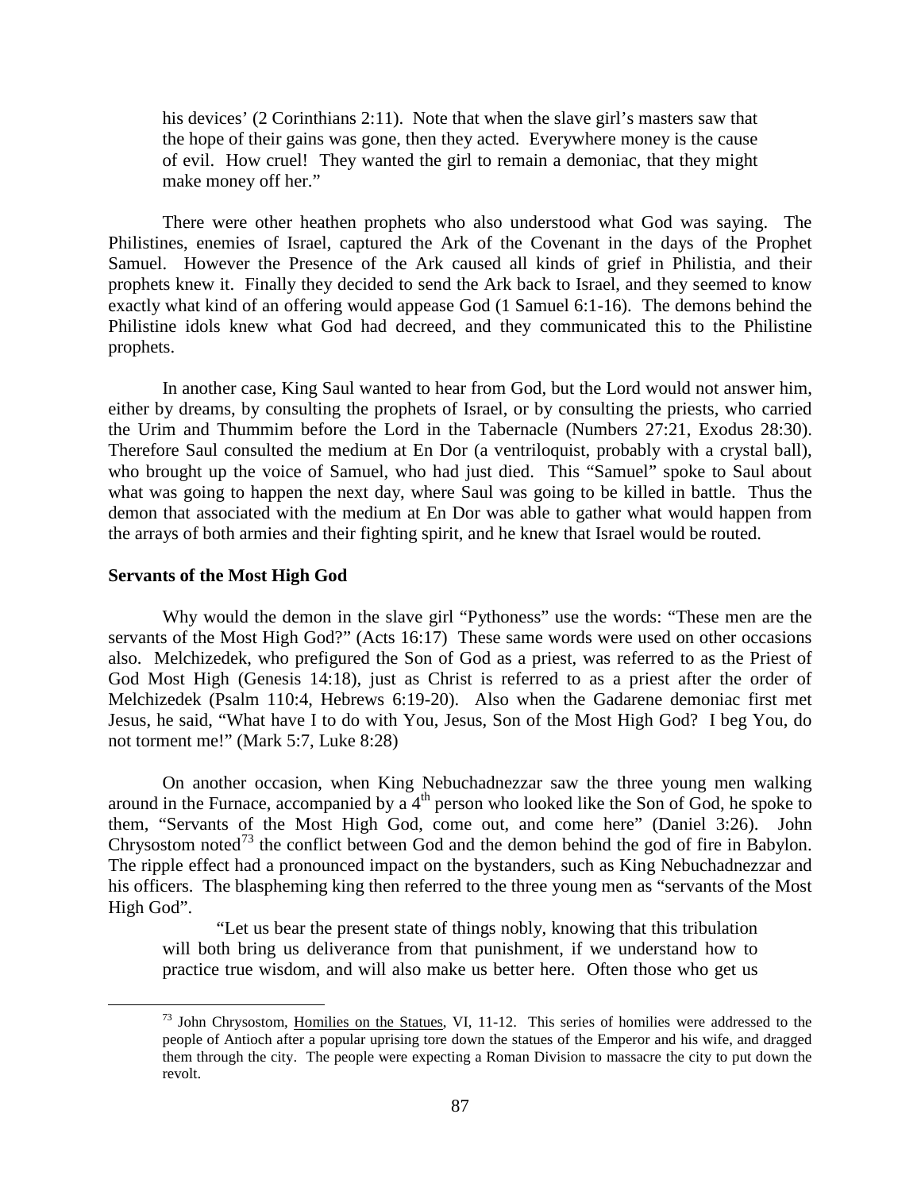> his devices' (2 Corinthians 2:11). Note that when the slave girl's masters saw that the hope of their gains was gone, then they acted. Everywhere money is the cause of evil. How cruel! They wanted the girl to remain a demoniac, that they might make money off her."

There were other heathen prophets who also understood what God was saying. The Philistines, enemies of Israel, captured the Ark of the Covenant in the days of the Prophet Samuel. However the Presence of the Ark caused all kinds of grief in Philistia, and their prophets knew it. Finally they decided to send the Ark back to Israel, and they seemed to know exactly what kind of an offering would appease God (1 Samuel 6:1-16). The demons behind the Philistine idols knew what God had decreed, and they communicated this to the Philistine prophets.

In another case, King Saul wanted to hear from God, but the Lord would not answer him, either by dreams, by consulting the prophets of Israel, or by consulting the priests, who carried the Urim and Thummim before the Lord in the Tabernacle (Numbers 27:21, Exodus 28:30). Therefore Saul consulted the medium at En Dor (a ventriloquist, probably with a crystal ball), who brought up the voice of Samuel, who had just died. This "Samuel" spoke to Saul about what was going to happen the next day, where Saul was going to be killed in battle. Thus the demon that associated with the medium at En Dor was able to gather what would happen from the arrays of both armies and their fighting spirit, and he knew that Israel would be routed.

**Servants of the Most High God**

Why would the demon in the slave girl "Pythoness" use the words: "These men are the servants of the Most High God?" (Acts 16:17) These same words were used on other occasions also. Melchizedek, who prefigured the Son of God as a priest, was referred to as the Priest of God Most High (Genesis 14:18), just as Christ is referred to as a priest after the order of Melchizedek (Psalm 110:4, Hebrews 6:19-20). Also when the Gadarene demoniac first met Jesus, he said, "What have I to do with You, Jesus, Son of the Most High God? I beg You, do not torment me!" (Mark 5:7, Luke 8:28)

On another occasion, when King Nebuchadnezzar saw the three young men walking around in the Furnace, accompanied by a 4th person who looked like the Son of God, he spoke to them, "Servants of the Most High God, come out, and come here" (Daniel 3:26). John Chrysostom noted[73] the conflict between God and the demon behind the god of fire in Babylon. The ripple effect had a pronounced impact on the bystanders, such as King Nebuchadnezzar and his officers. The blaspheming king then referred to the three young men as "servants of the Most High God".

> "Let us bear the present state of things nobly, knowing that this tribulation will both bring us deliverance from that punishment, if we understand how to practice true wisdom, and will also make us better here. Often those who get us

[73] John Chrysostom, Homilies on the Statues, VI, 11-12. This series of homilies were addressed to the people of Antioch after a popular uprising tore down the statues of the Emperor and his wife, and dragged them through the city. The people were expecting a Roman Division to massacre the city to put down the revolt.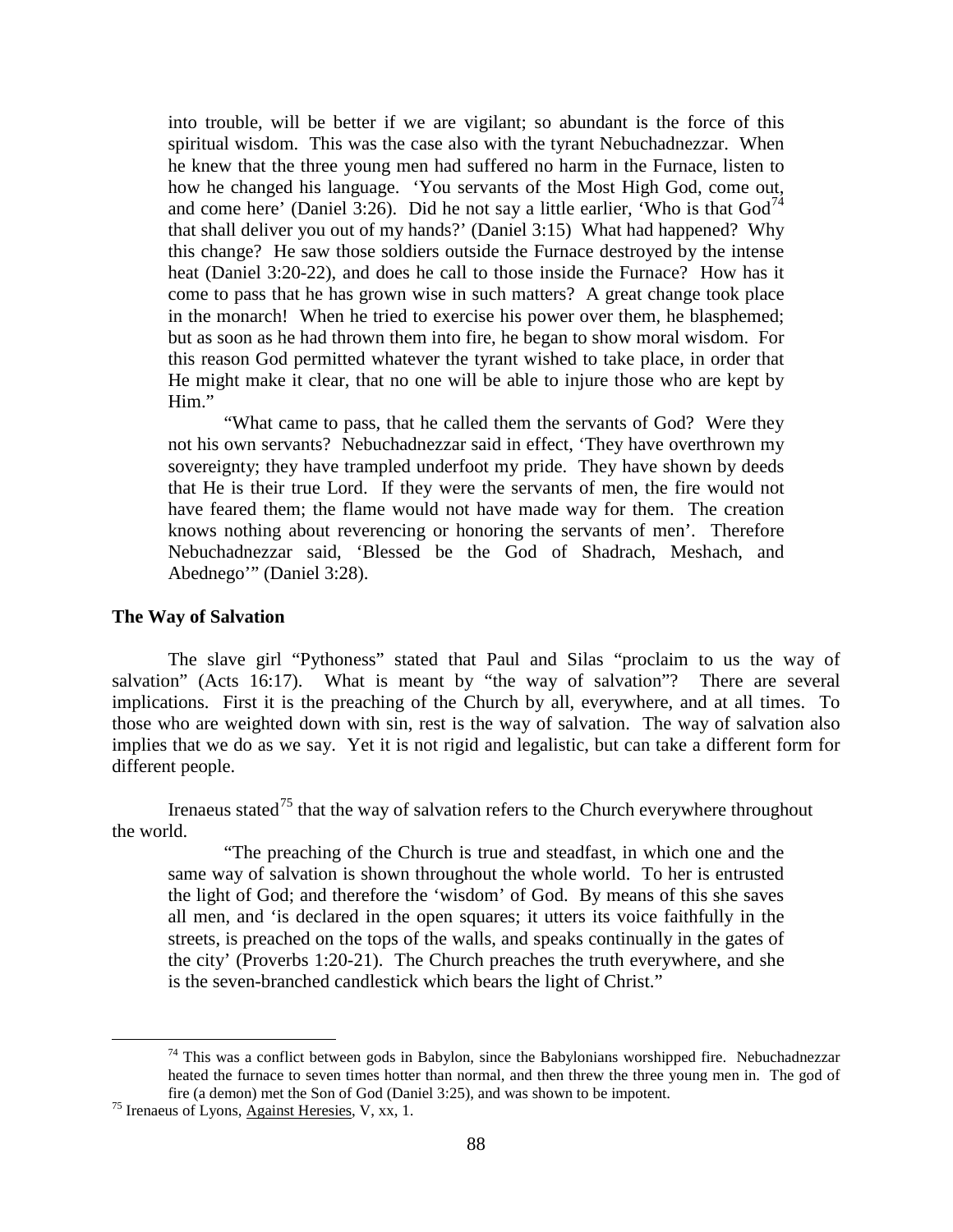into trouble, will be better if we are vigilant; so abundant is the force of this spiritual wisdom. This was the case also with the tyrant Nebuchadnezzar. When he knew that the three young men had suffered no harm in the Furnace, listen to how he changed his language. 'You servants of the Most High God, come out, and come here' (Daniel 3:26). Did he not say a little earlier, 'Who is that God[74] that shall deliver you out of my hands?' (Daniel 3:15) What had happened? Why this change? He saw those soldiers outside the Furnace destroyed by the intense heat (Daniel 3:20-22), and does he call to those inside the Furnace? How has it come to pass that he has grown wise in such matters? A great change took place in the monarch! When he tried to exercise his power over them, he blasphemed; but as soon as he had thrown them into fire, he began to show moral wisdom. For this reason God permitted whatever the tyrant wished to take place, in order that He might make it clear, that no one will be able to injure those who are kept by Him."

"What came to pass, that he called them the servants of God? Were they not his own servants? Nebuchadnezzar said in effect, 'They have overthrown my sovereignty; they have trampled underfoot my pride. They have shown by deeds that He is their true Lord. If they were the servants of men, the fire would not have feared them; the flame would not have made way for them. The creation knows nothing about reverencing or honoring the servants of men'. Therefore Nebuchadnezzar said, 'Blessed be the God of Shadrach, Meshach, and Abednego'" (Daniel 3:28).

**The Way of Salvation**

The slave girl "Pythoness" stated that Paul and Silas "proclaim to us the way of salvation" (Acts 16:17). What is meant by "the way of salvation"? There are several implications. First it is the preaching of the Church by all, everywhere, and at all times. To those who are weighted down with sin, rest is the way of salvation. The way of salvation also implies that we do as we say. Yet it is not rigid and legalistic, but can take a different form for different people.

Irenaeus stated[75] that the way of salvation refers to the Church everywhere throughout the world.

"The preaching of the Church is true and steadfast, in which one and the same way of salvation is shown throughout the whole world. To her is entrusted the light of God; and therefore the 'wisdom' of God. By means of this she saves all men, and 'is declared in the open squares; it utters its voice faithfully in the streets, is preached on the tops of the walls, and speaks continually in the gates of the city' (Proverbs 1:20-21). The Church preaches the truth everywhere, and she is the seven-branched candlestick which bears the light of Christ."

[74] This was a conflict between gods in Babylon, since the Babylonians worshipped fire. Nebuchadnezzar heated the furnace to seven times hotter than normal, and then threw the three young men in. The god of fire (a demon) met the Son of God (Daniel 3:25), and was shown to be impotent.

[75] Irenaeus of Lyons, Against Heresies, V, xx, 1.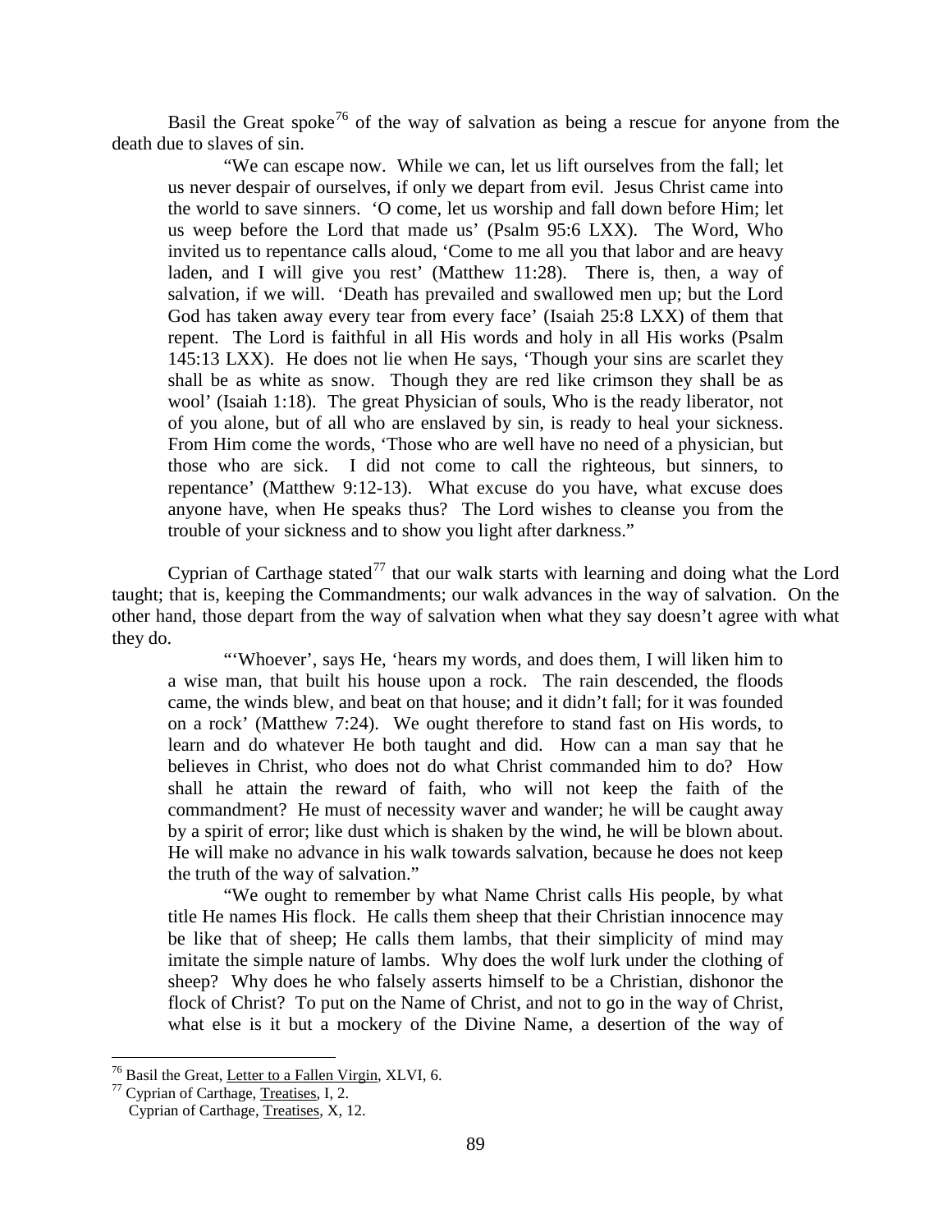Basil the Great spoke[76] of the way of salvation as being a rescue for anyone from the death due to slaves of sin.

> "We can escape now. While we can, let us lift ourselves from the fall; let us never despair of ourselves, if only we depart from evil. Jesus Christ came into the world to save sinners. 'O come, let us worship and fall down before Him; let us weep before the Lord that made us' (Psalm 95:6 LXX). The Word, Who invited us to repentance calls aloud, 'Come to me all you that labor and are heavy laden, and I will give you rest' (Matthew 11:28). There is, then, a way of salvation, if we will. 'Death has prevailed and swallowed men up; but the Lord God has taken away every tear from every face' (Isaiah 25:8 LXX) of them that repent. The Lord is faithful in all His words and holy in all His works (Psalm 145:13 LXX). He does not lie when He says, 'Though your sins are scarlet they shall be as white as snow. Though they are red like crimson they shall be as wool' (Isaiah 1:18). The great Physician of souls, Who is the ready liberator, not of you alone, but of all who are enslaved by sin, is ready to heal your sickness. From Him come the words, 'Those who are well have no need of a physician, but those who are sick. I did not come to call the righteous, but sinners, to repentance' (Matthew 9:12-13). What excuse do you have, what excuse does anyone have, when He speaks thus? The Lord wishes to cleanse you from the trouble of your sickness and to show you light after darkness."

Cyprian of Carthage stated[77] that our walk starts with learning and doing what the Lord taught; that is, keeping the Commandments; our walk advances in the way of salvation. On the other hand, those depart from the way of salvation when what they say doesn't agree with what they do.

> "'Whoever', says He, 'hears my words, and does them, I will liken him to a wise man, that built his house upon a rock. The rain descended, the floods came, the winds blew, and beat on that house; and it didn't fall; for it was founded on a rock' (Matthew 7:24). We ought therefore to stand fast on His words, to learn and do whatever He both taught and did. How can a man say that he believes in Christ, who does not do what Christ commanded him to do? How shall he attain the reward of faith, who will not keep the faith of the commandment? He must of necessity waver and wander; he will be caught away by a spirit of error; like dust which is shaken by the wind, he will be blown about. He will make no advance in his walk towards salvation, because he does not keep the truth of the way of salvation."
>
> "We ought to remember by what Name Christ calls His people, by what title He names His flock. He calls them sheep that their Christian innocence may be like that of sheep; He calls them lambs, that their simplicity of mind may imitate the simple nature of lambs. Why does the wolf lurk under the clothing of sheep? Why does he who falsely asserts himself to be a Christian, dishonor the flock of Christ? To put on the Name of Christ, and not to go in the way of Christ, what else is it but a mockery of the Divine Name, a desertion of the way of

---

[76] Basil the Great, Letter to a Fallen Virgin, XLVI, 6.

[77] Cyprian of Carthage, Treatises, I, 2.
Cyprian of Carthage, Treatises, X, 12.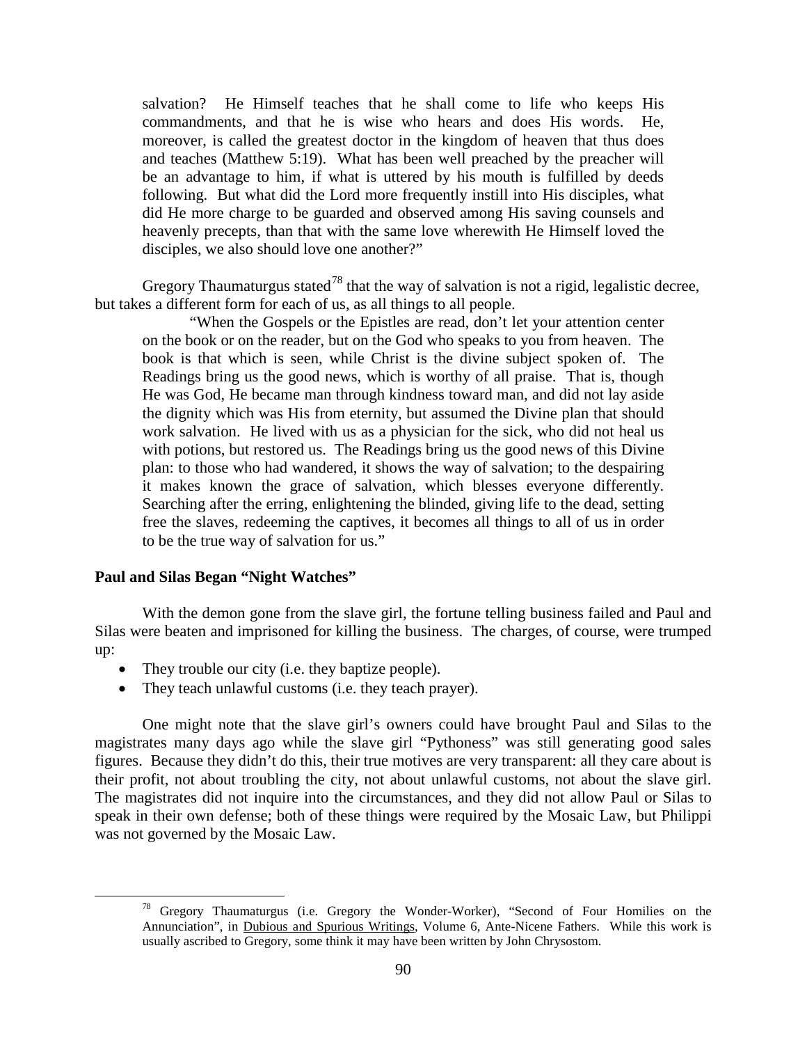salvation? He Himself teaches that he shall come to life who keeps His commandments, and that he is wise who hears and does His words. He, moreover, is called the greatest doctor in the kingdom of heaven that thus does and teaches (Matthew 5:19). What has been well preached by the preacher will be an advantage to him, if what is uttered by his mouth is fulfilled by deeds following. But what did the Lord more frequently instill into His disciples, what did He more charge to be guarded and observed among His saving counsels and heavenly precepts, than that with the same love wherewith He Himself loved the disciples, we also should love one another?"

Gregory Thaumaturgus stated[78] that the way of salvation is not a rigid, legalistic decree, but takes a different form for each of us, as all things to all people.

> "When the Gospels or the Epistles are read, don't let your attention center on the book or on the reader, but on the God who speaks to you from heaven. The book is that which is seen, while Christ is the divine subject spoken of. The Readings bring us the good news, which is worthy of all praise. That is, though He was God, He became man through kindness toward man, and did not lay aside the dignity which was His from eternity, but assumed the Divine plan that should work salvation. He lived with us as a physician for the sick, who did not heal us with potions, but restored us. The Readings bring us the good news of this Divine plan: to those who had wandered, it shows the way of salvation; to the despairing it makes known the grace of salvation, which blesses everyone differently. Searching after the erring, enlightening the blinded, giving life to the dead, setting free the slaves, redeeming the captives, it becomes all things to all of us in order to be the true way of salvation for us."

**Paul and Silas Began "Night Watches"**

With the demon gone from the slave girl, the fortune telling business failed and Paul and Silas were beaten and imprisoned for killing the business. The charges, of course, were trumped up:

- They trouble our city (i.e. they baptize people).
- They teach unlawful customs (i.e. they teach prayer).

One might note that the slave girl's owners could have brought Paul and Silas to the magistrates many days ago while the slave girl "Pythoness" was still generating good sales figures. Because they didn't do this, their true motives are very transparent: all they care about is their profit, not about troubling the city, not about unlawful customs, not about the slave girl. The magistrates did not inquire into the circumstances, and they did not allow Paul or Silas to speak in their own defense; both of these things were required by the Mosaic Law, but Philippi was not governed by the Mosaic Law.

---

[78] Gregory Thaumaturgus (i.e. Gregory the Wonder-Worker), "Second of Four Homilies on the Annunciation", in Dubious and Spurious Writings, Volume 6, Ante-Nicene Fathers. While this work is usually ascribed to Gregory, some think it may have been written by John Chrysostom.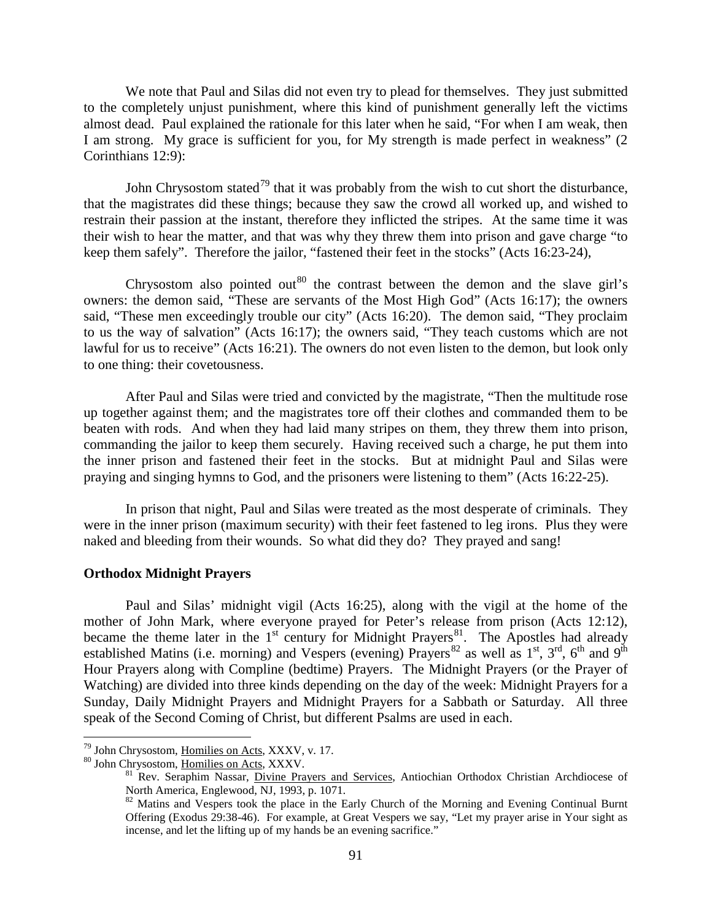We note that Paul and Silas did not even try to plead for themselves. They just submitted to the completely unjust punishment, where this kind of punishment generally left the victims almost dead. Paul explained the rationale for this later when he said, "For when I am weak, then I am strong. My grace is sufficient for you, for My strength is made perfect in weakness" (2 Corinthians 12:9):

John Chrysostom stated[79] that it was probably from the wish to cut short the disturbance, that the magistrates did these things; because they saw the crowd all worked up, and wished to restrain their passion at the instant, therefore they inflicted the stripes. At the same time it was their wish to hear the matter, and that was why they threw them into prison and gave charge "to keep them safely". Therefore the jailor, "fastened their feet in the stocks" (Acts 16:23-24),

Chrysostom also pointed out[80] the contrast between the demon and the slave girl's owners: the demon said, "These are servants of the Most High God" (Acts 16:17); the owners said, "These men exceedingly trouble our city" (Acts 16:20). The demon said, "They proclaim to us the way of salvation" (Acts 16:17); the owners said, "They teach customs which are not lawful for us to receive" (Acts 16:21). The owners do not even listen to the demon, but look only to one thing: their covetousness.

After Paul and Silas were tried and convicted by the magistrate, "Then the multitude rose up together against them; and the magistrates tore off their clothes and commanded them to be beaten with rods. And when they had laid many stripes on them, they threw them into prison, commanding the jailor to keep them securely. Having received such a charge, he put them into the inner prison and fastened their feet in the stocks. But at midnight Paul and Silas were praying and singing hymns to God, and the prisoners were listening to them" (Acts 16:22-25).

In prison that night, Paul and Silas were treated as the most desperate of criminals. They were in the inner prison (maximum security) with their feet fastened to leg irons. Plus they were naked and bleeding from their wounds. So what did they do? They prayed and sang!

**Orthodox Midnight Prayers**

Paul and Silas' midnight vigil (Acts 16:25), along with the vigil at the home of the mother of John Mark, where everyone prayed for Peter's release from prison (Acts 12:12), became the theme later in the 1st century for Midnight Prayers[81]. The Apostles had already established Matins (i.e. morning) and Vespers (evening) Prayers[82] as well as 1st, 3rd, 6th and 9th Hour Prayers along with Compline (bedtime) Prayers. The Midnight Prayers (or the Prayer of Watching) are divided into three kinds depending on the day of the week: Midnight Prayers for a Sunday, Daily Midnight Prayers and Midnight Prayers for a Sabbath or Saturday. All three speak of the Second Coming of Christ, but different Psalms are used in each.

---

[79] John Chrysostom, Homilies on Acts, XXXV, v. 17.

[80] John Chrysostom, Homilies on Acts, XXXV.

[81] Rev. Seraphim Nassar, Divine Prayers and Services, Antiochian Orthodox Christian Archdiocese of North America, Englewood, NJ, 1993, p. 1071.

[82] Matins and Vespers took the place in the Early Church of the Morning and Evening Continual Burnt Offering (Exodus 29:38-46). For example, at Great Vespers we say, "Let my prayer arise in Your sight as incense, and let the lifting up of my hands be an evening sacrifice."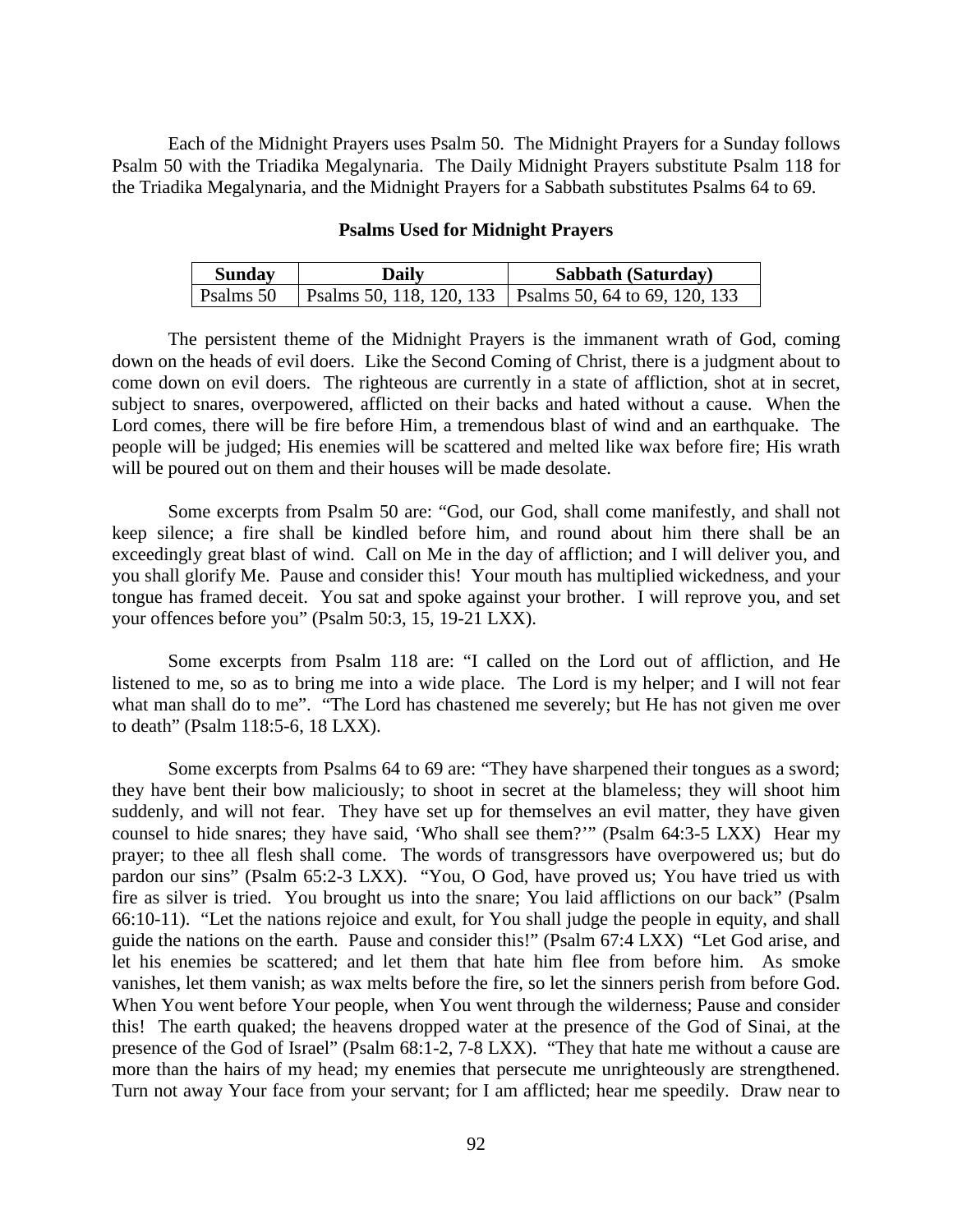Each of the Midnight Prayers uses Psalm 50. The Midnight Prayers for a Sunday follows Psalm 50 with the Triadika Megalynaria. The Daily Midnight Prayers substitute Psalm 118 for the Triadika Megalynaria, and the Midnight Prayers for a Sabbath substitutes Psalms 64 to 69.

**Psalms Used for Midnight Prayers**

| Sunday | Daily | Sabbath (Saturday) |
| --- | --- | --- |
| Psalms 50 | Psalms 50, 118, 120, 133 | Psalms 50, 64 to 69, 120, 133 |

The persistent theme of the Midnight Prayers is the immanent wrath of God, coming down on the heads of evil doers. Like the Second Coming of Christ, there is a judgment about to come down on evil doers. The righteous are currently in a state of affliction, shot at in secret, subject to snares, overpowered, afflicted on their backs and hated without a cause. When the Lord comes, there will be fire before Him, a tremendous blast of wind and an earthquake. The people will be judged; His enemies will be scattered and melted like wax before fire; His wrath will be poured out on them and their houses will be made desolate.

Some excerpts from Psalm 50 are: "God, our God, shall come manifestly, and shall not keep silence; a fire shall be kindled before him, and round about him there shall be an exceedingly great blast of wind. Call on Me in the day of affliction; and I will deliver you, and you shall glorify Me. Pause and consider this! Your mouth has multiplied wickedness, and your tongue has framed deceit. You sat and spoke against your brother. I will reprove you, and set your offences before you" (Psalm 50:3, 15, 19-21 LXX).

Some excerpts from Psalm 118 are: "I called on the Lord out of affliction, and He listened to me, so as to bring me into a wide place. The Lord is my helper; and I will not fear what man shall do to me". "The Lord has chastened me severely; but He has not given me over to death" (Psalm 118:5-6, 18 LXX).

Some excerpts from Psalms 64 to 69 are: "They have sharpened their tongues as a sword; they have bent their bow maliciously; to shoot in secret at the blameless; they will shoot him suddenly, and will not fear. They have set up for themselves an evil matter, they have given counsel to hide snares; they have said, 'Who shall see them?'" (Psalm 64:3-5 LXX) Hear my prayer; to thee all flesh shall come. The words of transgressors have overpowered us; but do pardon our sins" (Psalm 65:2-3 LXX). "You, O God, have proved us; You have tried us with fire as silver is tried. You brought us into the snare; You laid afflictions on our back" (Psalm 66:10-11). "Let the nations rejoice and exult, for You shall judge the people in equity, and shall guide the nations on the earth. Pause and consider this!" (Psalm 67:4 LXX) "Let God arise, and let his enemies be scattered; and let them that hate him flee from before him. As smoke vanishes, let them vanish; as wax melts before the fire, so let the sinners perish from before God. When You went before Your people, when You went through the wilderness; Pause and consider this! The earth quaked; the heavens dropped water at the presence of the God of Sinai, at the presence of the God of Israel" (Psalm 68:1-2, 7-8 LXX). "They that hate me without a cause are more than the hairs of my head; my enemies that persecute me unrighteously are strengthened. Turn not away Your face from your servant; for I am afflicted; hear me speedily. Draw near to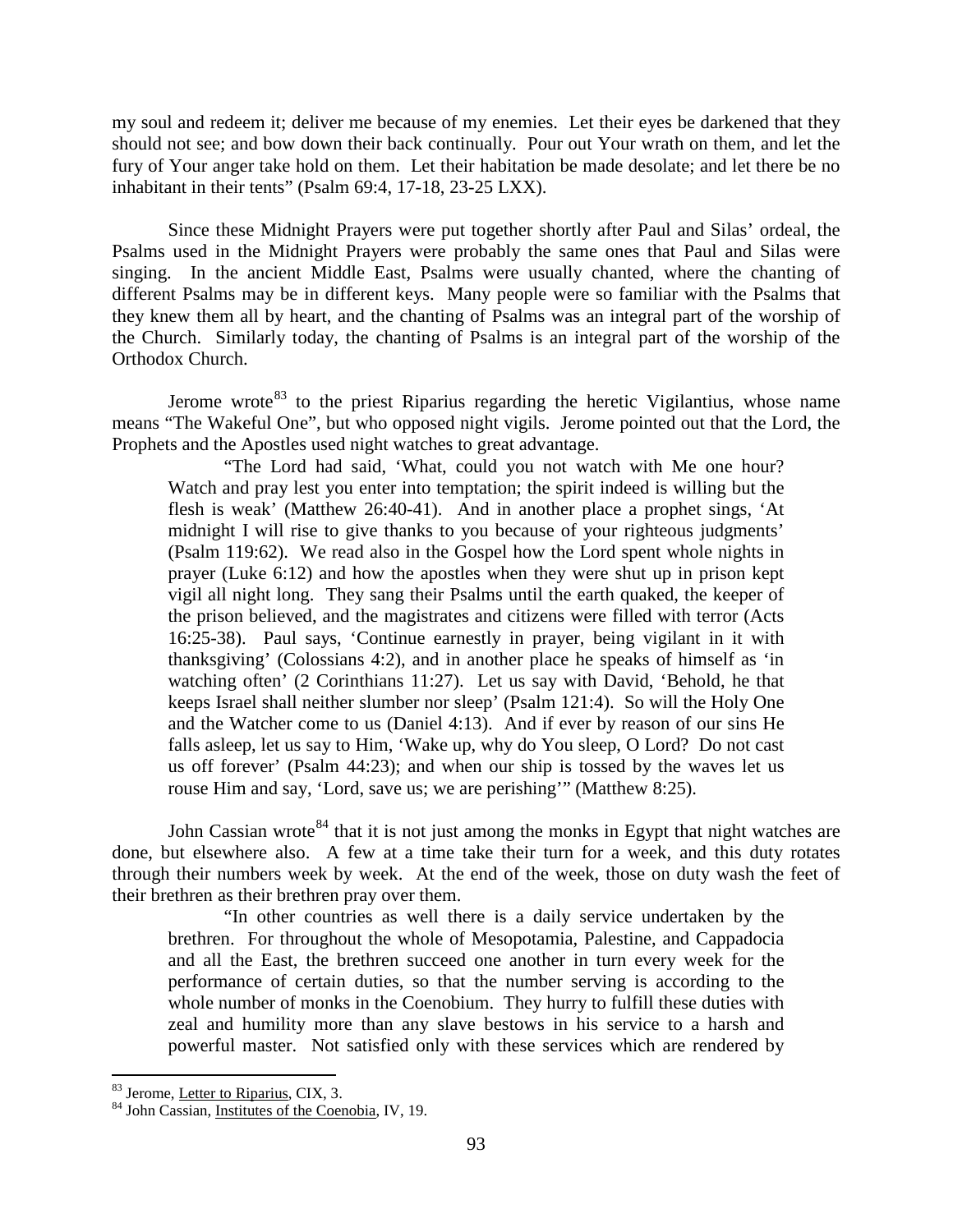my soul and redeem it; deliver me because of my enemies. Let their eyes be darkened that they should not see; and bow down their back continually. Pour out Your wrath on them, and let the fury of Your anger take hold on them. Let their habitation be made desolate; and let there be no inhabitant in their tents" (Psalm 69:4, 17-18, 23-25 LXX).

Since these Midnight Prayers were put together shortly after Paul and Silas' ordeal, the Psalms used in the Midnight Prayers were probably the same ones that Paul and Silas were singing. In the ancient Middle East, Psalms were usually chanted, where the chanting of different Psalms may be in different keys. Many people were so familiar with the Psalms that they knew them all by heart, and the chanting of Psalms was an integral part of the worship of the Church. Similarly today, the chanting of Psalms is an integral part of the worship of the Orthodox Church.

Jerome wrote[83] to the priest Riparius regarding the heretic Vigilantius, whose name means "The Wakeful One", but who opposed night vigils. Jerome pointed out that the Lord, the Prophets and the Apostles used night watches to great advantage.

> "The Lord had said, 'What, could you not watch with Me one hour? Watch and pray lest you enter into temptation; the spirit indeed is willing but the flesh is weak' (Matthew 26:40-41). And in another place a prophet sings, 'At midnight I will rise to give thanks to you because of your righteous judgments' (Psalm 119:62). We read also in the Gospel how the Lord spent whole nights in prayer (Luke 6:12) and how the apostles when they were shut up in prison kept vigil all night long. They sang their Psalms until the earth quaked, the keeper of the prison believed, and the magistrates and citizens were filled with terror (Acts 16:25-38). Paul says, 'Continue earnestly in prayer, being vigilant in it with thanksgiving' (Colossians 4:2), and in another place he speaks of himself as 'in watching often' (2 Corinthians 11:27). Let us say with David, 'Behold, he that keeps Israel shall neither slumber nor sleep' (Psalm 121:4). So will the Holy One and the Watcher come to us (Daniel 4:13). And if ever by reason of our sins He falls asleep, let us say to Him, 'Wake up, why do You sleep, O Lord? Do not cast us off forever' (Psalm 44:23); and when our ship is tossed by the waves let us rouse Him and say, 'Lord, save us; we are perishing'" (Matthew 8:25).

John Cassian wrote[84] that it is not just among the monks in Egypt that night watches are done, but elsewhere also. A few at a time take their turn for a week, and this duty rotates through their numbers week by week. At the end of the week, those on duty wash the feet of their brethren as their brethren pray over them.

> "In other countries as well there is a daily service undertaken by the brethren. For throughout the whole of Mesopotamia, Palestine, and Cappadocia and all the East, the brethren succeed one another in turn every week for the performance of certain duties, so that the number serving is according to the whole number of monks in the Coenobium. They hurry to fulfill these duties with zeal and humility more than any slave bestows in his service to a harsh and powerful master. Not satisfied only with these services which are rendered by

[83] Jerome, Letter to Riparius, CIX, 3.

[84] John Cassian, Institutes of the Coenobia, IV, 19.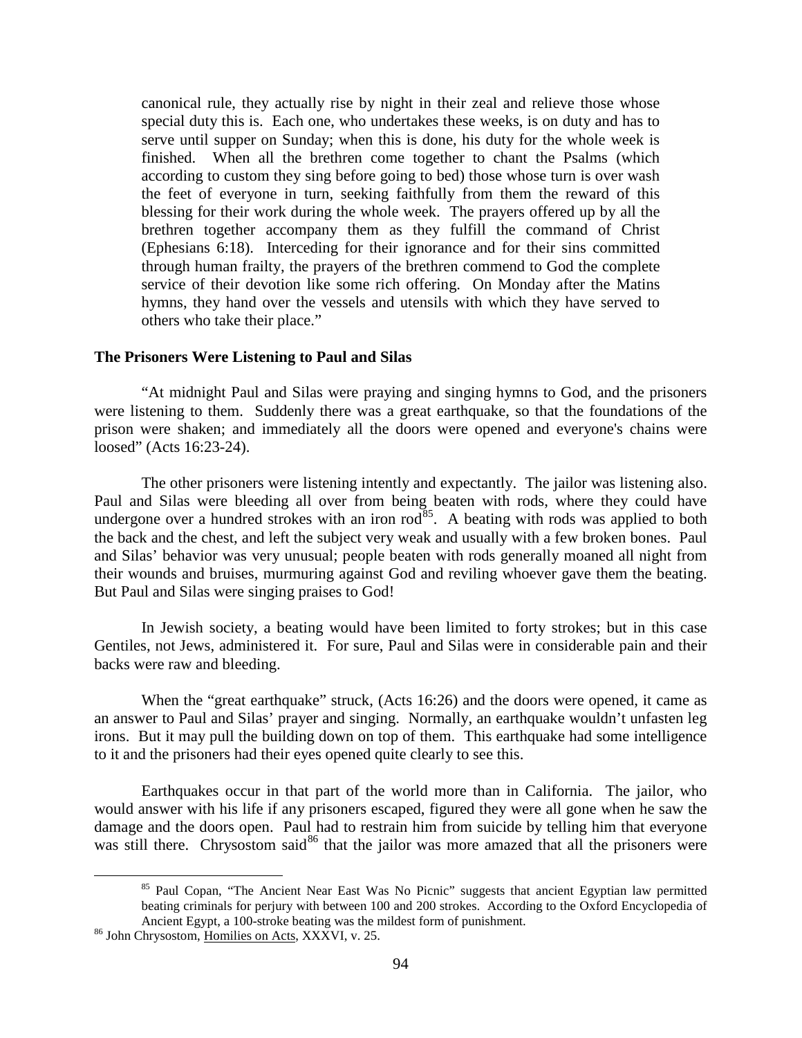> canonical rule, they actually rise by night in their zeal and relieve those whose special duty this is. Each one, who undertakes these weeks, is on duty and has to serve until supper on Sunday; when this is done, his duty for the whole week is finished. When all the brethren come together to chant the Psalms (which according to custom they sing before going to bed) those whose turn is over wash the feet of everyone in turn, seeking faithfully from them the reward of this blessing for their work during the whole week. The prayers offered up by all the brethren together accompany them as they fulfill the command of Christ (Ephesians 6:18). Interceding for their ignorance and for their sins committed through human frailty, the prayers of the brethren commend to God the complete service of their devotion like some rich offering. On Monday after the Matins hymns, they hand over the vessels and utensils with which they have served to others who take their place."

**The Prisoners Were Listening to Paul and Silas**

"At midnight Paul and Silas were praying and singing hymns to God, and the prisoners were listening to them. Suddenly there was a great earthquake, so that the foundations of the prison were shaken; and immediately all the doors were opened and everyone's chains were loosed" (Acts 16:23-24).

The other prisoners were listening intently and expectantly. The jailor was listening also. Paul and Silas were bleeding all over from being beaten with rods, where they could have undergone over a hundred strokes with an iron rod[85]. A beating with rods was applied to both the back and the chest, and left the subject very weak and usually with a few broken bones. Paul and Silas' behavior was very unusual; people beaten with rods generally moaned all night from their wounds and bruises, murmuring against God and reviling whoever gave them the beating. But Paul and Silas were singing praises to God!

In Jewish society, a beating would have been limited to forty strokes; but in this case Gentiles, not Jews, administered it. For sure, Paul and Silas were in considerable pain and their backs were raw and bleeding.

When the "great earthquake" struck, (Acts 16:26) and the doors were opened, it came as an answer to Paul and Silas' prayer and singing. Normally, an earthquake wouldn't unfasten leg irons. But it may pull the building down on top of them. This earthquake had some intelligence to it and the prisoners had their eyes opened quite clearly to see this.

Earthquakes occur in that part of the world more than in California. The jailor, who would answer with his life if any prisoners escaped, figured they were all gone when he saw the damage and the doors open. Paul had to restrain him from suicide by telling him that everyone was still there. Chrysostom said[86] that the jailor was more amazed that all the prisoners were

---

[85] Paul Copan, "The Ancient Near East Was No Picnic" suggests that ancient Egyptian law permitted beating criminals for perjury with between 100 and 200 strokes. According to the Oxford Encyclopedia of Ancient Egypt, a 100-stroke beating was the mildest form of punishment.

[86] John Chrysostom, Homilies on Acts, XXXVI, v. 25.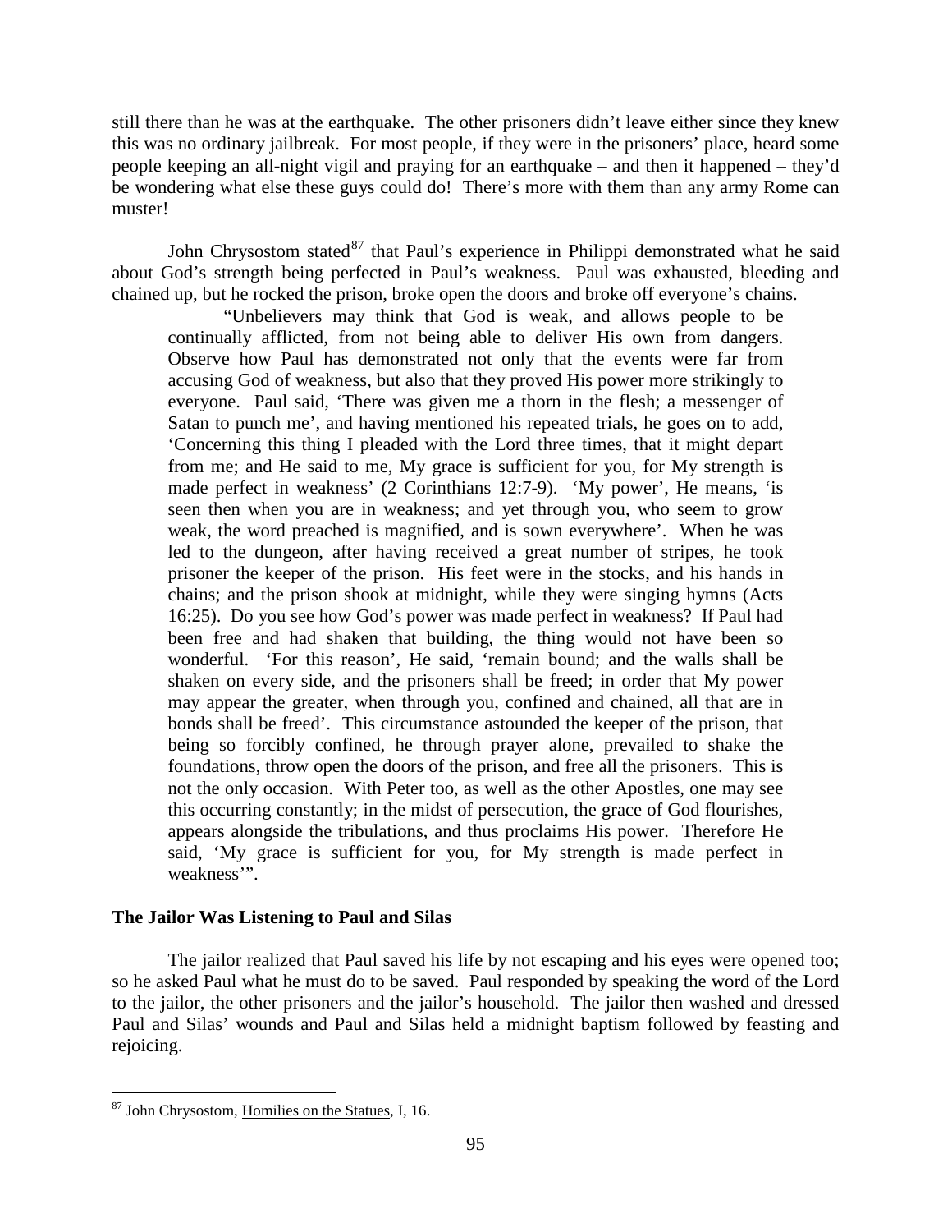still there than he was at the earthquake. The other prisoners didn't leave either since they knew this was no ordinary jailbreak. For most people, if they were in the prisoners' place, heard some people keeping an all-night vigil and praying for an earthquake – and then it happened – they'd be wondering what else these guys could do! There's more with them than any army Rome can muster!

John Chrysostom stated[87] that Paul's experience in Philippi demonstrated what he said about God's strength being perfected in Paul's weakness. Paul was exhausted, bleeding and chained up, but he rocked the prison, broke open the doors and broke off everyone's chains.

> "Unbelievers may think that God is weak, and allows people to be continually afflicted, from not being able to deliver His own from dangers. Observe how Paul has demonstrated not only that the events were far from accusing God of weakness, but also that they proved His power more strikingly to everyone. Paul said, 'There was given me a thorn in the flesh; a messenger of Satan to punch me', and having mentioned his repeated trials, he goes on to add, 'Concerning this thing I pleaded with the Lord three times, that it might depart from me; and He said to me, My grace is sufficient for you, for My strength is made perfect in weakness' (2 Corinthians 12:7-9). 'My power', He means, 'is seen then when you are in weakness; and yet through you, who seem to grow weak, the word preached is magnified, and is sown everywhere'. When he was led to the dungeon, after having received a great number of stripes, he took prisoner the keeper of the prison. His feet were in the stocks, and his hands in chains; and the prison shook at midnight, while they were singing hymns (Acts 16:25). Do you see how God's power was made perfect in weakness? If Paul had been free and had shaken that building, the thing would not have been so wonderful. 'For this reason', He said, 'remain bound; and the walls shall be shaken on every side, and the prisoners shall be freed; in order that My power may appear the greater, when through you, confined and chained, all that are in bonds shall be freed'. This circumstance astounded the keeper of the prison, that being so forcibly confined, he through prayer alone, prevailed to shake the foundations, throw open the doors of the prison, and free all the prisoners. This is not the only occasion. With Peter too, as well as the other Apostles, one may see this occurring constantly; in the midst of persecution, the grace of God flourishes, appears alongside the tribulations, and thus proclaims His power. Therefore He said, 'My grace is sufficient for you, for My strength is made perfect in weakness'".

### The Jailor Was Listening to Paul and Silas

The jailor realized that Paul saved his life by not escaping and his eyes were opened too; so he asked Paul what he must do to be saved. Paul responded by speaking the word of the Lord to the jailor, the other prisoners and the jailor's household. The jailor then washed and dressed Paul and Silas' wounds and Paul and Silas held a midnight baptism followed by feasting and rejoicing.

---

[87] John Chrysostom, Homilies on the Statues, I, 16.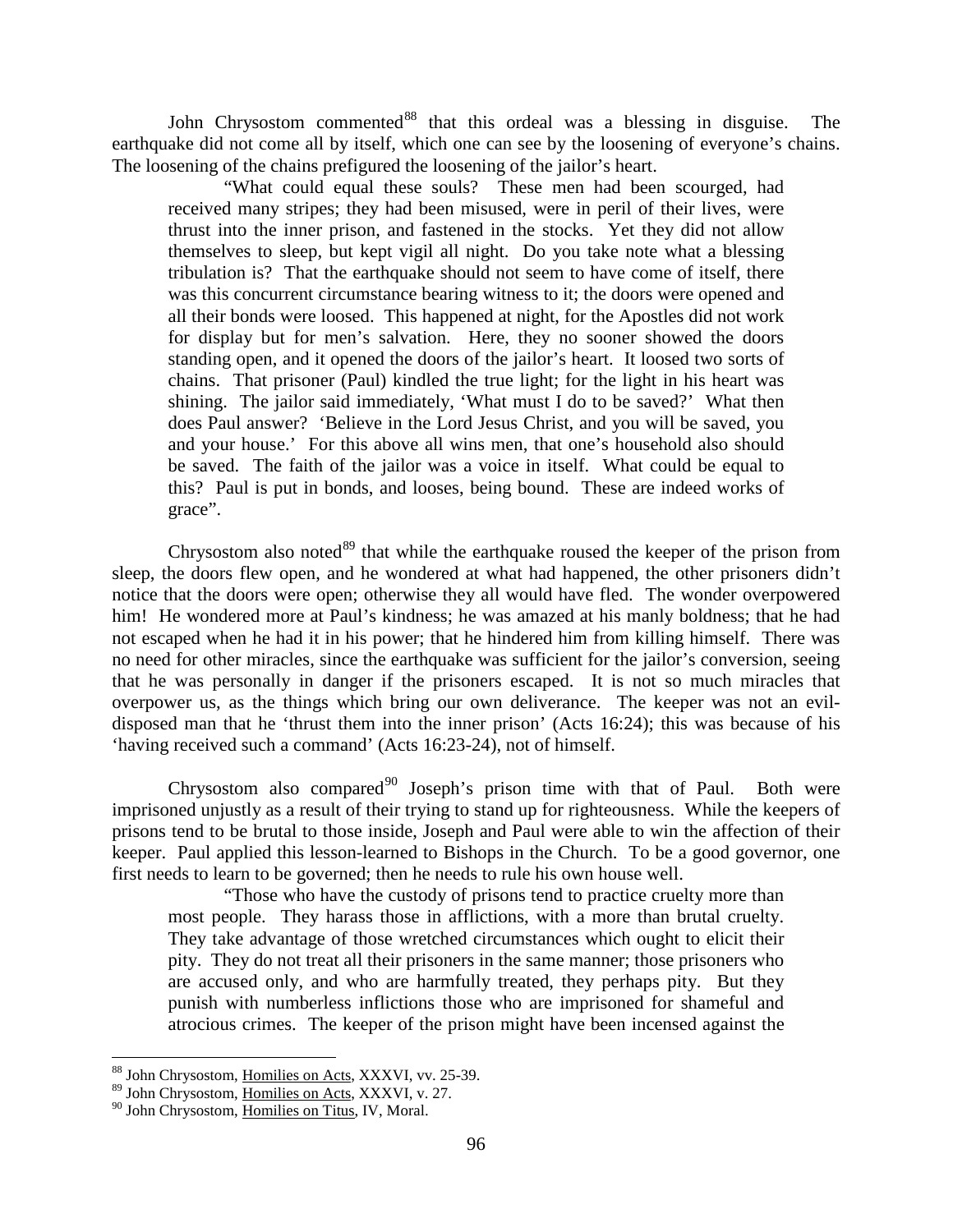John Chrysostom commented[88] that this ordeal was a blessing in disguise. The earthquake did not come all by itself, which one can see by the loosening of everyone's chains. The loosening of the chains prefigured the loosening of the jailor's heart.

> "What could equal these souls? These men had been scourged, had received many stripes; they had been misused, were in peril of their lives, were thrust into the inner prison, and fastened in the stocks. Yet they did not allow themselves to sleep, but kept vigil all night. Do you take note what a blessing tribulation is? That the earthquake should not seem to have come of itself, there was this concurrent circumstance bearing witness to it; the doors were opened and all their bonds were loosed. This happened at night, for the Apostles did not work for display but for men's salvation. Here, they no sooner showed the doors standing open, and it opened the doors of the jailor's heart. It loosed two sorts of chains. That prisoner (Paul) kindled the true light; for the light in his heart was shining. The jailor said immediately, 'What must I do to be saved?' What then does Paul answer? 'Believe in the Lord Jesus Christ, and you will be saved, you and your house.' For this above all wins men, that one's household also should be saved. The faith of the jailor was a voice in itself. What could be equal to this? Paul is put in bonds, and looses, being bound. These are indeed works of grace".

Chrysostom also noted[89] that while the earthquake roused the keeper of the prison from sleep, the doors flew open, and he wondered at what had happened, the other prisoners didn't notice that the doors were open; otherwise they all would have fled. The wonder overpowered him! He wondered more at Paul's kindness; he was amazed at his manly boldness; that he had not escaped when he had it in his power; that he hindered him from killing himself. There was no need for other miracles, since the earthquake was sufficient for the jailor's conversion, seeing that he was personally in danger if the prisoners escaped. It is not so much miracles that overpower us, as the things which bring our own deliverance. The keeper was not an evil-disposed man that he 'thrust them into the inner prison' (Acts 16:24); this was because of his 'having received such a command' (Acts 16:23-24), not of himself.

Chrysostom also compared[90] Joseph's prison time with that of Paul. Both were imprisoned unjustly as a result of their trying to stand up for righteousness. While the keepers of prisons tend to be brutal to those inside, Joseph and Paul were able to win the affection of their keeper. Paul applied this lesson-learned to Bishops in the Church. To be a good governor, one first needs to learn to be governed; then he needs to rule his own house well.

> "Those who have the custody of prisons tend to practice cruelty more than most people. They harass those in afflictions, with a more than brutal cruelty. They take advantage of those wretched circumstances which ought to elicit their pity. They do not treat all their prisoners in the same manner; those prisoners who are accused only, and who are harmfully treated, they perhaps pity. But they punish with numberless inflictions those who are imprisoned for shameful and atrocious crimes. The keeper of the prison might have been incensed against the

---

[88] John Chrysostom, Homilies on Acts, XXXVI, vv. 25-39.

[89] John Chrysostom, Homilies on Acts, XXXVI, v. 27.

[90] John Chrysostom, Homilies on Titus, IV, Moral.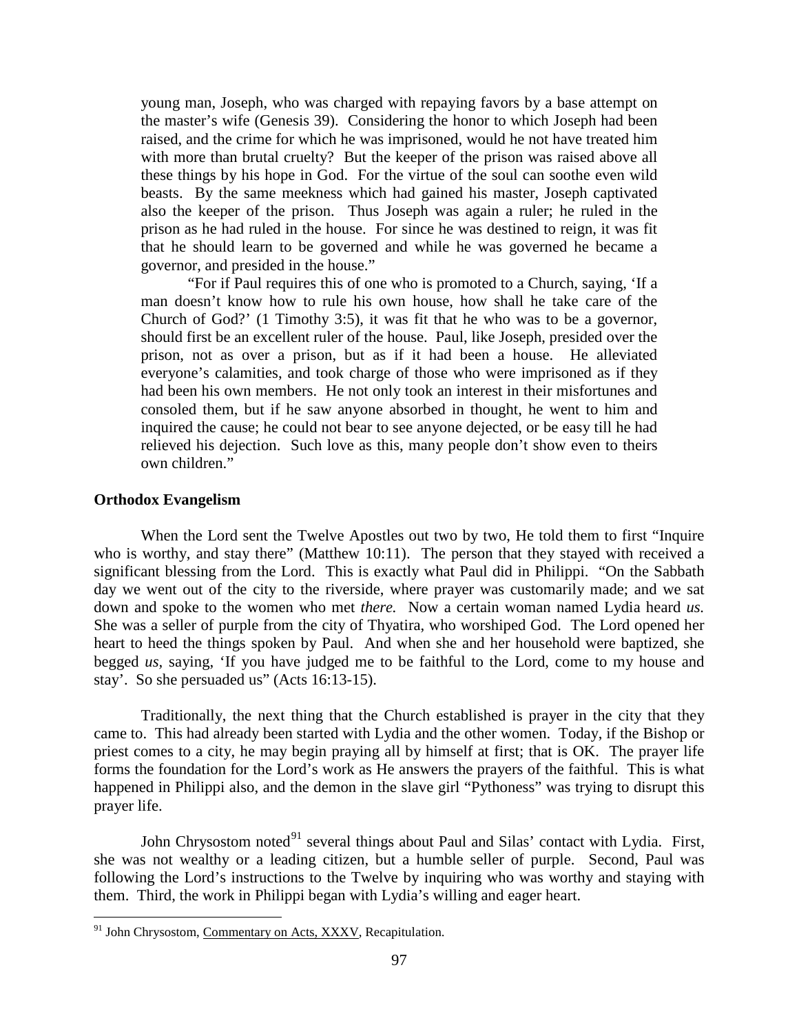young man, Joseph, who was charged with repaying favors by a base attempt on the master's wife (Genesis 39). Considering the honor to which Joseph had been raised, and the crime for which he was imprisoned, would he not have treated him with more than brutal cruelty? But the keeper of the prison was raised above all these things by his hope in God. For the virtue of the soul can soothe even wild beasts. By the same meekness which had gained his master, Joseph captivated also the keeper of the prison. Thus Joseph was again a ruler; he ruled in the prison as he had ruled in the house. For since he was destined to reign, it was fit that he should learn to be governed and while he was governed he became a governor, and presided in the house."

"For if Paul requires this of one who is promoted to a Church, saying, 'If a man doesn't know how to rule his own house, how shall he take care of the Church of God?' (1 Timothy 3:5), it was fit that he who was to be a governor, should first be an excellent ruler of the house. Paul, like Joseph, presided over the prison, not as over a prison, but as if it had been a house. He alleviated everyone's calamities, and took charge of those who were imprisoned as if they had been his own members. He not only took an interest in their misfortunes and consoled them, but if he saw anyone absorbed in thought, he went to him and inquired the cause; he could not bear to see anyone dejected, or be easy till he had relieved his dejection. Such love as this, many people don't show even to theirs own children."

**Orthodox Evangelism**

When the Lord sent the Twelve Apostles out two by two, He told them to first "Inquire who is worthy, and stay there" (Matthew 10:11). The person that they stayed with received a significant blessing from the Lord. This is exactly what Paul did in Philippi. "On the Sabbath day we went out of the city to the riverside, where prayer was customarily made; and we sat down and spoke to the women who met *there.* Now a certain woman named Lydia heard *us.* She was a seller of purple from the city of Thyatira, who worshiped God. The Lord opened her heart to heed the things spoken by Paul. And when she and her household were baptized, she begged *us,* saying, 'If you have judged me to be faithful to the Lord, come to my house and stay'. So she persuaded us" (Acts 16:13-15).

Traditionally, the next thing that the Church established is prayer in the city that they came to. This had already been started with Lydia and the other women. Today, if the Bishop or priest comes to a city, he may begin praying all by himself at first; that is OK. The prayer life forms the foundation for the Lord's work as He answers the prayers of the faithful. This is what happened in Philippi also, and the demon in the slave girl "Pythoness" was trying to disrupt this prayer life.

John Chrysostom noted[91] several things about Paul and Silas' contact with Lydia. First, she was not wealthy or a leading citizen, but a humble seller of purple. Second, Paul was following the Lord's instructions to the Twelve by inquiring who was worthy and staying with them. Third, the work in Philippi began with Lydia's willing and eager heart.

[91] John Chrysostom, Commentary on Acts, XXXV, Recapitulation.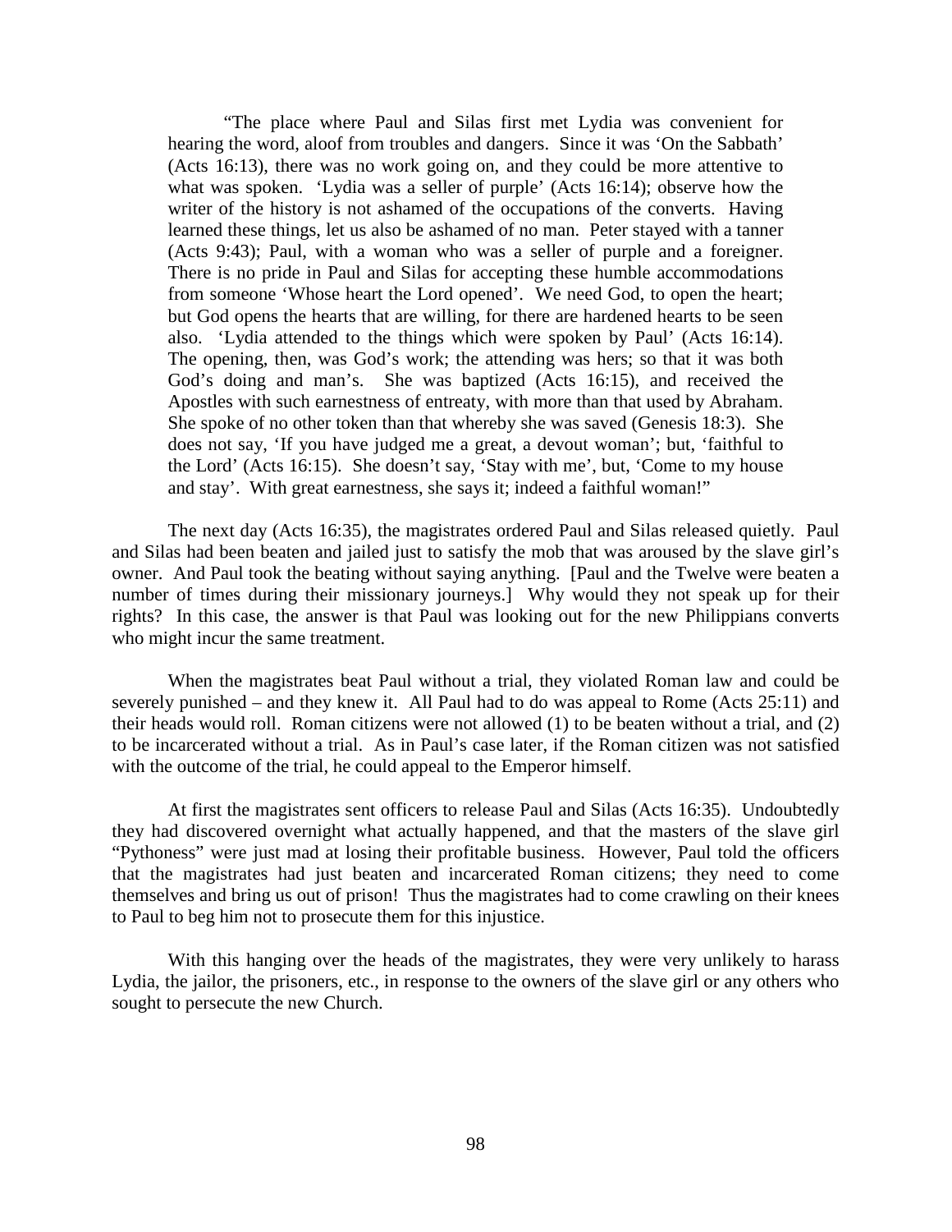"The place where Paul and Silas first met Lydia was convenient for hearing the word, aloof from troubles and dangers. Since it was 'On the Sabbath' (Acts 16:13), there was no work going on, and they could be more attentive to what was spoken. 'Lydia was a seller of purple' (Acts 16:14); observe how the writer of the history is not ashamed of the occupations of the converts. Having learned these things, let us also be ashamed of no man. Peter stayed with a tanner (Acts 9:43); Paul, with a woman who was a seller of purple and a foreigner. There is no pride in Paul and Silas for accepting these humble accommodations from someone 'Whose heart the Lord opened'. We need God, to open the heart; but God opens the hearts that are willing, for there are hardened hearts to be seen also. 'Lydia attended to the things which were spoken by Paul' (Acts 16:14). The opening, then, was God's work; the attending was hers; so that it was both God's doing and man's. She was baptized (Acts 16:15), and received the Apostles with such earnestness of entreaty, with more than that used by Abraham. She spoke of no other token than that whereby she was saved (Genesis 18:3). She does not say, 'If you have judged me a great, a devout woman'; but, 'faithful to the Lord' (Acts 16:15). She doesn't say, 'Stay with me', but, 'Come to my house and stay'. With great earnestness, she says it; indeed a faithful woman!"

The next day (Acts 16:35), the magistrates ordered Paul and Silas released quietly. Paul and Silas had been beaten and jailed just to satisfy the mob that was aroused by the slave girl's owner. And Paul took the beating without saying anything. [Paul and the Twelve were beaten a number of times during their missionary journeys.] Why would they not speak up for their rights? In this case, the answer is that Paul was looking out for the new Philippians converts who might incur the same treatment.

When the magistrates beat Paul without a trial, they violated Roman law and could be severely punished – and they knew it. All Paul had to do was appeal to Rome (Acts 25:11) and their heads would roll. Roman citizens were not allowed (1) to be beaten without a trial, and (2) to be incarcerated without a trial. As in Paul's case later, if the Roman citizen was not satisfied with the outcome of the trial, he could appeal to the Emperor himself.

At first the magistrates sent officers to release Paul and Silas (Acts 16:35). Undoubtedly they had discovered overnight what actually happened, and that the masters of the slave girl "Pythoness" were just mad at losing their profitable business. However, Paul told the officers that the magistrates had just beaten and incarcerated Roman citizens; they need to come themselves and bring us out of prison! Thus the magistrates had to come crawling on their knees to Paul to beg him not to prosecute them for this injustice.

With this hanging over the heads of the magistrates, they were very unlikely to harass Lydia, the jailor, the prisoners, etc., in response to the owners of the slave girl or any others who sought to persecute the new Church.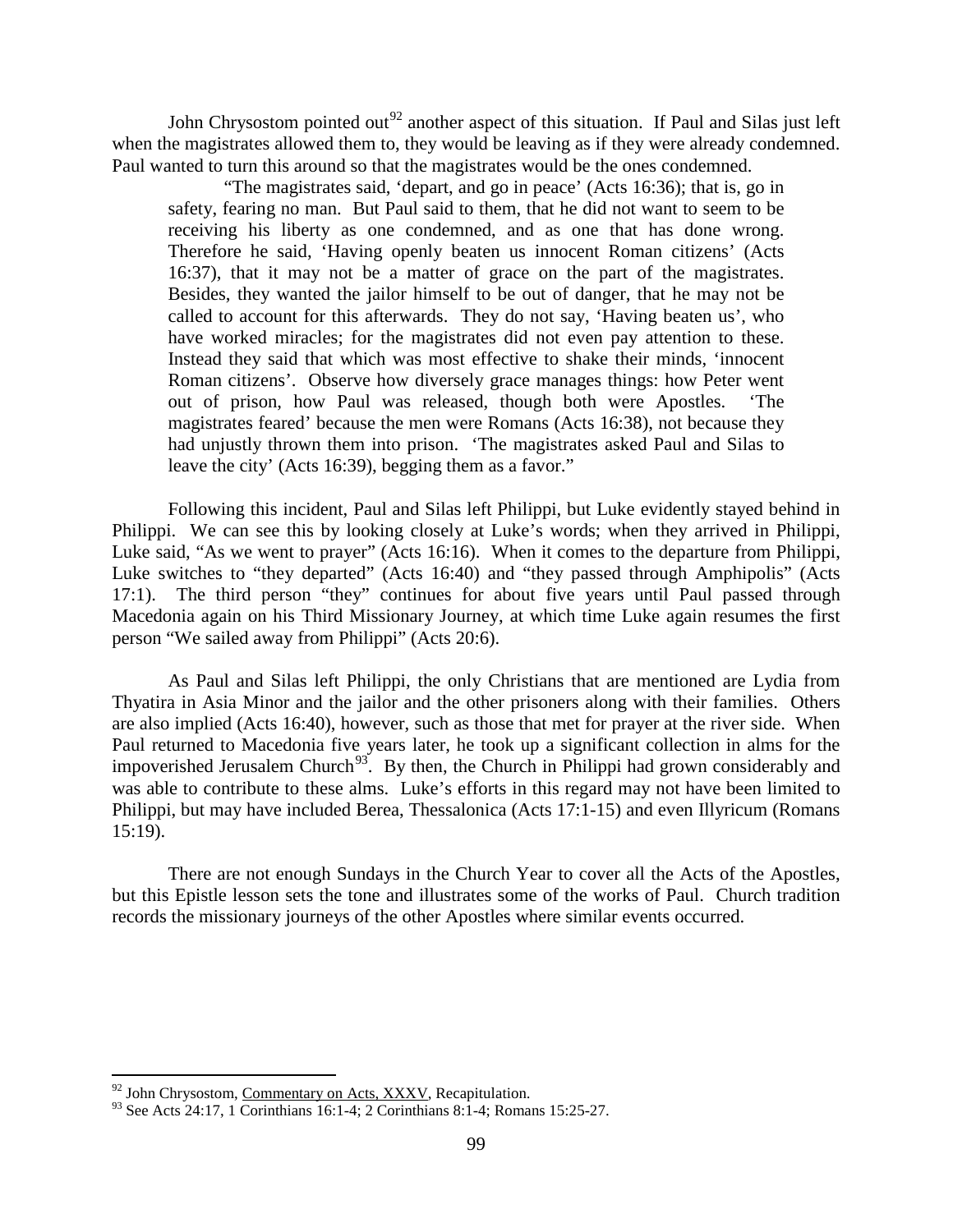John Chrysostom pointed out[92] another aspect of this situation. If Paul and Silas just left when the magistrates allowed them to, they would be leaving as if they were already condemned. Paul wanted to turn this around so that the magistrates would be the ones condemned.

> "The magistrates said, 'depart, and go in peace' (Acts 16:36); that is, go in safety, fearing no man. But Paul said to them, that he did not want to seem to be receiving his liberty as one condemned, and as one that has done wrong. Therefore he said, 'Having openly beaten us innocent Roman citizens' (Acts 16:37), that it may not be a matter of grace on the part of the magistrates. Besides, they wanted the jailor himself to be out of danger, that he may not be called to account for this afterwards. They do not say, 'Having beaten us', who have worked miracles; for the magistrates did not even pay attention to these. Instead they said that which was most effective to shake their minds, 'innocent Roman citizens'. Observe how diversely grace manages things: how Peter went out of prison, how Paul was released, though both were Apostles. 'The magistrates feared' because the men were Romans (Acts 16:38), not because they had unjustly thrown them into prison. 'The magistrates asked Paul and Silas to leave the city' (Acts 16:39), begging them as a favor."

Following this incident, Paul and Silas left Philippi, but Luke evidently stayed behind in Philippi. We can see this by looking closely at Luke's words; when they arrived in Philippi, Luke said, "As we went to prayer" (Acts 16:16). When it comes to the departure from Philippi, Luke switches to "they departed" (Acts 16:40) and "they passed through Amphipolis" (Acts 17:1). The third person "they" continues for about five years until Paul passed through Macedonia again on his Third Missionary Journey, at which time Luke again resumes the first person "We sailed away from Philippi" (Acts 20:6).

As Paul and Silas left Philippi, the only Christians that are mentioned are Lydia from Thyatira in Asia Minor and the jailor and the other prisoners along with their families. Others are also implied (Acts 16:40), however, such as those that met for prayer at the river side. When Paul returned to Macedonia five years later, he took up a significant collection in alms for the impoverished Jerusalem Church[93]. By then, the Church in Philippi had grown considerably and was able to contribute to these alms. Luke's efforts in this regard may not have been limited to Philippi, but may have included Berea, Thessalonica (Acts 17:1-15) and even Illyricum (Romans 15:19).

There are not enough Sundays in the Church Year to cover all the Acts of the Apostles, but this Epistle lesson sets the tone and illustrates some of the works of Paul. Church tradition records the missionary journeys of the other Apostles where similar events occurred.

---

[92] John Chrysostom, Commentary on Acts, XXXV, Recapitulation.

[93] See Acts 24:17, 1 Corinthians 16:1-4; 2 Corinthians 8:1-4; Romans 15:25-27.